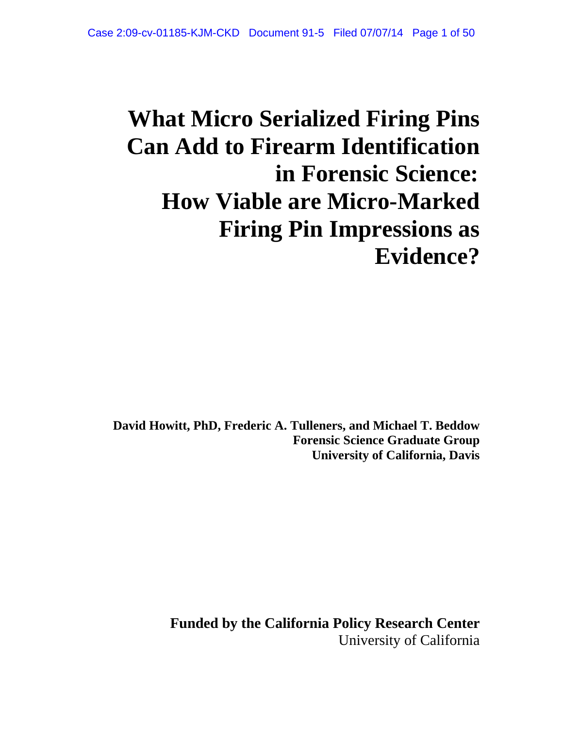# What Micro Serialized Firing Pins Can Add to Firearm Identification in Forensic Science: How Viable are Micro-Marked Firing Pin Impressions as Evidence?

**David Howitt, PhD, Frederic A. Tulleners, and Michael T. Beddow**
**Forensic Science Graduate Group**
**University of California, Davis**

**Funded by the California Policy Research Center**
University of California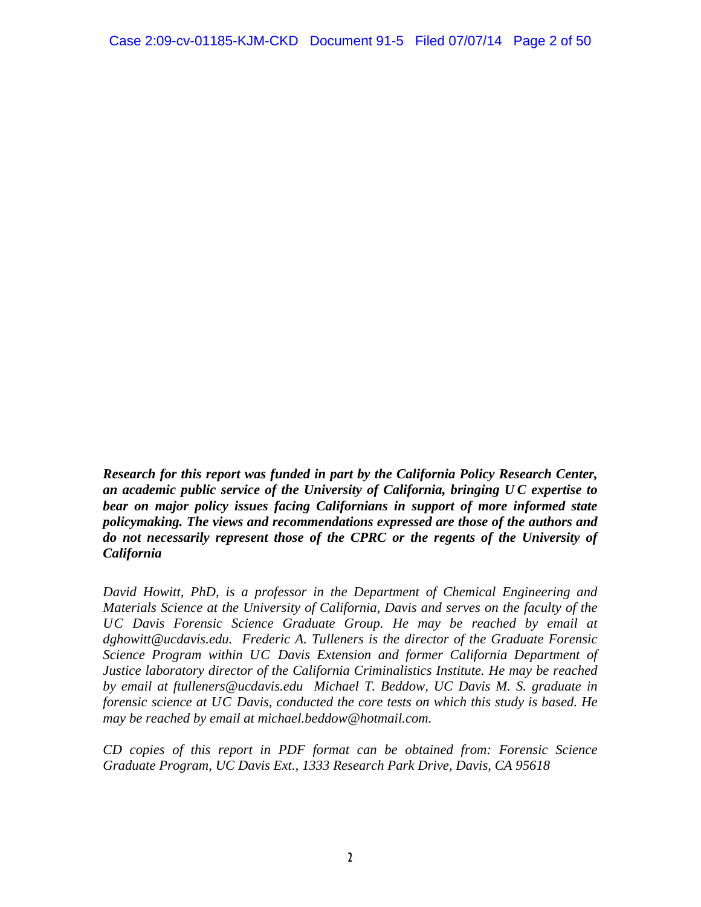***Research for this report was funded in part by the California Policy Research Center, an academic public service of the University of California, bringing UC expertise to bear on major policy issues facing Californians in support of more informed state policymaking. The views and recommendations expressed are those of the authors and do not necessarily represent those of the CPRC or the regents of the University of California***

*David Howitt, PhD, is a professor in the Department of Chemical Engineering and Materials Science at the University of California, Davis and serves on the faculty of the UC Davis Forensic Science Graduate Group. He may be reached by email at dghowitt@ucdavis.edu. Frederic A. Tulleners is the director of the Graduate Forensic Science Program within UC Davis Extension and former California Department of Justice laboratory director of the California Criminalistics Institute. He may be reached by email at ftulleners@ucdavis.edu Michael T. Beddow, UC Davis M. S. graduate in forensic science at UC Davis, conducted the core tests on which this study is based. He may be reached by email at michael.beddow@hotmail.com.*

*CD copies of this report in PDF format can be obtained from: Forensic Science Graduate Program, UC Davis Ext., 1333 Research Park Drive, Davis, CA 95618*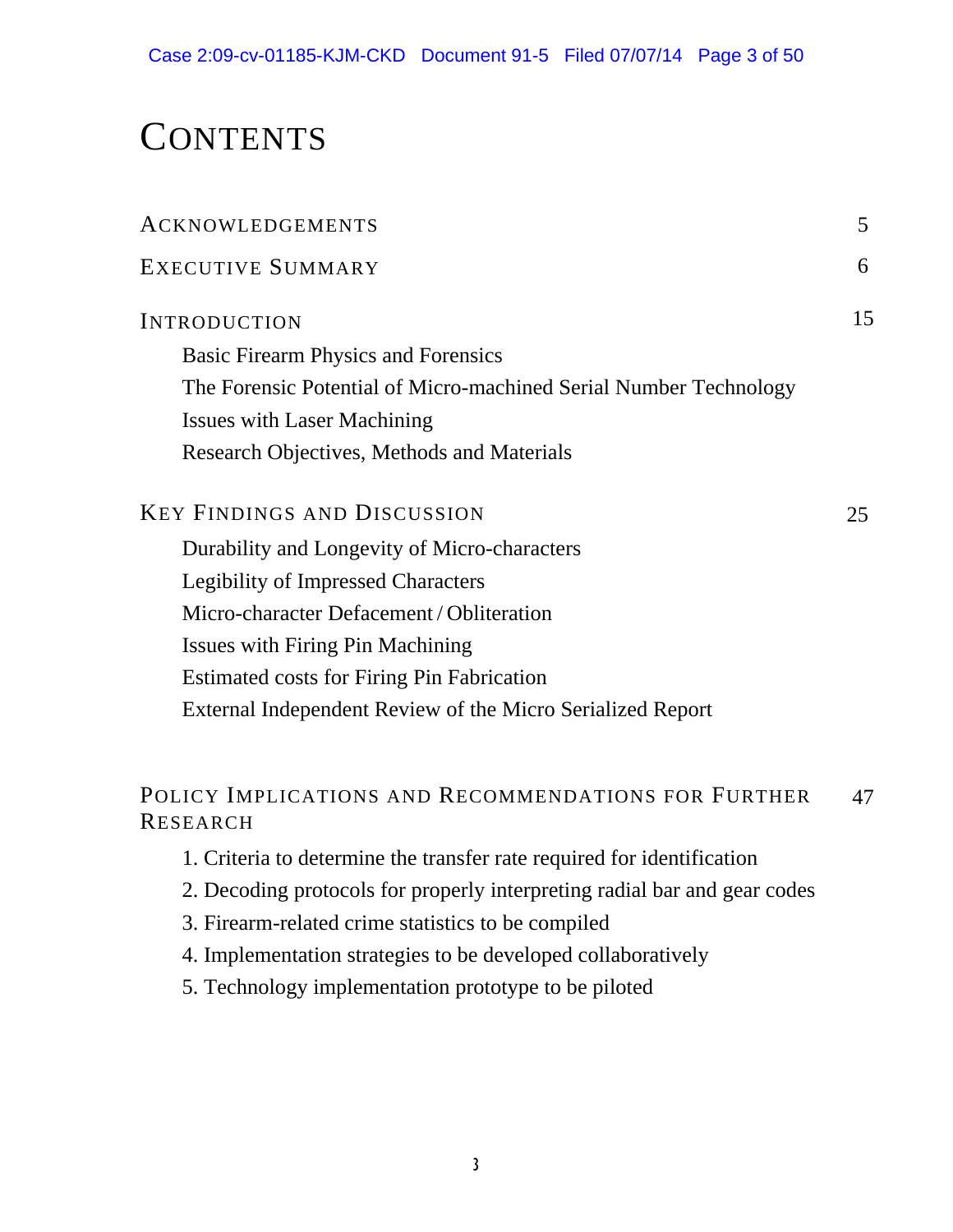# CONTENTS

| | |
|---|---|
| ACKNOWLEDGEMENTS | 5 |
| EXECUTIVE SUMMARY | 6 |
| INTRODUCTION | 15 |
| Basic Firearm Physics and Forensics | |
| The Forensic Potential of Micro-machined Serial Number Technology | |
| Issues with Laser Machining | |
| Research Objectives, Methods and Materials | |
| KEY FINDINGS AND DISCUSSION | 25 |
| Durability and Longevity of Micro-characters | |
| Legibility of Impressed Characters | |
| Micro-character Defacement / Obliteration | |
| Issues with Firing Pin Machining | |
| Estimated costs for Firing Pin Fabrication | |
| External Independent Review of the Micro Serialized Report | |
| POLICY IMPLICATIONS AND RECOMMENDATIONS FOR FURTHER RESEARCH | 47 |
| 1. Criteria to determine the transfer rate required for identification | |
| 2. Decoding protocols for properly interpreting radial bar and gear codes | |
| 3. Firearm-related crime statistics to be compiled | |
| 4. Implementation strategies to be developed collaboratively | |
| 5. Technology implementation prototype to be piloted | |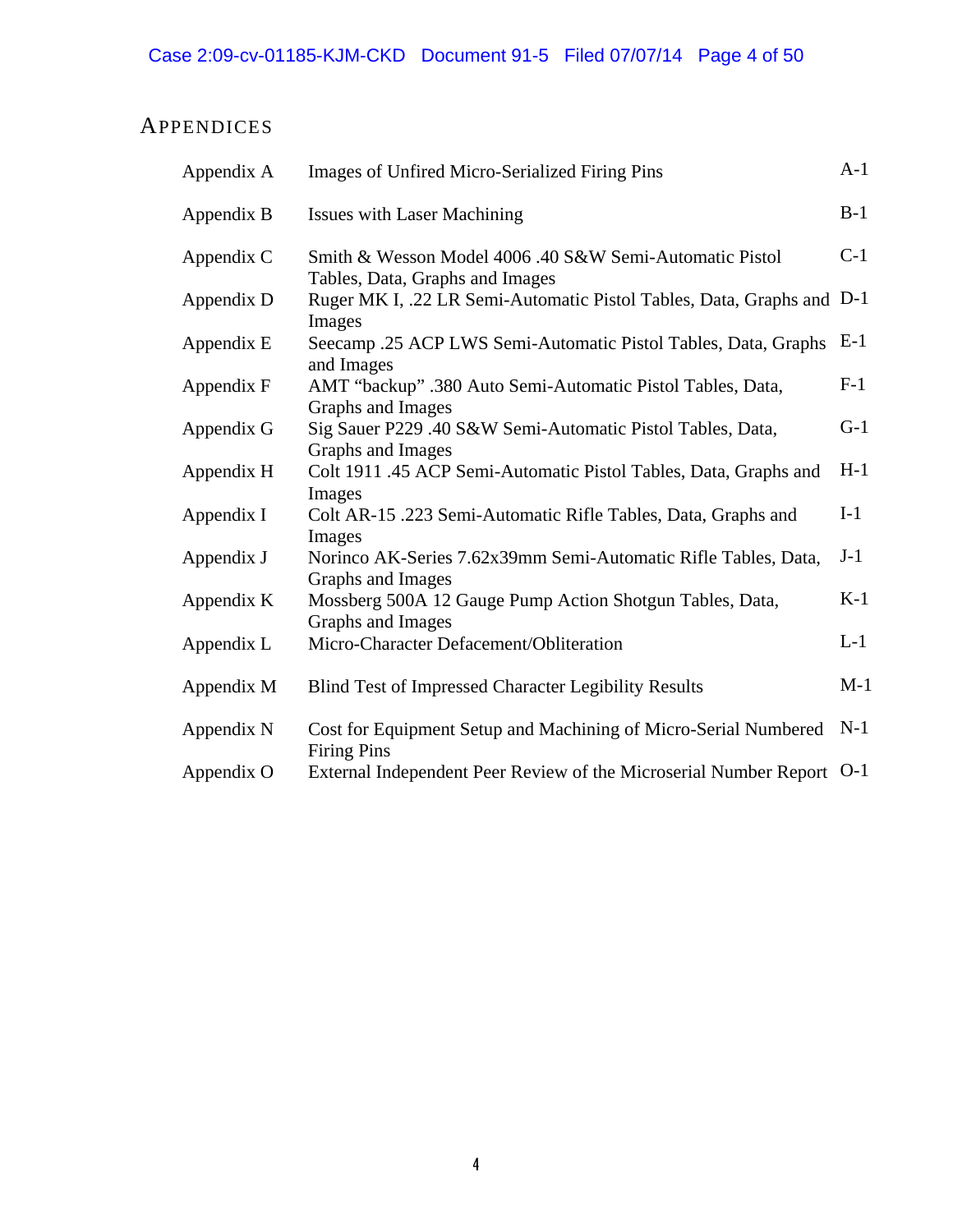# APPENDICES

| | | |
|---|---|---|
| Appendix A | Images of Unfired Micro-Serialized Firing Pins | A-1 |
| Appendix B | Issues with Laser Machining | B-1 |
| Appendix C | Smith & Wesson Model 4006 .40 S&W Semi-Automatic Pistol Tables, Data, Graphs and Images | C-1 |
| Appendix D | Ruger MK I, .22 LR Semi-Automatic Pistol Tables, Data, Graphs and Images | D-1 |
| Appendix E | Seecamp .25 ACP LWS Semi-Automatic Pistol Tables, Data, Graphs and Images | E-1 |
| Appendix F | AMT "backup" .380 Auto Semi-Automatic Pistol Tables, Data, Graphs and Images | F-1 |
| Appendix G | Sig Sauer P229 .40 S&W Semi-Automatic Pistol Tables, Data, Graphs and Images | G-1 |
| Appendix H | Colt 1911 .45 ACP Semi-Automatic Pistol Tables, Data, Graphs and Images | H-1 |
| Appendix I | Colt AR-15 .223 Semi-Automatic Rifle Tables, Data, Graphs and Images | I-1 |
| Appendix J | Norinco AK-Series 7.62x39mm Semi-Automatic Rifle Tables, Data, Graphs and Images | J-1 |
| Appendix K | Mossberg 500A 12 Gauge Pump Action Shotgun Tables, Data, Graphs and Images | K-1 |
| Appendix L | Micro-Character Defacement/Obliteration | L-1 |
| Appendix M | Blind Test of Impressed Character Legibility Results | M-1 |
| Appendix N | Cost for Equipment Setup and Machining of Micro-Serial Numbered Firing Pins | N-1 |
| Appendix O | External Independent Peer Review of the Microserial Number Report | O-1 |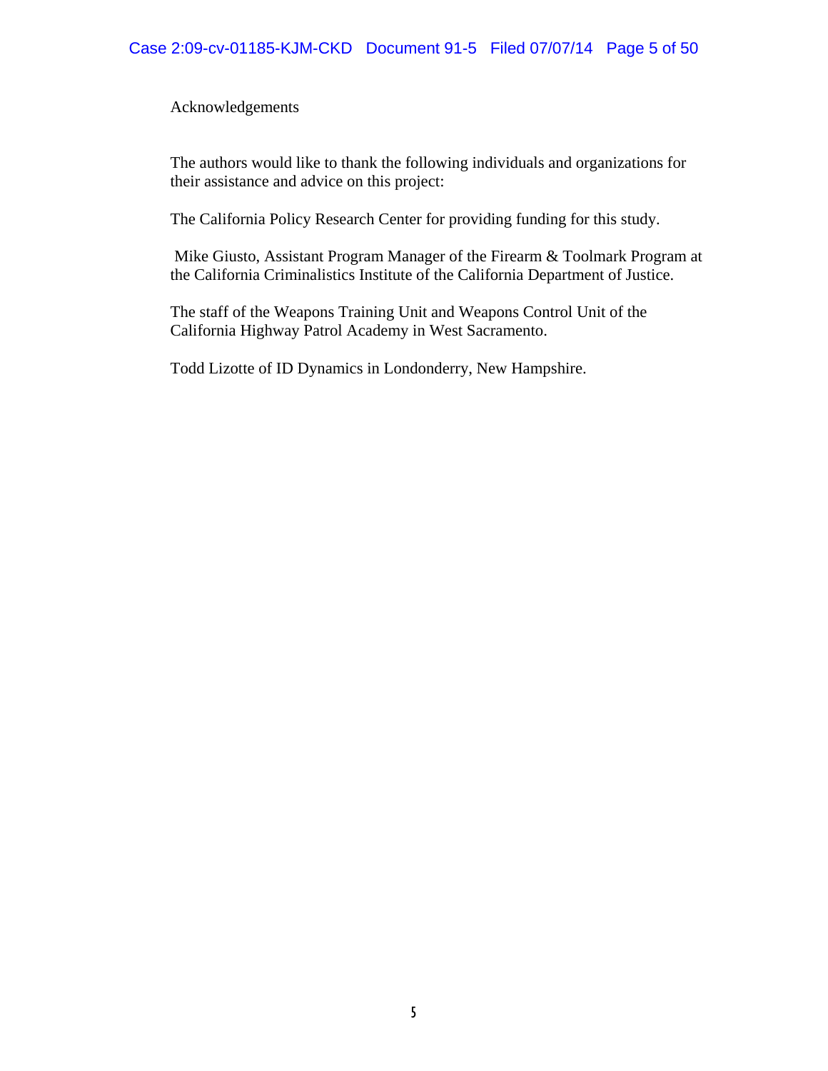# Acknowledgements

The authors would like to thank the following individuals and organizations for their assistance and advice on this project:

The California Policy Research Center for providing funding for this study.

Mike Giusto, Assistant Program Manager of the Firearm & Toolmark Program at the California Criminalistics Institute of the California Department of Justice.

The staff of the Weapons Training Unit and Weapons Control Unit of the California Highway Patrol Academy in West Sacramento.

Todd Lizotte of ID Dynamics in Londonderry, New Hampshire.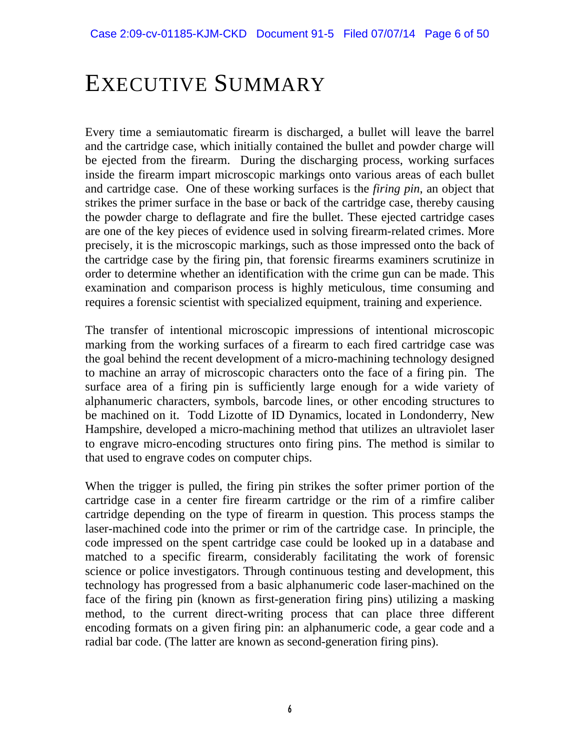# EXECUTIVE SUMMARY

Every time a semiautomatic firearm is discharged, a bullet will leave the barrel and the cartridge case, which initially contained the bullet and powder charge will be ejected from the firearm. During the discharging process, working surfaces inside the firearm impart microscopic markings onto various areas of each bullet and cartridge case. One of these working surfaces is the *firing pin*, an object that strikes the primer surface in the base or back of the cartridge case, thereby causing the powder charge to deflagrate and fire the bullet. These ejected cartridge cases are one of the key pieces of evidence used in solving firearm-related crimes. More precisely, it is the microscopic markings, such as those impressed onto the back of the cartridge case by the firing pin, that forensic firearms examiners scrutinize in order to determine whether an identification with the crime gun can be made. This examination and comparison process is highly meticulous, time consuming and requires a forensic scientist with specialized equipment, training and experience.

The transfer of intentional microscopic impressions of intentional microscopic marking from the working surfaces of a firearm to each fired cartridge case was the goal behind the recent development of a micro-machining technology designed to machine an array of microscopic characters onto the face of a firing pin. The surface area of a firing pin is sufficiently large enough for a wide variety of alphanumeric characters, symbols, barcode lines, or other encoding structures to be machined on it. Todd Lizotte of ID Dynamics, located in Londonderry, New Hampshire, developed a micro-machining method that utilizes an ultraviolet laser to engrave micro-encoding structures onto firing pins. The method is similar to that used to engrave codes on computer chips.

When the trigger is pulled, the firing pin strikes the softer primer portion of the cartridge case in a center fire firearm cartridge or the rim of a rimfire caliber cartridge depending on the type of firearm in question. This process stamps the laser-machined code into the primer or rim of the cartridge case. In principle, the code impressed on the spent cartridge case could be looked up in a database and matched to a specific firearm, considerably facilitating the work of forensic science or police investigators. Through continuous testing and development, this technology has progressed from a basic alphanumeric code laser-machined on the face of the firing pin (known as first-generation firing pins) utilizing a masking method, to the current direct-writing process that can place three different encoding formats on a given firing pin: an alphanumeric code, a gear code and a radial bar code. (The latter are known as second-generation firing pins).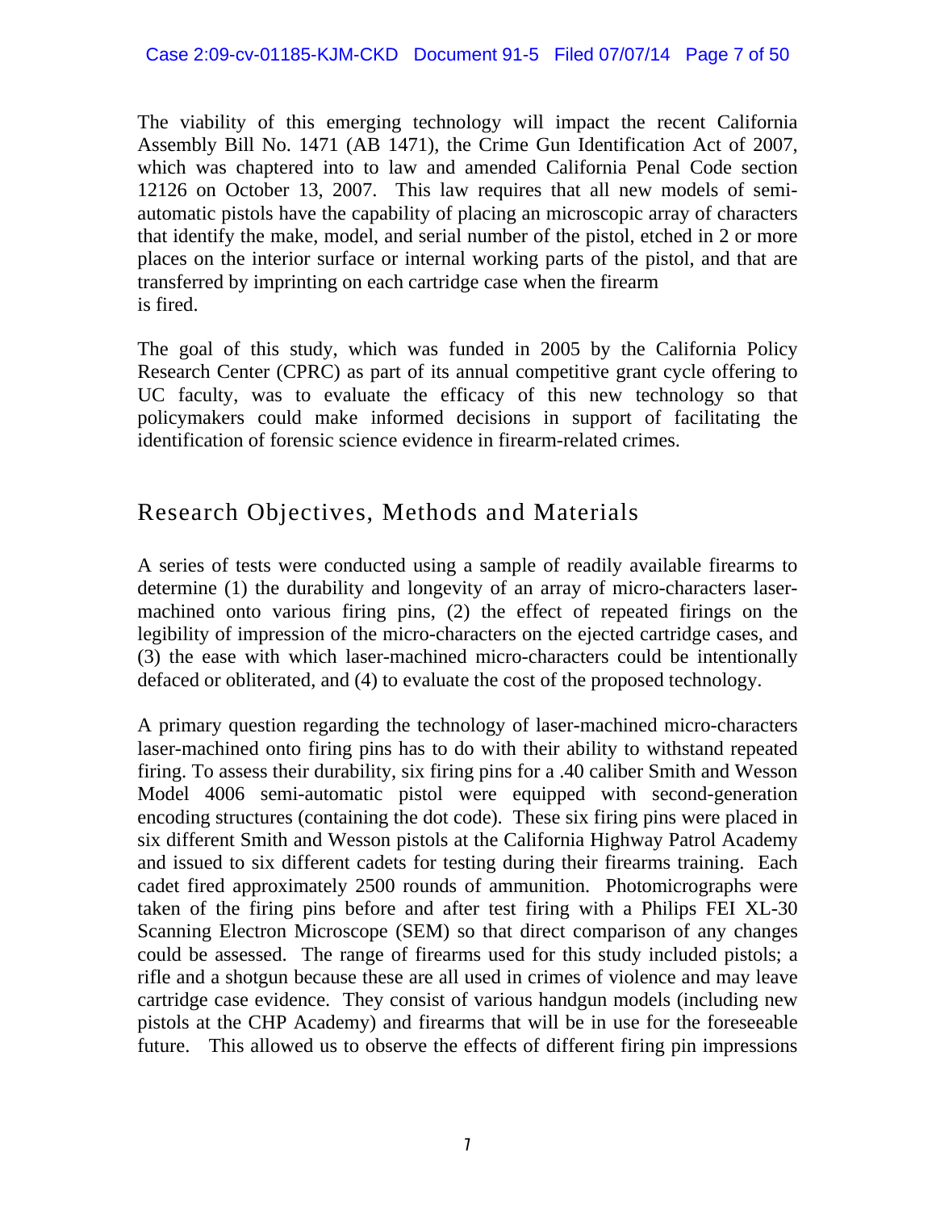The viability of this emerging technology will impact the recent California Assembly Bill No. 1471 (AB 1471), the Crime Gun Identification Act of 2007, which was chaptered into to law and amended California Penal Code section 12126 on October 13, 2007. This law requires that all new models of semi-automatic pistols have the capability of placing an microscopic array of characters that identify the make, model, and serial number of the pistol, etched in 2 or more places on the interior surface or internal working parts of the pistol, and that are transferred by imprinting on each cartridge case when the firearm is fired.

The goal of this study, which was funded in 2005 by the California Policy Research Center (CPRC) as part of its annual competitive grant cycle offering to UC faculty, was to evaluate the efficacy of this new technology so that policymakers could make informed decisions in support of facilitating the identification of forensic science evidence in firearm-related crimes.

## Research Objectives, Methods and Materials

A series of tests were conducted using a sample of readily available firearms to determine (1) the durability and longevity of an array of micro-characters laser-machined onto various firing pins, (2) the effect of repeated firings on the legibility of impression of the micro-characters on the ejected cartridge cases, and (3) the ease with which laser-machined micro-characters could be intentionally defaced or obliterated, and (4) to evaluate the cost of the proposed technology.

A primary question regarding the technology of laser-machined micro-characters laser-machined onto firing pins has to do with their ability to withstand repeated firing. To assess their durability, six firing pins for a .40 caliber Smith and Wesson Model 4006 semi-automatic pistol were equipped with second-generation encoding structures (containing the dot code). These six firing pins were placed in six different Smith and Wesson pistols at the California Highway Patrol Academy and issued to six different cadets for testing during their firearms training. Each cadet fired approximately 2500 rounds of ammunition. Photomicrographs were taken of the firing pins before and after test firing with a Philips FEI XL-30 Scanning Electron Microscope (SEM) so that direct comparison of any changes could be assessed. The range of firearms used for this study included pistols; a rifle and a shotgun because these are all used in crimes of violence and may leave cartridge case evidence. They consist of various handgun models (including new pistols at the CHP Academy) and firearms that will be in use for the foreseeable future. This allowed us to observe the effects of different firing pin impressions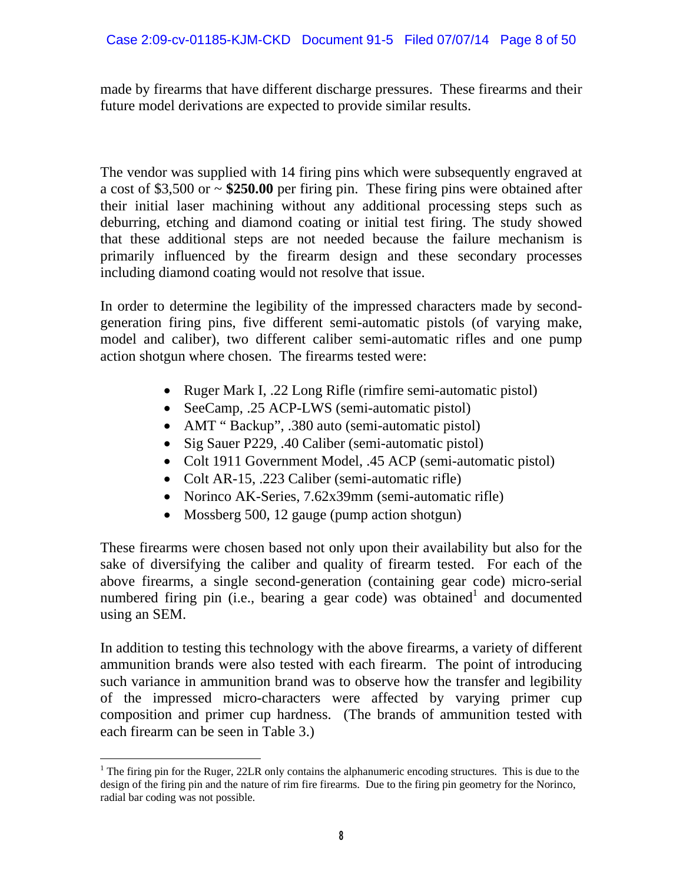made by firearms that have different discharge pressures. These firearms and their future model derivations are expected to provide similar results.

The vendor was supplied with 14 firing pins which were subsequently engraved at a cost of $3,500 or ~ **$250.00** per firing pin. These firing pins were obtained after their initial laser machining without any additional processing steps such as deburring, etching and diamond coating or initial test firing. The study showed that these additional steps are not needed because the failure mechanism is primarily influenced by the firearm design and these secondary processes including diamond coating would not resolve that issue.

In order to determine the legibility of the impressed characters made by second-generation firing pins, five different semi-automatic pistols (of varying make, model and caliber), two different caliber semi-automatic rifles and one pump action shotgun where chosen. The firearms tested were:

- Ruger Mark I, .22 Long Rifle (rimfire semi-automatic pistol)
- SeeCamp, .25 ACP-LWS (semi-automatic pistol)
- AMT " Backup", .380 auto (semi-automatic pistol)
- Sig Sauer P229, .40 Caliber (semi-automatic pistol)
- Colt 1911 Government Model, .45 ACP (semi-automatic pistol)
- Colt AR-15, .223 Caliber (semi-automatic rifle)
- Norinco AK-Series, 7.62x39mm (semi-automatic rifle)
- Mossberg 500, 12 gauge (pump action shotgun)

These firearms were chosen based not only upon their availability but also for the sake of diversifying the caliber and quality of firearm tested. For each of the above firearms, a single second-generation (containing gear code) micro-serial numbered firing pin (i.e., bearing a gear code) was obtained[1] and documented using an SEM.

In addition to testing this technology with the above firearms, a variety of different ammunition brands were also tested with each firearm. The point of introducing such variance in ammunition brand was to observe how the transfer and legibility of the impressed micro-characters were affected by varying primer cup composition and primer cup hardness. (The brands of ammunition tested with each firearm can be seen in Table 3.)

[1] The firing pin for the Ruger, 22LR only contains the alphanumeric encoding structures. This is due to the design of the firing pin and the nature of rim fire firearms. Due to the firing pin geometry for the Norinco, radial bar coding was not possible.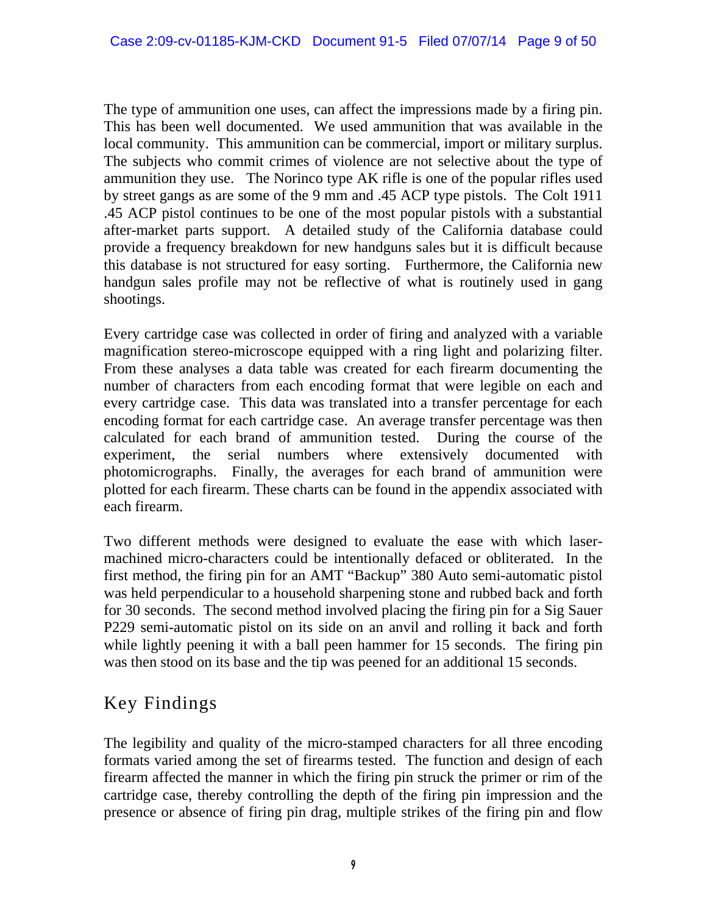The type of ammunition one uses, can affect the impressions made by a firing pin. This has been well documented. We used ammunition that was available in the local community. This ammunition can be commercial, import or military surplus. The subjects who commit crimes of violence are not selective about the type of ammunition they use. The Norinco type AK rifle is one of the popular rifles used by street gangs as are some of the 9 mm and .45 ACP type pistols. The Colt 1911 .45 ACP pistol continues to be one of the most popular pistols with a substantial after-market parts support. A detailed study of the California database could provide a frequency breakdown for new handguns sales but it is difficult because this database is not structured for easy sorting. Furthermore, the California new handgun sales profile may not be reflective of what is routinely used in gang shootings.

Every cartridge case was collected in order of firing and analyzed with a variable magnification stereo-microscope equipped with a ring light and polarizing filter. From these analyses a data table was created for each firearm documenting the number of characters from each encoding format that were legible on each and every cartridge case. This data was translated into a transfer percentage for each encoding format for each cartridge case. An average transfer percentage was then calculated for each brand of ammunition tested. During the course of the experiment, the serial numbers where extensively documented with photomicrographs. Finally, the averages for each brand of ammunition were plotted for each firearm. These charts can be found in the appendix associated with each firearm.

Two different methods were designed to evaluate the ease with which laser-machined micro-characters could be intentionally defaced or obliterated. In the first method, the firing pin for an AMT "Backup" 380 Auto semi-automatic pistol was held perpendicular to a household sharpening stone and rubbed back and forth for 30 seconds. The second method involved placing the firing pin for a Sig Sauer P229 semi-automatic pistol on its side on an anvil and rolling it back and forth while lightly peening it with a ball peen hammer for 15 seconds. The firing pin was then stood on its base and the tip was peened for an additional 15 seconds.

## Key Findings

The legibility and quality of the micro-stamped characters for all three encoding formats varied among the set of firearms tested. The function and design of each firearm affected the manner in which the firing pin struck the primer or rim of the cartridge case, thereby controlling the depth of the firing pin impression and the presence or absence of firing pin drag, multiple strikes of the firing pin and flow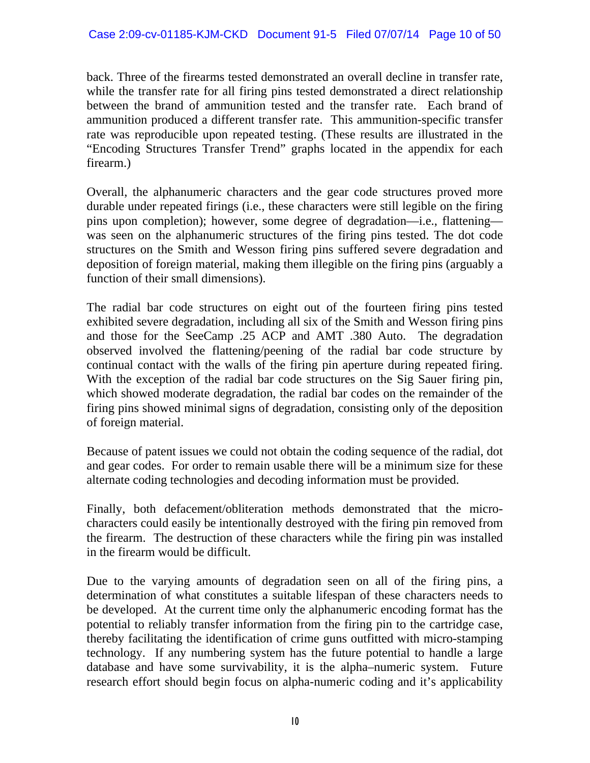back. Three of the firearms tested demonstrated an overall decline in transfer rate, while the transfer rate for all firing pins tested demonstrated a direct relationship between the brand of ammunition tested and the transfer rate. Each brand of ammunition produced a different transfer rate. This ammunition-specific transfer rate was reproducible upon repeated testing. (These results are illustrated in the "Encoding Structures Transfer Trend" graphs located in the appendix for each firearm.)

Overall, the alphanumeric characters and the gear code structures proved more durable under repeated firings (i.e., these characters were still legible on the firing pins upon completion); however, some degree of degradation—i.e., flattening—was seen on the alphanumeric structures of the firing pins tested. The dot code structures on the Smith and Wesson firing pins suffered severe degradation and deposition of foreign material, making them illegible on the firing pins (arguably a function of their small dimensions).

The radial bar code structures on eight out of the fourteen firing pins tested exhibited severe degradation, including all six of the Smith and Wesson firing pins and those for the SeeCamp .25 ACP and AMT .380 Auto. The degradation observed involved the flattening/peening of the radial bar code structure by continual contact with the walls of the firing pin aperture during repeated firing. With the exception of the radial bar code structures on the Sig Sauer firing pin, which showed moderate degradation, the radial bar codes on the remainder of the firing pins showed minimal signs of degradation, consisting only of the deposition of foreign material.

Because of patent issues we could not obtain the coding sequence of the radial, dot and gear codes. For order to remain usable there will be a minimum size for these alternate coding technologies and decoding information must be provided.

Finally, both defacement/obliteration methods demonstrated that the micro-characters could easily be intentionally destroyed with the firing pin removed from the firearm. The destruction of these characters while the firing pin was installed in the firearm would be difficult.

Due to the varying amounts of degradation seen on all of the firing pins, a determination of what constitutes a suitable lifespan of these characters needs to be developed. At the current time only the alphanumeric encoding format has the potential to reliably transfer information from the firing pin to the cartridge case, thereby facilitating the identification of crime guns outfitted with micro-stamping technology. If any numbering system has the future potential to handle a large database and have some survivability, it is the alpha–numeric system. Future research effort should begin focus on alpha-numeric coding and it's applicability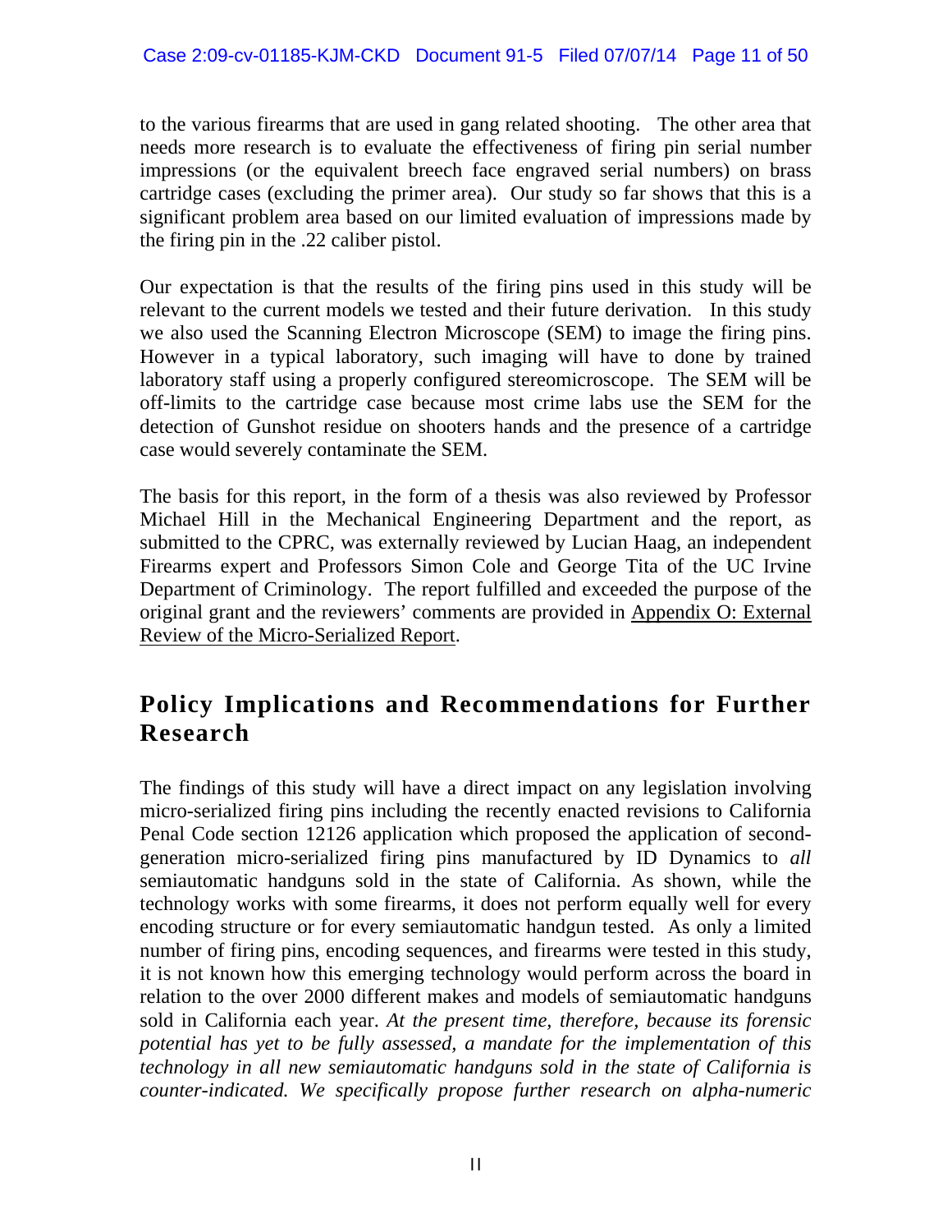to the various firearms that are used in gang related shooting. The other area that needs more research is to evaluate the effectiveness of firing pin serial number impressions (or the equivalent breech face engraved serial numbers) on brass cartridge cases (excluding the primer area). Our study so far shows that this is a significant problem area based on our limited evaluation of impressions made by the firing pin in the .22 caliber pistol.

Our expectation is that the results of the firing pins used in this study will be relevant to the current models we tested and their future derivation. In this study we also used the Scanning Electron Microscope (SEM) to image the firing pins. However in a typical laboratory, such imaging will have to done by trained laboratory staff using a properly configured stereomicroscope. The SEM will be off-limits to the cartridge case because most crime labs use the SEM for the detection of Gunshot residue on shooters hands and the presence of a cartridge case would severely contaminate the SEM.

The basis for this report, in the form of a thesis was also reviewed by Professor Michael Hill in the Mechanical Engineering Department and the report, as submitted to the CPRC, was externally reviewed by Lucian Haag, an independent Firearms expert and Professors Simon Cole and George Tita of the UC Irvine Department of Criminology. The report fulfilled and exceeded the purpose of the original grant and the reviewers' comments are provided in Appendix O: External Review of the Micro-Serialized Report.

## Policy Implications and Recommendations for Further Research

The findings of this study will have a direct impact on any legislation involving micro-serialized firing pins including the recently enacted revisions to California Penal Code section 12126 application which proposed the application of second-generation micro-serialized firing pins manufactured by ID Dynamics to *all* semiautomatic handguns sold in the state of California. As shown, while the technology works with some firearms, it does not perform equally well for every encoding structure or for every semiautomatic handgun tested. As only a limited number of firing pins, encoding sequences, and firearms were tested in this study, it is not known how this emerging technology would perform across the board in relation to the over 2000 different makes and models of semiautomatic handguns sold in California each year. *At the present time, therefore, because its forensic potential has yet to be fully assessed, a mandate for the implementation of this technology in all new semiautomatic handguns sold in the state of California is counter-indicated. We specifically propose further research on alpha-numeric*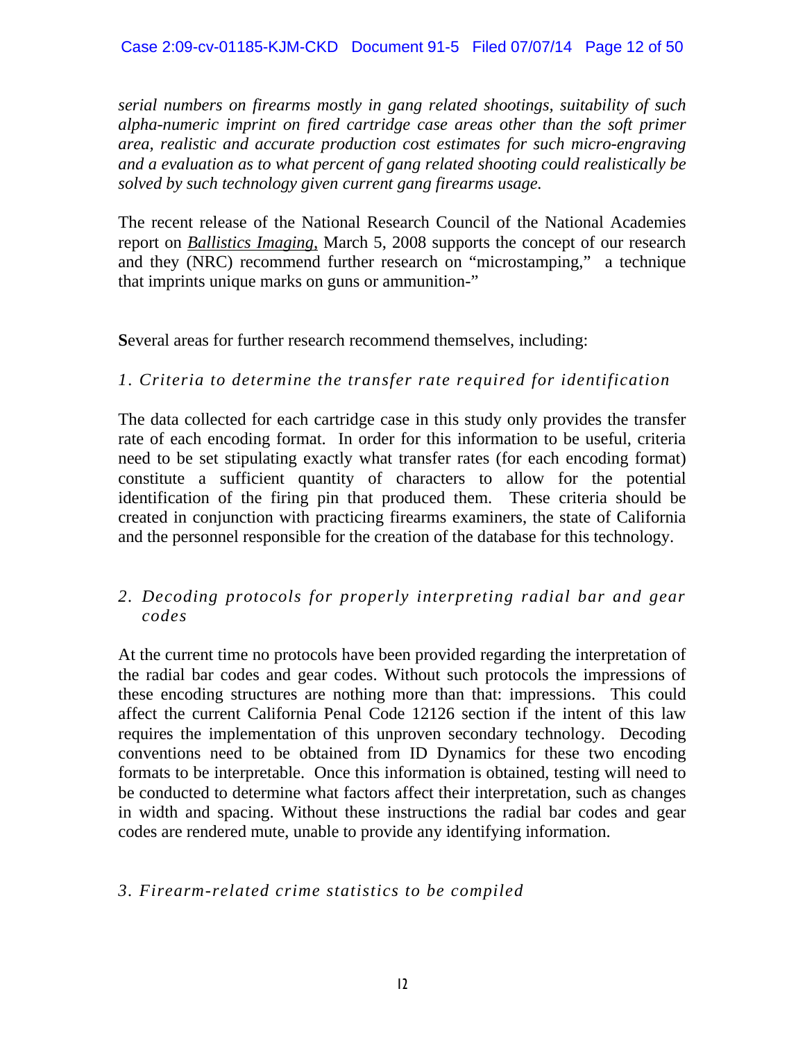*serial numbers on firearms mostly in gang related shootings, suitability of such alpha-numeric imprint on fired cartridge case areas other than the soft primer area, realistic and accurate production cost estimates for such micro-engraving and a evaluation as to what percent of gang related shooting could realistically be solved by such technology given current gang firearms usage.*

The recent release of the National Research Council of the National Academies report on ***Ballistics Imaging***, March 5, 2008 supports the concept of our research and they (NRC) recommend further research on "microstamping," a technique that imprints unique marks on guns or ammunition-"

**S**everal areas for further research recommend themselves, including:

*1. Criteria to determine the transfer rate required for identification*

The data collected for each cartridge case in this study only provides the transfer rate of each encoding format. In order for this information to be useful, criteria need to be set stipulating exactly what transfer rates (for each encoding format) constitute a sufficient quantity of characters to allow for the potential identification of the firing pin that produced them. These criteria should be created in conjunction with practicing firearms examiners, the state of California and the personnel responsible for the creation of the database for this technology.

*2. Decoding protocols for properly interpreting radial bar and gear codes*

At the current time no protocols have been provided regarding the interpretation of the radial bar codes and gear codes. Without such protocols the impressions of these encoding structures are nothing more than that: impressions. This could affect the current California Penal Code 12126 section if the intent of this law requires the implementation of this unproven secondary technology. Decoding conventions need to be obtained from ID Dynamics for these two encoding formats to be interpretable. Once this information is obtained, testing will need to be conducted to determine what factors affect their interpretation, such as changes in width and spacing. Without these instructions the radial bar codes and gear codes are rendered mute, unable to provide any identifying information.

*3. Firearm-related crime statistics to be compiled*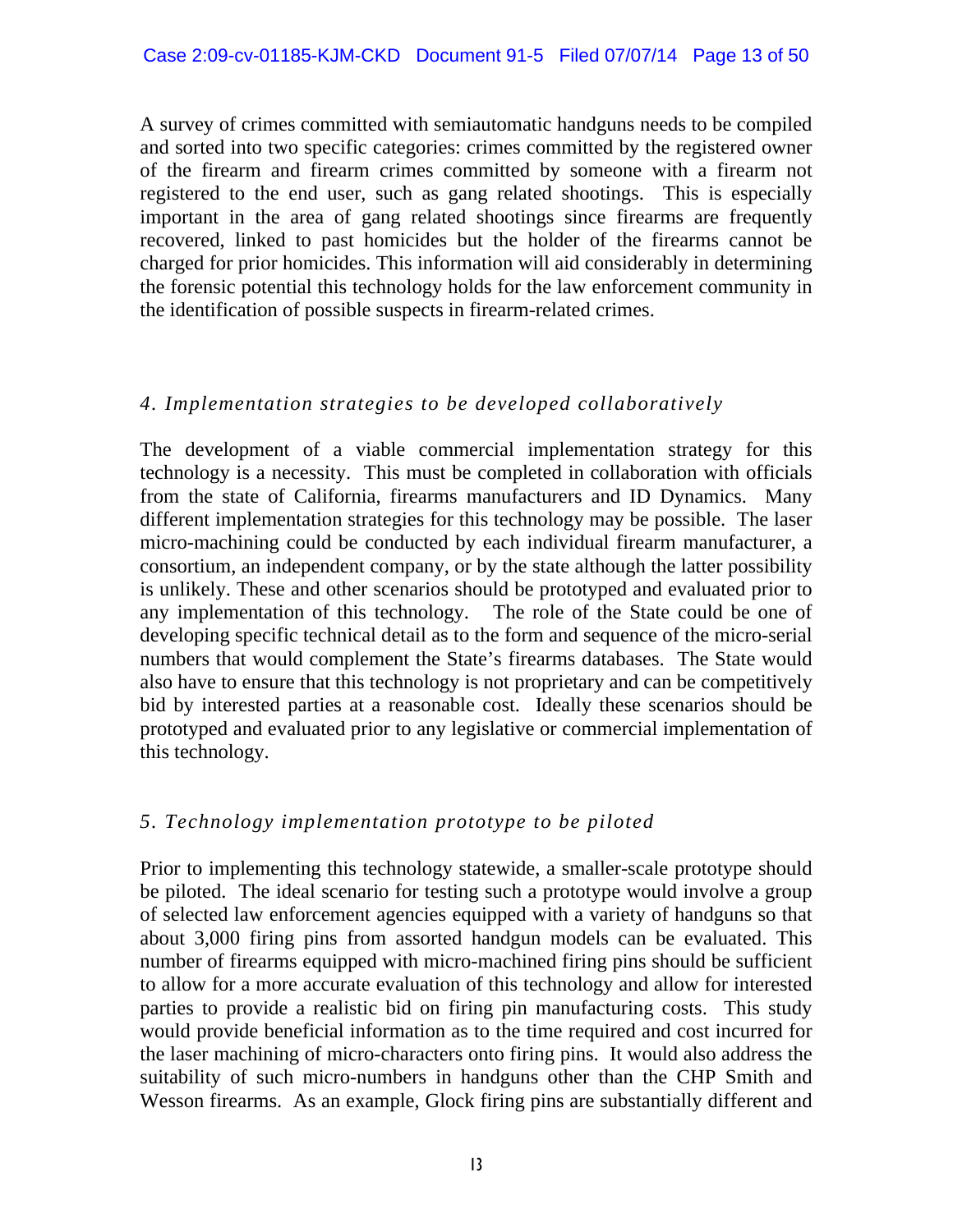A survey of crimes committed with semiautomatic handguns needs to be compiled and sorted into two specific categories: crimes committed by the registered owner of the firearm and firearm crimes committed by someone with a firearm not registered to the end user, such as gang related shootings. This is especially important in the area of gang related shootings since firearms are frequently recovered, linked to past homicides but the holder of the firearms cannot be charged for prior homicides. This information will aid considerably in determining the forensic potential this technology holds for the law enforcement community in the identification of possible suspects in firearm-related crimes.

### *4. Implementation strategies to be developed collaboratively*

The development of a viable commercial implementation strategy for this technology is a necessity. This must be completed in collaboration with officials from the state of California, firearms manufacturers and ID Dynamics. Many different implementation strategies for this technology may be possible. The laser micro-machining could be conducted by each individual firearm manufacturer, a consortium, an independent company, or by the state although the latter possibility is unlikely. These and other scenarios should be prototyped and evaluated prior to any implementation of this technology. The role of the State could be one of developing specific technical detail as to the form and sequence of the micro-serial numbers that would complement the State's firearms databases. The State would also have to ensure that this technology is not proprietary and can be competitively bid by interested parties at a reasonable cost. Ideally these scenarios should be prototyped and evaluated prior to any legislative or commercial implementation of this technology.

### *5. Technology implementation prototype to be piloted*

Prior to implementing this technology statewide, a smaller-scale prototype should be piloted. The ideal scenario for testing such a prototype would involve a group of selected law enforcement agencies equipped with a variety of handguns so that about 3,000 firing pins from assorted handgun models can be evaluated. This number of firearms equipped with micro-machined firing pins should be sufficient to allow for a more accurate evaluation of this technology and allow for interested parties to provide a realistic bid on firing pin manufacturing costs. This study would provide beneficial information as to the time required and cost incurred for the laser machining of micro-characters onto firing pins. It would also address the suitability of such micro-numbers in handguns other than the CHP Smith and Wesson firearms. As an example, Glock firing pins are substantially different and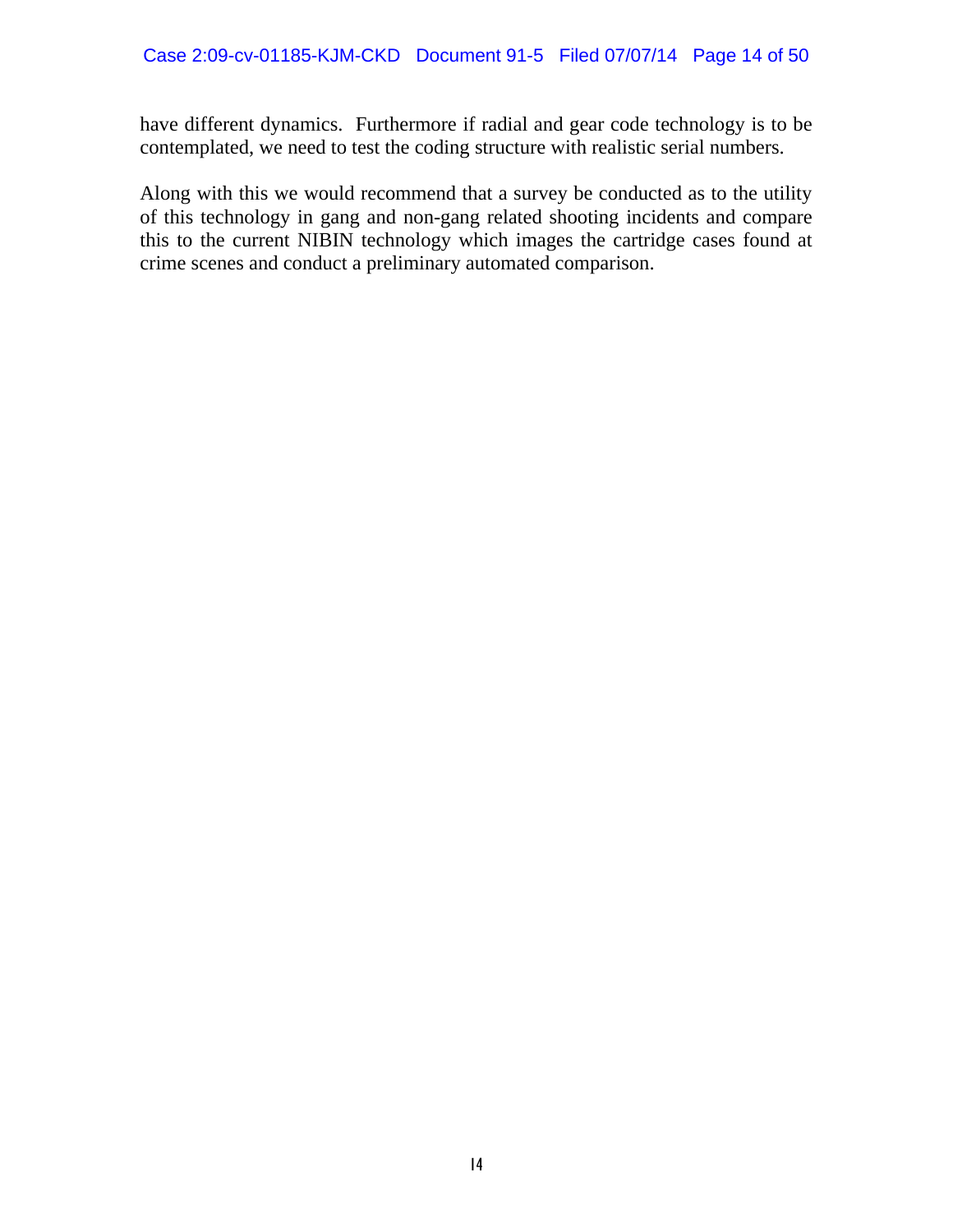have different dynamics. Furthermore if radial and gear code technology is to be contemplated, we need to test the coding structure with realistic serial numbers.

Along with this we would recommend that a survey be conducted as to the utility of this technology in gang and non-gang related shooting incidents and compare this to the current NIBIN technology which images the cartridge cases found at crime scenes and conduct a preliminary automated comparison.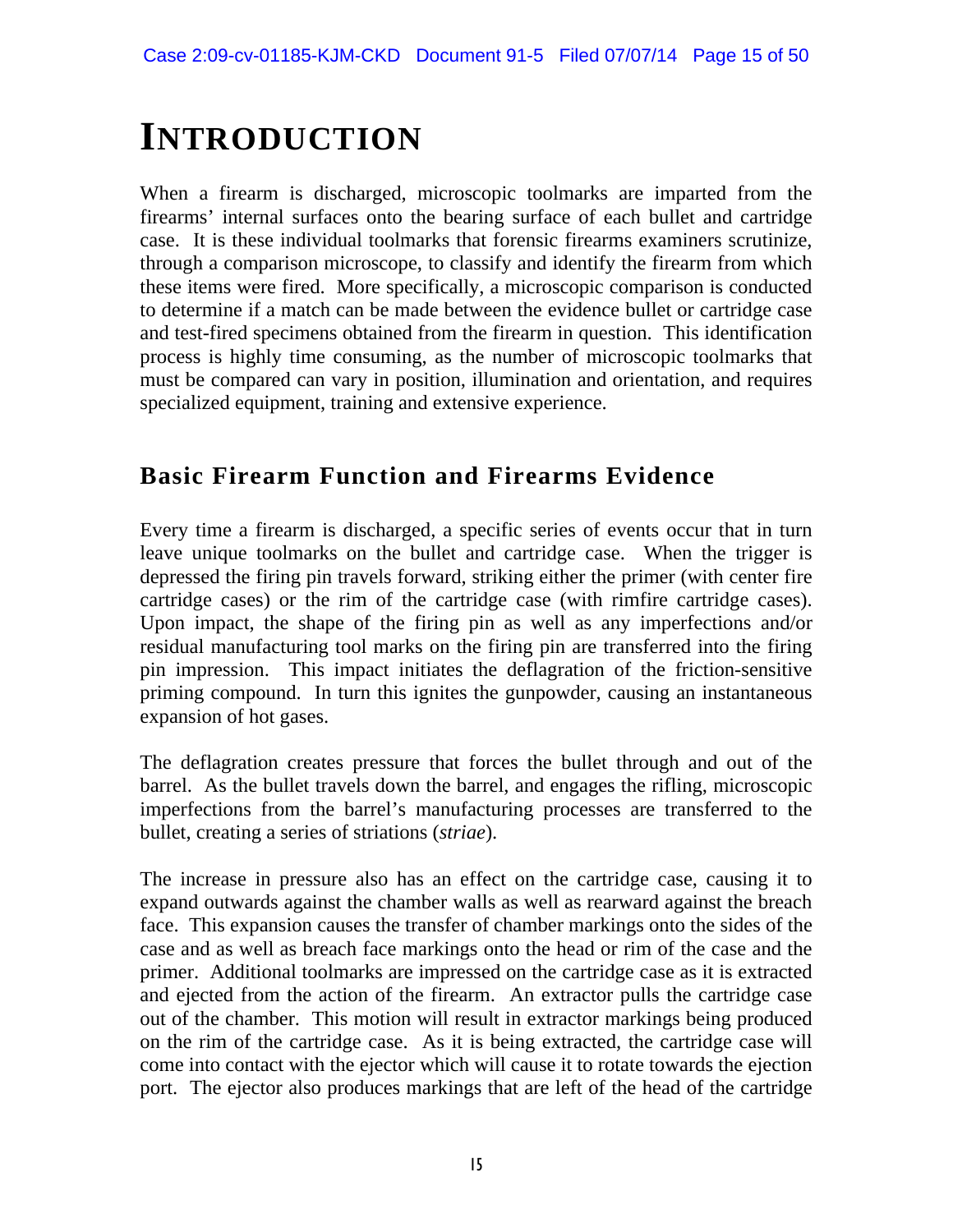# INTRODUCTION

When a firearm is discharged, microscopic toolmarks are imparted from the firearms' internal surfaces onto the bearing surface of each bullet and cartridge case. It is these individual toolmarks that forensic firearms examiners scrutinize, through a comparison microscope, to classify and identify the firearm from which these items were fired. More specifically, a microscopic comparison is conducted to determine if a match can be made between the evidence bullet or cartridge case and test-fired specimens obtained from the firearm in question. This identification process is highly time consuming, as the number of microscopic toolmarks that must be compared can vary in position, illumination and orientation, and requires specialized equipment, training and extensive experience.

## Basic Firearm Function and Firearms Evidence

Every time a firearm is discharged, a specific series of events occur that in turn leave unique toolmarks on the bullet and cartridge case. When the trigger is depressed the firing pin travels forward, striking either the primer (with center fire cartridge cases) or the rim of the cartridge case (with rimfire cartridge cases). Upon impact, the shape of the firing pin as well as any imperfections and/or residual manufacturing tool marks on the firing pin are transferred into the firing pin impression. This impact initiates the deflagration of the friction-sensitive priming compound. In turn this ignites the gunpowder, causing an instantaneous expansion of hot gases.

The deflagration creates pressure that forces the bullet through and out of the barrel. As the bullet travels down the barrel, and engages the rifling, microscopic imperfections from the barrel's manufacturing processes are transferred to the bullet, creating a series of striations (*striae*).

The increase in pressure also has an effect on the cartridge case, causing it to expand outwards against the chamber walls as well as rearward against the breach face. This expansion causes the transfer of chamber markings onto the sides of the case and as well as breach face markings onto the head or rim of the case and the primer. Additional toolmarks are impressed on the cartridge case as it is extracted and ejected from the action of the firearm. An extractor pulls the cartridge case out of the chamber. This motion will result in extractor markings being produced on the rim of the cartridge case. As it is being extracted, the cartridge case will come into contact with the ejector which will cause it to rotate towards the ejection port. The ejector also produces markings that are left of the head of the cartridge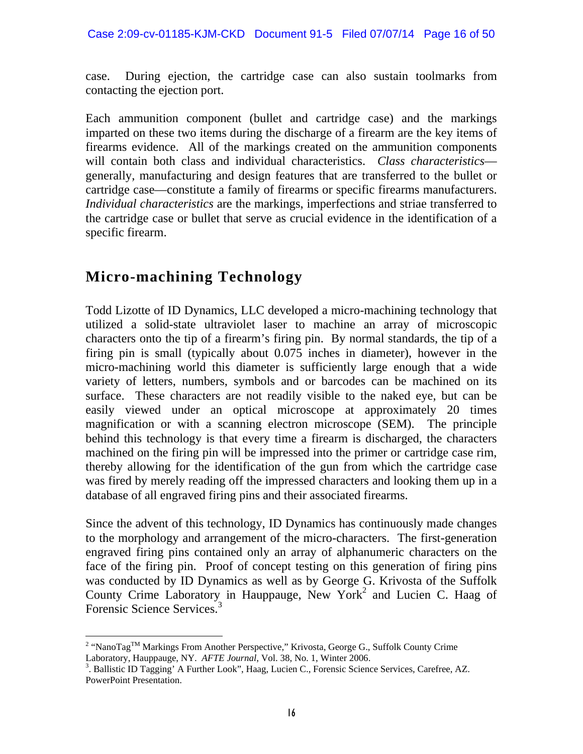case. During ejection, the cartridge case can also sustain toolmarks from contacting the ejection port.

Each ammunition component (bullet and cartridge case) and the markings imparted on these two items during the discharge of a firearm are the key items of firearms evidence. All of the markings created on the ammunition components will contain both class and individual characteristics. *Class characteristics*—generally, manufacturing and design features that are transferred to the bullet or cartridge case—constitute a family of firearms or specific firearms manufacturers. *Individual characteristics* are the markings, imperfections and striae transferred to the cartridge case or bullet that serve as crucial evidence in the identification of a specific firearm.

## Micro-machining Technology

Todd Lizotte of ID Dynamics, LLC developed a micro-machining technology that utilized a solid-state ultraviolet laser to machine an array of microscopic characters onto the tip of a firearm's firing pin. By normal standards, the tip of a firing pin is small (typically about 0.075 inches in diameter), however in the micro-machining world this diameter is sufficiently large enough that a wide variety of letters, numbers, symbols and or barcodes can be machined on its surface. These characters are not readily visible to the naked eye, but can be easily viewed under an optical microscope at approximately 20 times magnification or with a scanning electron microscope (SEM). The principle behind this technology is that every time a firearm is discharged, the characters machined on the firing pin will be impressed into the primer or cartridge case rim, thereby allowing for the identification of the gun from which the cartridge case was fired by merely reading off the impressed characters and looking them up in a database of all engraved firing pins and their associated firearms.

Since the advent of this technology, ID Dynamics has continuously made changes to the morphology and arrangement of the micro-characters. The first-generation engraved firing pins contained only an array of alphanumeric characters on the face of the firing pin. Proof of concept testing on this generation of firing pins was conducted by ID Dynamics as well as by George G. Krivosta of the Suffolk County Crime Laboratory in Hauppauge, New York[2] and Lucien C. Haag of Forensic Science Services.[3]

---

[2] "NanoTag™ Markings From Another Perspective," Krivosta, George G., Suffolk County Crime Laboratory, Hauppauge, NY. *AFTE Journal*, Vol. 38, No. 1, Winter 2006.

[3]. Ballistic ID Tagging' A Further Look", Haag, Lucien C., Forensic Science Services, Carefree, AZ. PowerPoint Presentation.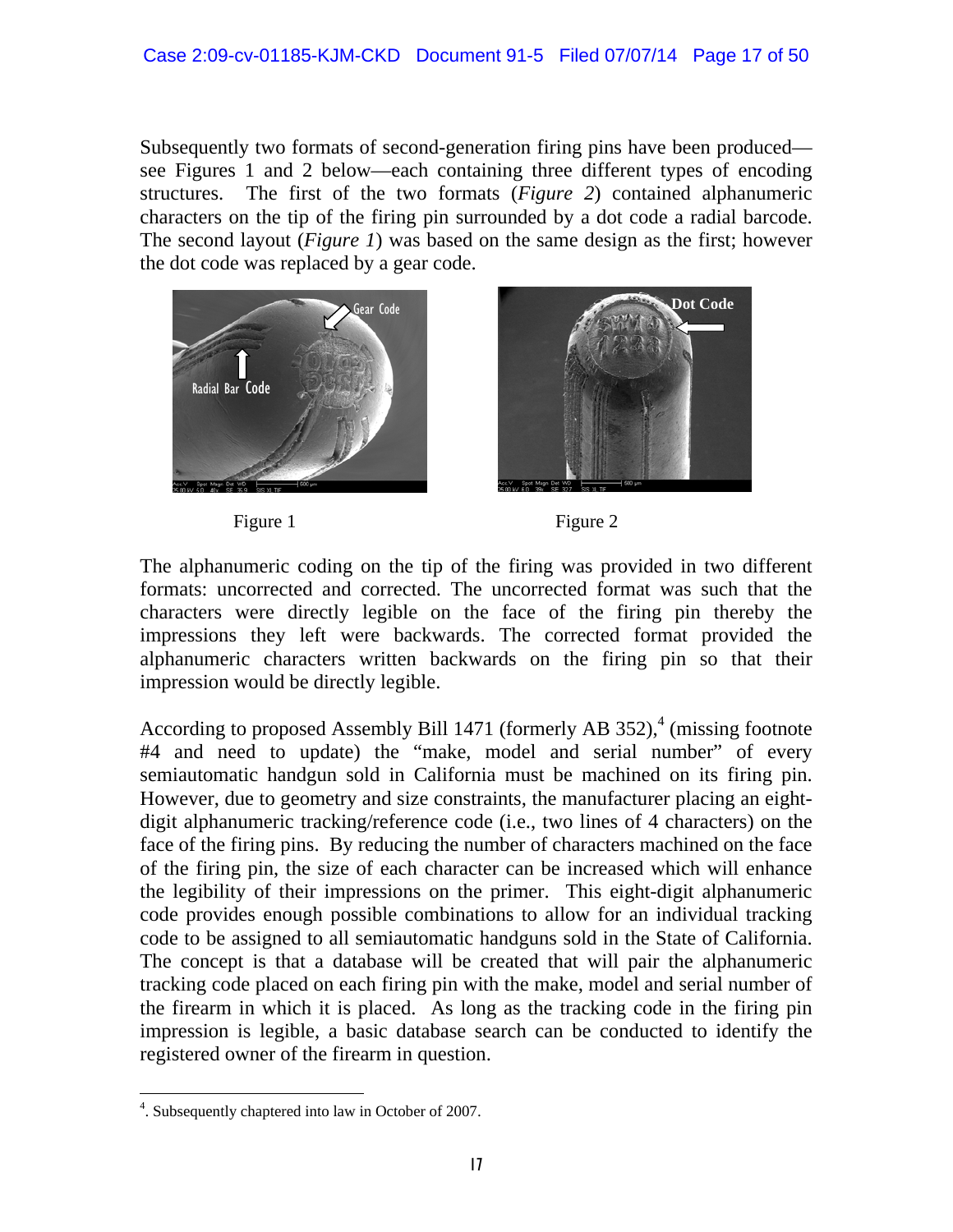Subsequently two formats of second-generation firing pins have been produced—see Figures 1 and 2 below—each containing three different types of encoding structures. The first of the two formats (*Figure 2*) contained alphanumeric characters on the tip of the firing pin surrounded by a dot code a radial barcode. The second layout (*Figure 1*) was based on the same design as the first; however the dot code was replaced by a gear code.

Figure 1

Figure 2

The alphanumeric coding on the tip of the firing was provided in two different formats: uncorrected and corrected. The uncorrected format was such that the characters were directly legible on the face of the firing pin thereby the impressions they left were backwards. The corrected format provided the alphanumeric characters written backwards on the firing pin so that their impression would be directly legible.

According to proposed Assembly Bill 1471 (formerly AB 352),[4] (missing footnote #4 and need to update) the "make, model and serial number" of every semiautomatic handgun sold in California must be machined on its firing pin. However, due to geometry and size constraints, the manufacturer placing an eight-digit alphanumeric tracking/reference code (i.e., two lines of 4 characters) on the face of the firing pins. By reducing the number of characters machined on the face of the firing pin, the size of each character can be increased which will enhance the legibility of their impressions on the primer. This eight-digit alphanumeric code provides enough possible combinations to allow for an individual tracking code to be assigned to all semiautomatic handguns sold in the State of California. The concept is that a database will be created that will pair the alphanumeric tracking code placed on each firing pin with the make, model and serial number of the firearm in which it is placed. As long as the tracking code in the firing pin impression is legible, a basic database search can be conducted to identify the registered owner of the firearm in question.

---

[4]. Subsequently chaptered into law in October of 2007.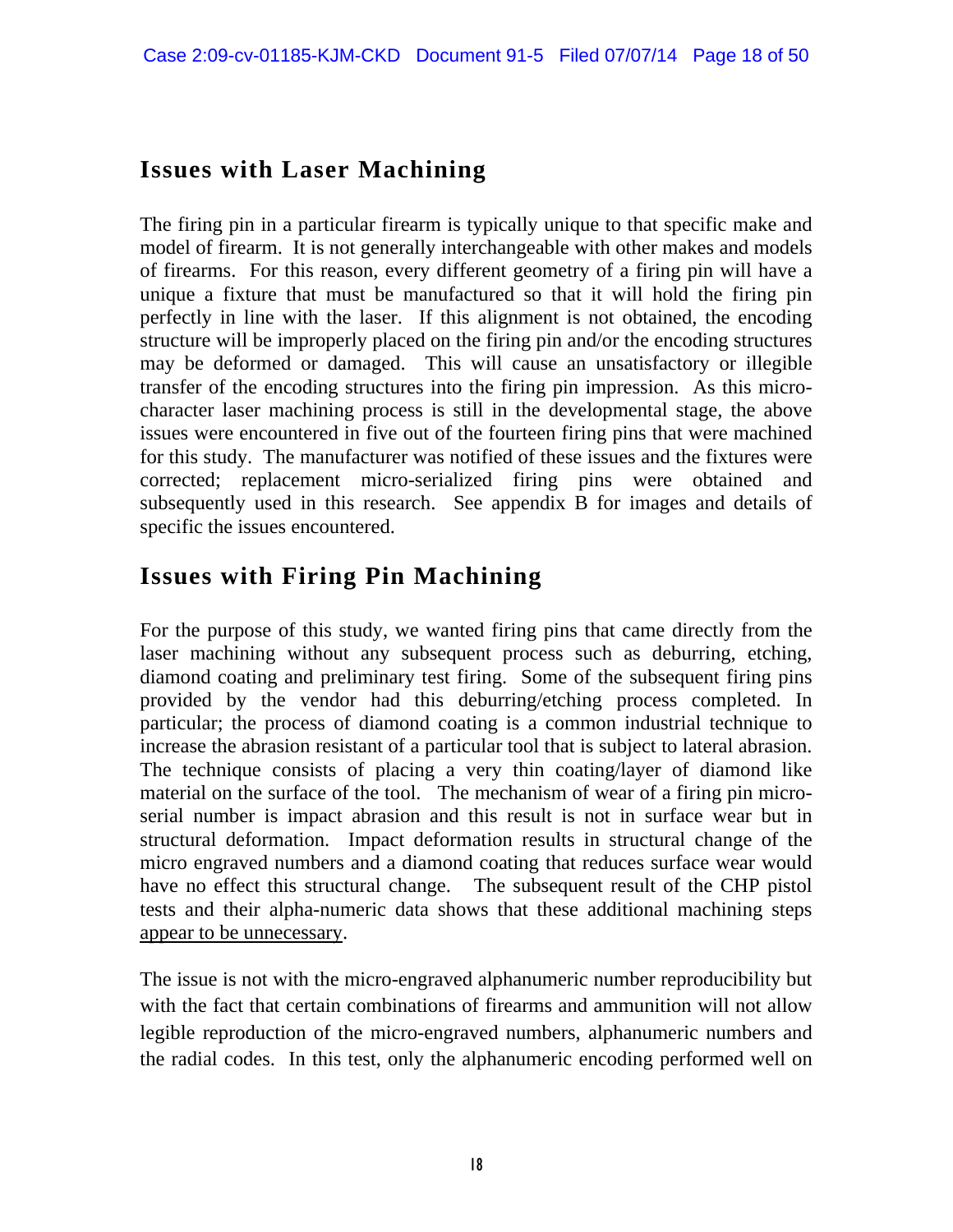## Issues with Laser Machining

The firing pin in a particular firearm is typically unique to that specific make and model of firearm. It is not generally interchangeable with other makes and models of firearms. For this reason, every different geometry of a firing pin will have a unique a fixture that must be manufactured so that it will hold the firing pin perfectly in line with the laser. If this alignment is not obtained, the encoding structure will be improperly placed on the firing pin and/or the encoding structures may be deformed or damaged. This will cause an unsatisfactory or illegible transfer of the encoding structures into the firing pin impression. As this micro-character laser machining process is still in the developmental stage, the above issues were encountered in five out of the fourteen firing pins that were machined for this study. The manufacturer was notified of these issues and the fixtures were corrected; replacement micro-serialized firing pins were obtained and subsequently used in this research. See appendix B for images and details of specific the issues encountered.

## Issues with Firing Pin Machining

For the purpose of this study, we wanted firing pins that came directly from the laser machining without any subsequent process such as deburring, etching, diamond coating and preliminary test firing. Some of the subsequent firing pins provided by the vendor had this deburring/etching process completed. In particular; the process of diamond coating is a common industrial technique to increase the abrasion resistant of a particular tool that is subject to lateral abrasion. The technique consists of placing a very thin coating/layer of diamond like material on the surface of the tool. The mechanism of wear of a firing pin micro-serial number is impact abrasion and this result is not in surface wear but in structural deformation. Impact deformation results in structural change of the micro engraved numbers and a diamond coating that reduces surface wear would have no effect this structural change. The subsequent result of the CHP pistol tests and their alpha-numeric data shows that these additional machining steps <u>appear to be unnecessary</u>.

The issue is not with the micro-engraved alphanumeric number reproducibility but with the fact that certain combinations of firearms and ammunition will not allow legible reproduction of the micro-engraved numbers, alphanumeric numbers and the radial codes. In this test, only the alphanumeric encoding performed well on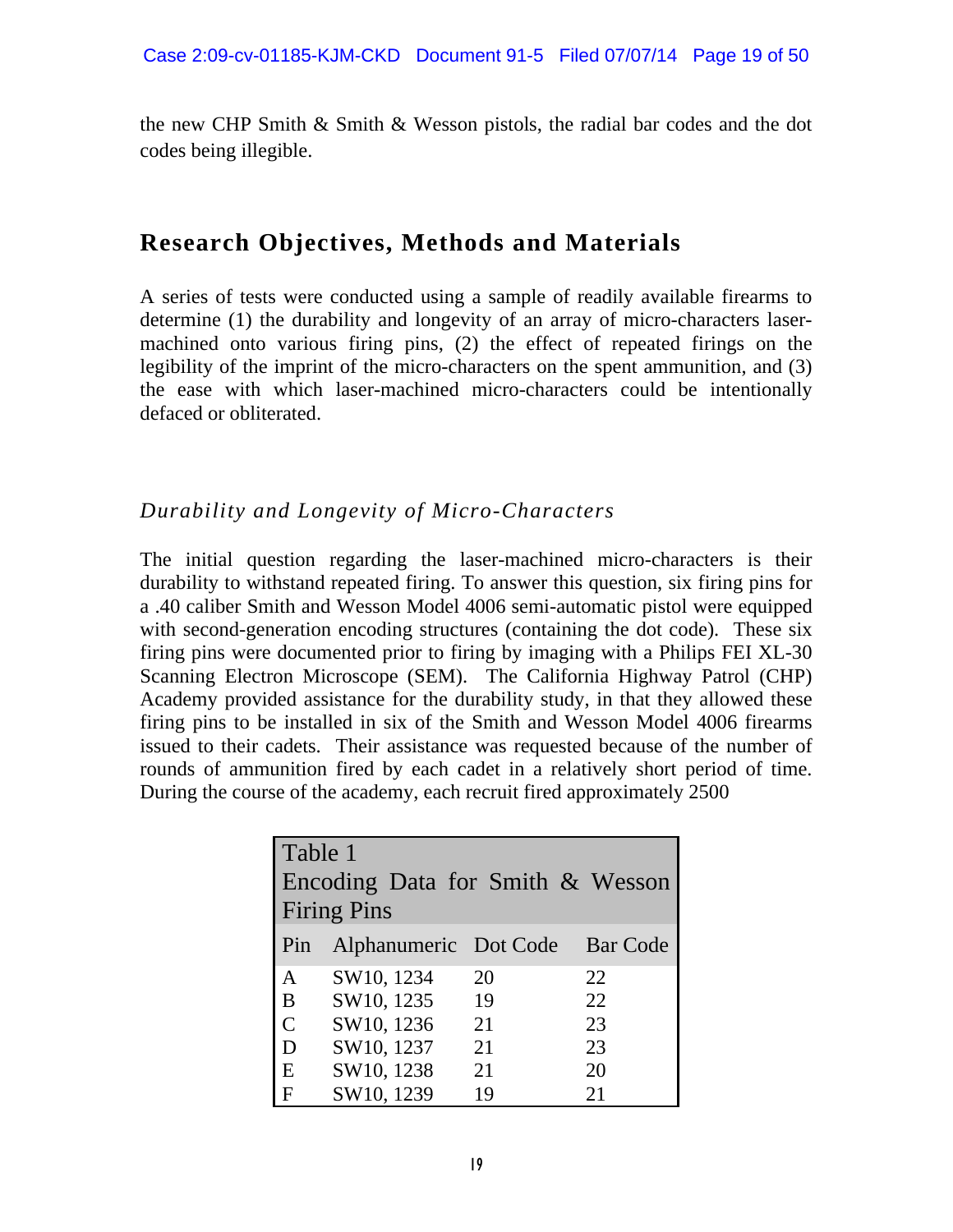the new CHP Smith & Smith & Wesson pistols, the radial bar codes and the dot codes being illegible.

## Research Objectives, Methods and Materials

A series of tests were conducted using a sample of readily available firearms to determine (1) the durability and longevity of an array of micro-characters laser-machined onto various firing pins, (2) the effect of repeated firings on the legibility of the imprint of the micro-characters on the spent ammunition, and (3) the ease with which laser-machined micro-characters could be intentionally defaced or obliterated.

### *Durability and Longevity of Micro-Characters*

The initial question regarding the laser-machined micro-characters is their durability to withstand repeated firing. To answer this question, six firing pins for a .40 caliber Smith and Wesson Model 4006 semi-automatic pistol were equipped with second-generation encoding structures (containing the dot code). These six firing pins were documented prior to firing by imaging with a Philips FEI XL-30 Scanning Electron Microscope (SEM). The California Highway Patrol (CHP) Academy provided assistance for the durability study, in that they allowed these firing pins to be installed in six of the Smith and Wesson Model 4006 firearms issued to their cadets. Their assistance was requested because of the number of rounds of ammunition fired by each cadet in a relatively short period of time. During the course of the academy, each recruit fired approximately 2500

Table 1
Encoding Data for Smith & Wesson Firing Pins

| Pin | Alphanumeric | Dot Code | Bar Code |
|---|---|---|---|
| A | SW10, 1234 | 20 | 22 |
| B | SW10, 1235 | 19 | 22 |
| C | SW10, 1236 | 21 | 23 |
| D | SW10, 1237 | 21 | 23 |
| E | SW10, 1238 | 21 | 20 |
| F | SW10, 1239 | 19 | 21 |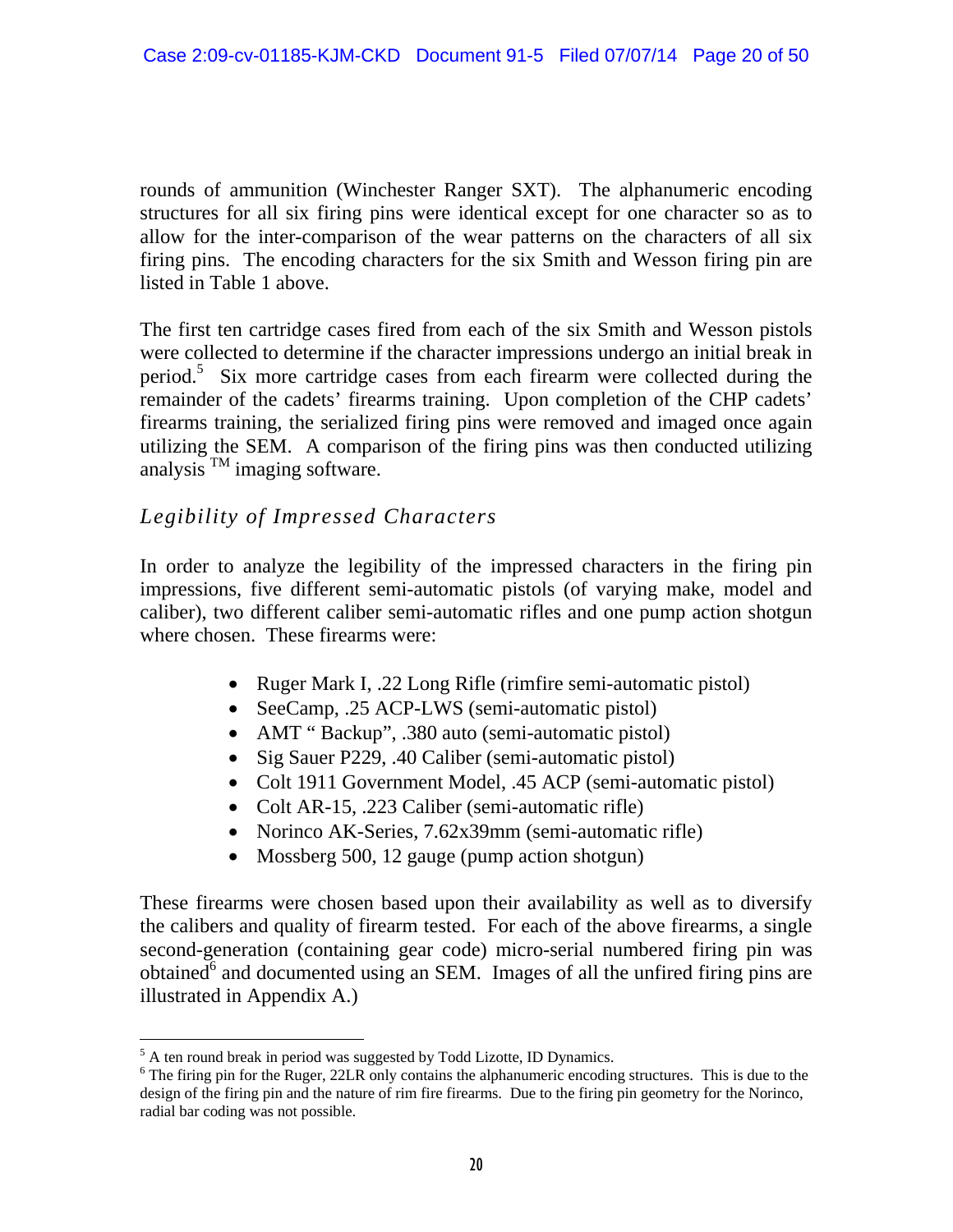rounds of ammunition (Winchester Ranger SXT). The alphanumeric encoding structures for all six firing pins were identical except for one character so as to allow for the inter-comparison of the wear patterns on the characters of all six firing pins. The encoding characters for the six Smith and Wesson firing pin are listed in Table 1 above.

The first ten cartridge cases fired from each of the six Smith and Wesson pistols were collected to determine if the character impressions undergo an initial break in period.[5] Six more cartridge cases from each firearm were collected during the remainder of the cadets' firearms training. Upon completion of the CHP cadets' firearms training, the serialized firing pins were removed and imaged once again utilizing the SEM. A comparison of the firing pins was then conducted utilizing analysis ™ imaging software.

### *Legibility of Impressed Characters*

In order to analyze the legibility of the impressed characters in the firing pin impressions, five different semi-automatic pistols (of varying make, model and caliber), two different caliber semi-automatic rifles and one pump action shotgun where chosen. These firearms were:

- Ruger Mark I, .22 Long Rifle (rimfire semi-automatic pistol)
- SeeCamp, .25 ACP-LWS (semi-automatic pistol)
- AMT " Backup", .380 auto (semi-automatic pistol)
- Sig Sauer P229, .40 Caliber (semi-automatic pistol)
- Colt 1911 Government Model, .45 ACP (semi-automatic pistol)
- Colt AR-15, .223 Caliber (semi-automatic rifle)
- Norinco AK-Series, 7.62x39mm (semi-automatic rifle)
- Mossberg 500, 12 gauge (pump action shotgun)

These firearms were chosen based upon their availability as well as to diversify the calibers and quality of firearm tested. For each of the above firearms, a single second-generation (containing gear code) micro-serial numbered firing pin was obtained[6] and documented using an SEM. Images of all the unfired firing pins are illustrated in Appendix A.)

---

[5] A ten round break in period was suggested by Todd Lizotte, ID Dynamics.

[6] The firing pin for the Ruger, 22LR only contains the alphanumeric encoding structures. This is due to the design of the firing pin and the nature of rim fire firearms. Due to the firing pin geometry for the Norinco, radial bar coding was not possible.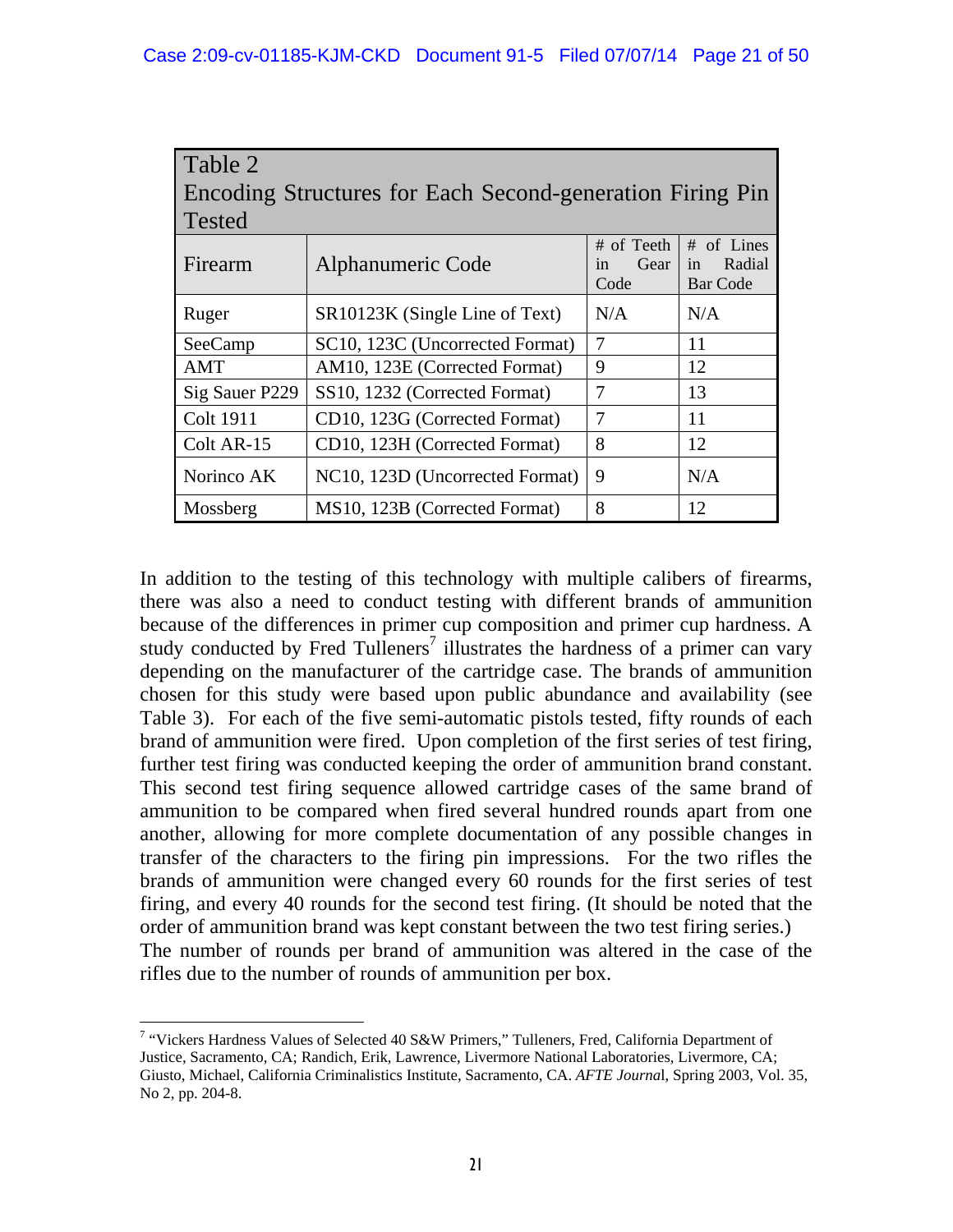Table 2
Encoding Structures for Each Second-generation Firing Pin Tested

| Firearm | Alphanumeric Code | # of Teeth in Gear Code | # of Lines in Radial Bar Code |
|---|---|---|---|
| Ruger | SR10123K (Single Line of Text) | N/A | N/A |
| SeeCamp | SC10, 123C (Uncorrected Format) | 7 | 11 |
| AMT | AM10, 123E (Corrected Format) | 9 | 12 |
| Sig Sauer P229 | SS10, 1232 (Corrected Format) | 7 | 13 |
| Colt 1911 | CD10, 123G (Corrected Format) | 7 | 11 |
| Colt AR-15 | CD10, 123H (Corrected Format) | 8 | 12 |
| Norinco AK | NC10, 123D (Uncorrected Format) | 9 | N/A |
| Mossberg | MS10, 123B (Corrected Format) | 8 | 12 |

In addition to the testing of this technology with multiple calibers of firearms, there was also a need to conduct testing with different brands of ammunition because of the differences in primer cup composition and primer cup hardness. A study conducted by Fred Tulleners[7] illustrates the hardness of a primer can vary depending on the manufacturer of the cartridge case. The brands of ammunition chosen for this study were based upon public abundance and availability (see Table 3). For each of the five semi-automatic pistols tested, fifty rounds of each brand of ammunition were fired. Upon completion of the first series of test firing, further test firing was conducted keeping the order of ammunition brand constant. This second test firing sequence allowed cartridge cases of the same brand of ammunition to be compared when fired several hundred rounds apart from one another, allowing for more complete documentation of any possible changes in transfer of the characters to the firing pin impressions. For the two rifles the brands of ammunition were changed every 60 rounds for the first series of test firing, and every 40 rounds for the second test firing. (It should be noted that the order of ammunition brand was kept constant between the two test firing series.) The number of rounds per brand of ammunition was altered in the case of the rifles due to the number of rounds of ammunition per box.

---

[7] "Vickers Hardness Values of Selected 40 S&W Primers," Tulleners, Fred, California Department of Justice, Sacramento, CA; Randich, Erik, Lawrence, Livermore National Laboratories, Livermore, CA; Giusto, Michael, California Criminalistics Institute, Sacramento, CA. *AFTE Journal*, Spring 2003, Vol. 35, No 2, pp. 204-8.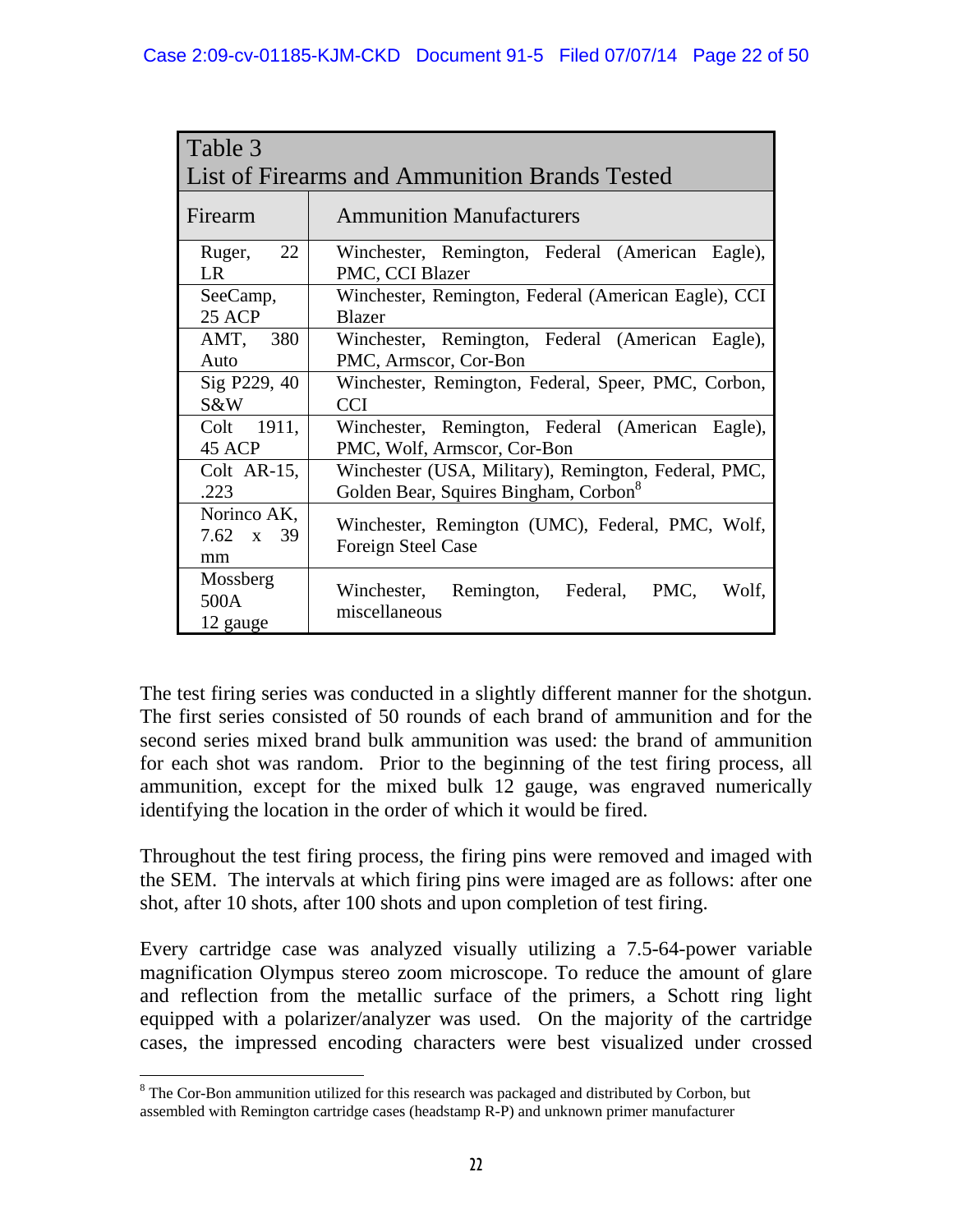| Table 3<br>List of Firearms and Ammunition Brands Tested | |
|---|---|
| Firearm | Ammunition Manufacturers |
| Ruger, 22 LR | Winchester, Remington, Federal (American Eagle), PMC, CCI Blazer |
| SeeCamp, 25 ACP | Winchester, Remington, Federal (American Eagle), CCI Blazer |
| AMT, 380 Auto | Winchester, Remington, Federal (American Eagle), PMC, Armscor, Cor-Bon |
| Sig P229, 40 S&W | Winchester, Remington, Federal, Speer, PMC, Corbon, CCI |
| Colt 1911, 45 ACP | Winchester, Remington, Federal (American Eagle), PMC, Wolf, Armscor, Cor-Bon |
| Colt AR-15, .223 | Winchester (USA, Military), Remington, Federal, PMC, Golden Bear, Squires Bingham, Corbon[8] |
| Norinco AK, 7.62 x 39 mm | Winchester, Remington (UMC), Federal, PMC, Wolf, Foreign Steel Case |
| Mossberg 500A 12 gauge | Winchester, Remington, Federal, PMC, Wolf, miscellaneous |

The test firing series was conducted in a slightly different manner for the shotgun. The first series consisted of 50 rounds of each brand of ammunition and for the second series mixed brand bulk ammunition was used: the brand of ammunition for each shot was random. Prior to the beginning of the test firing process, all ammunition, except for the mixed bulk 12 gauge, was engraved numerically identifying the location in the order of which it would be fired.

Throughout the test firing process, the firing pins were removed and imaged with the SEM. The intervals at which firing pins were imaged are as follows: after one shot, after 10 shots, after 100 shots and upon completion of test firing.

Every cartridge case was analyzed visually utilizing a 7.5-64-power variable magnification Olympus stereo zoom microscope. To reduce the amount of glare and reflection from the metallic surface of the primers, a Schott ring light equipped with a polarizer/analyzer was used. On the majority of the cartridge cases, the impressed encoding characters were best visualized under crossed

[8] The Cor-Bon ammunition utilized for this research was packaged and distributed by Corbon, but assembled with Remington cartridge cases (headstamp R-P) and unknown primer manufacturer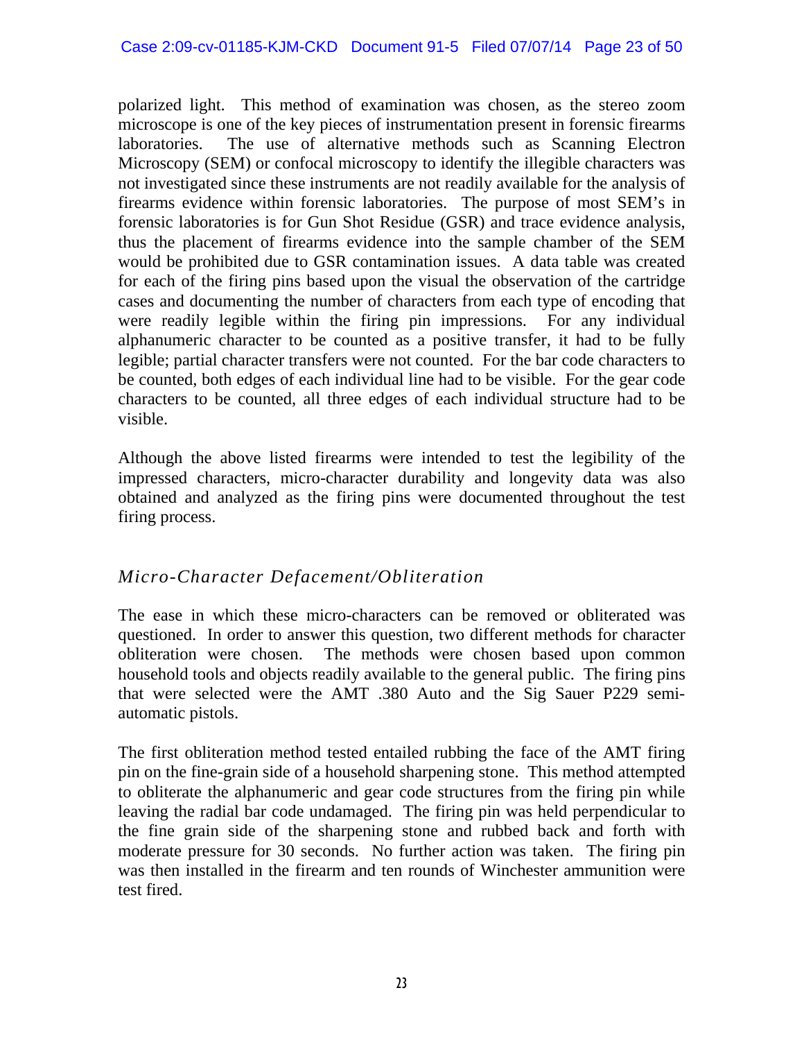polarized light. This method of examination was chosen, as the stereo zoom microscope is one of the key pieces of instrumentation present in forensic firearms laboratories. The use of alternative methods such as Scanning Electron Microscopy (SEM) or confocal microscopy to identify the illegible characters was not investigated since these instruments are not readily available for the analysis of firearms evidence within forensic laboratories. The purpose of most SEM's in forensic laboratories is for Gun Shot Residue (GSR) and trace evidence analysis, thus the placement of firearms evidence into the sample chamber of the SEM would be prohibited due to GSR contamination issues. A data table was created for each of the firing pins based upon the visual the observation of the cartridge cases and documenting the number of characters from each type of encoding that were readily legible within the firing pin impressions. For any individual alphanumeric character to be counted as a positive transfer, it had to be fully legible; partial character transfers were not counted. For the bar code characters to be counted, both edges of each individual line had to be visible. For the gear code characters to be counted, all three edges of each individual structure had to be visible.

Although the above listed firearms were intended to test the legibility of the impressed characters, micro-character durability and longevity data was also obtained and analyzed as the firing pins were documented throughout the test firing process.

### *Micro-Character Defacement/Obliteration*

The ease in which these micro-characters can be removed or obliterated was questioned. In order to answer this question, two different methods for character obliteration were chosen. The methods were chosen based upon common household tools and objects readily available to the general public. The firing pins that were selected were the AMT .380 Auto and the Sig Sauer P229 semi-automatic pistols.

The first obliteration method tested entailed rubbing the face of the AMT firing pin on the fine-grain side of a household sharpening stone. This method attempted to obliterate the alphanumeric and gear code structures from the firing pin while leaving the radial bar code undamaged. The firing pin was held perpendicular to the fine grain side of the sharpening stone and rubbed back and forth with moderate pressure for 30 seconds. No further action was taken. The firing pin was then installed in the firearm and ten rounds of Winchester ammunition were test fired.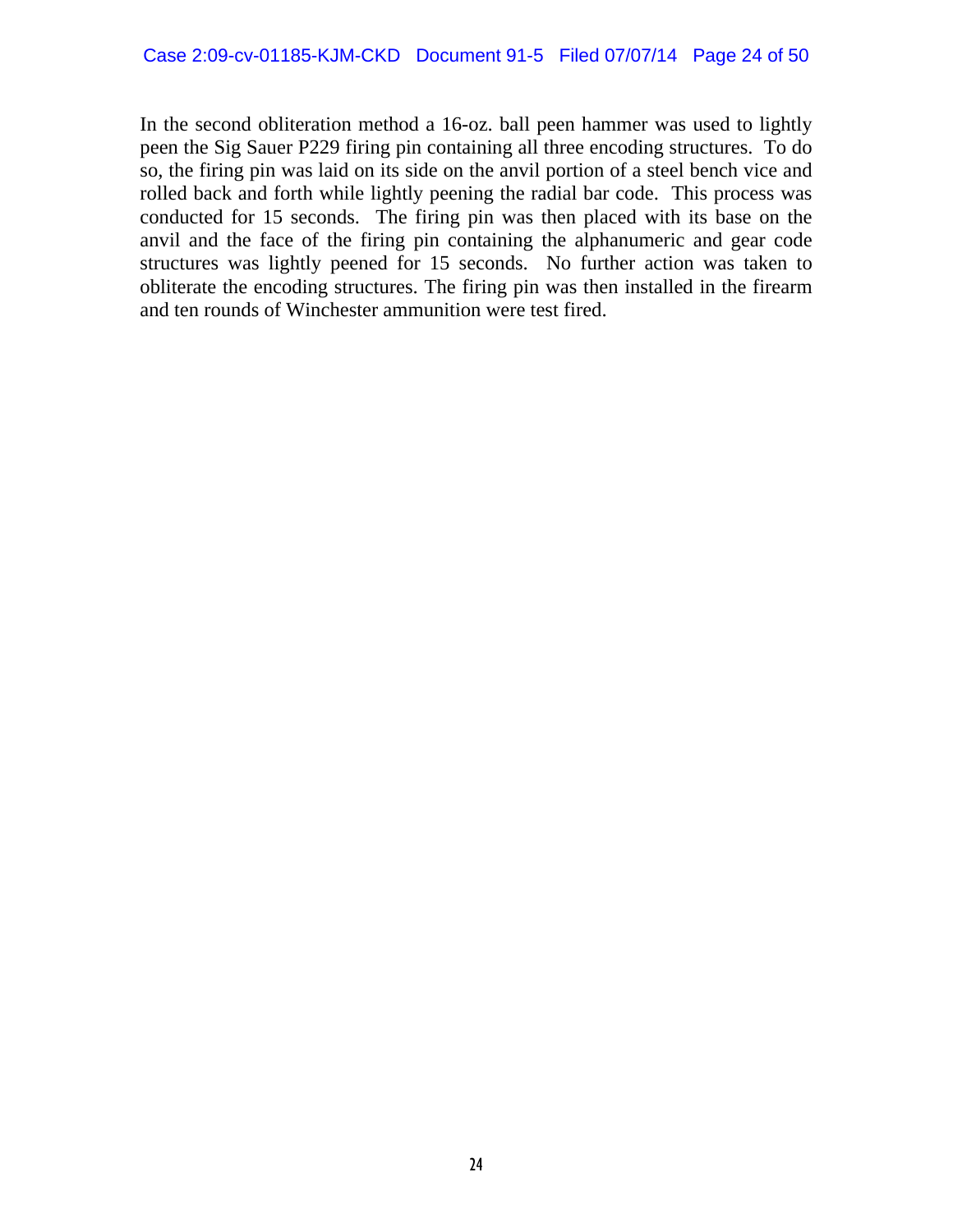In the second obliteration method a 16-oz. ball peen hammer was used to lightly peen the Sig Sauer P229 firing pin containing all three encoding structures. To do so, the firing pin was laid on its side on the anvil portion of a steel bench vice and rolled back and forth while lightly peening the radial bar code. This process was conducted for 15 seconds. The firing pin was then placed with its base on the anvil and the face of the firing pin containing the alphanumeric and gear code structures was lightly peened for 15 seconds. No further action was taken to obliterate the encoding structures. The firing pin was then installed in the firearm and ten rounds of Winchester ammunition were test fired.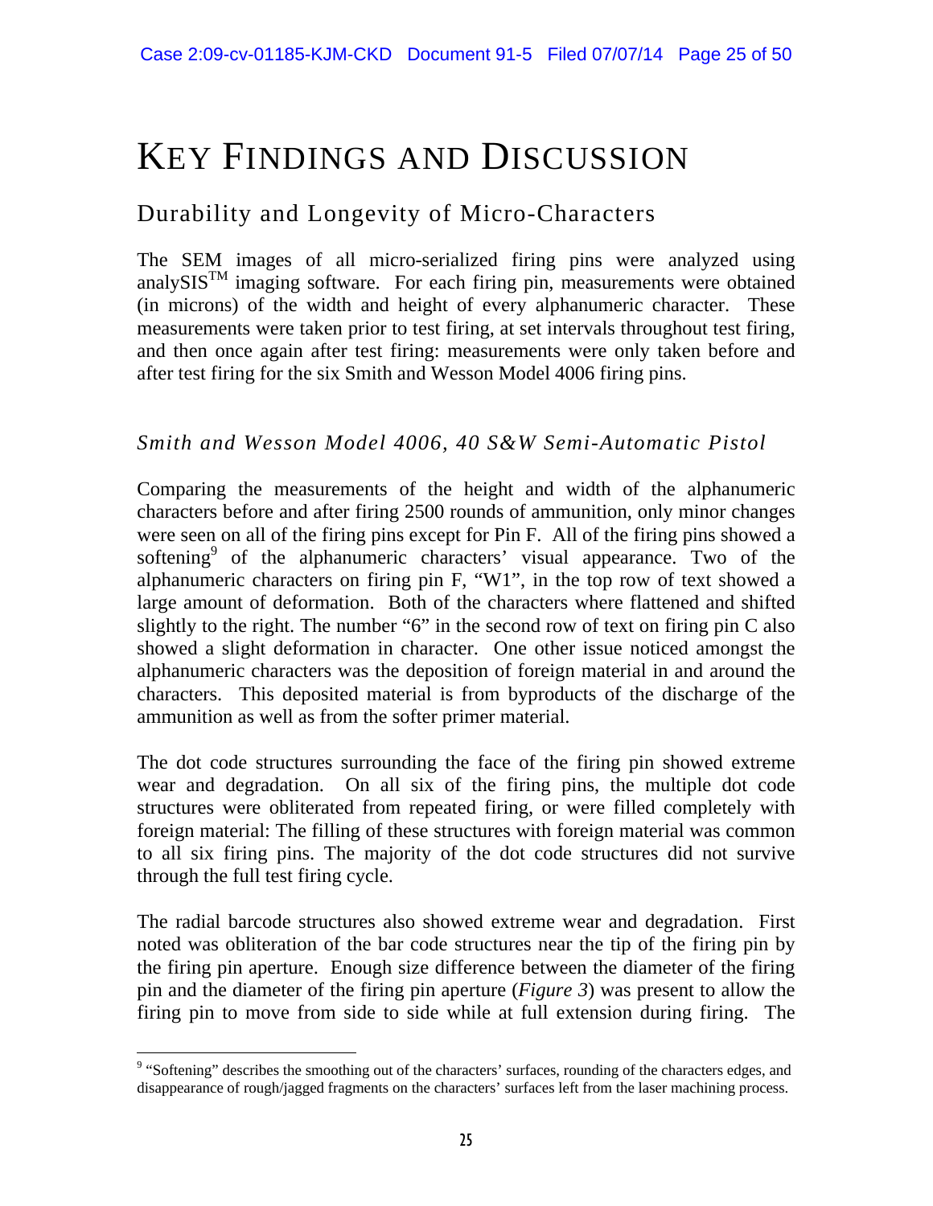# KEY FINDINGS AND DISCUSSION

## Durability and Longevity of Micro-Characters

The SEM images of all micro-serialized firing pins were analyzed using analySIS™ imaging software. For each firing pin, measurements were obtained (in microns) of the width and height of every alphanumeric character. These measurements were taken prior to test firing, at set intervals throughout test firing, and then once again after test firing: measurements were only taken before and after test firing for the six Smith and Wesson Model 4006 firing pins.

### *Smith and Wesson Model 4006, 40 S&W Semi-Automatic Pistol*

Comparing the measurements of the height and width of the alphanumeric characters before and after firing 2500 rounds of ammunition, only minor changes were seen on all of the firing pins except for Pin F. All of the firing pins showed a softening[9] of the alphanumeric characters' visual appearance. Two of the alphanumeric characters on firing pin F, "W1", in the top row of text showed a large amount of deformation. Both of the characters where flattened and shifted slightly to the right. The number "6" in the second row of text on firing pin C also showed a slight deformation in character. One other issue noticed amongst the alphanumeric characters was the deposition of foreign material in and around the characters. This deposited material is from byproducts of the discharge of the ammunition as well as from the softer primer material.

The dot code structures surrounding the face of the firing pin showed extreme wear and degradation. On all six of the firing pins, the multiple dot code structures were obliterated from repeated firing, or were filled completely with foreign material: The filling of these structures with foreign material was common to all six firing pins. The majority of the dot code structures did not survive through the full test firing cycle.

The radial barcode structures also showed extreme wear and degradation. First noted was obliteration of the bar code structures near the tip of the firing pin by the firing pin aperture. Enough size difference between the diameter of the firing pin and the diameter of the firing pin aperture (*Figure 3*) was present to allow the firing pin to move from side to side while at full extension during firing. The

---

[9] "Softening" describes the smoothing out of the characters' surfaces, rounding of the characters edges, and disappearance of rough/jagged fragments on the characters' surfaces left from the laser machining process.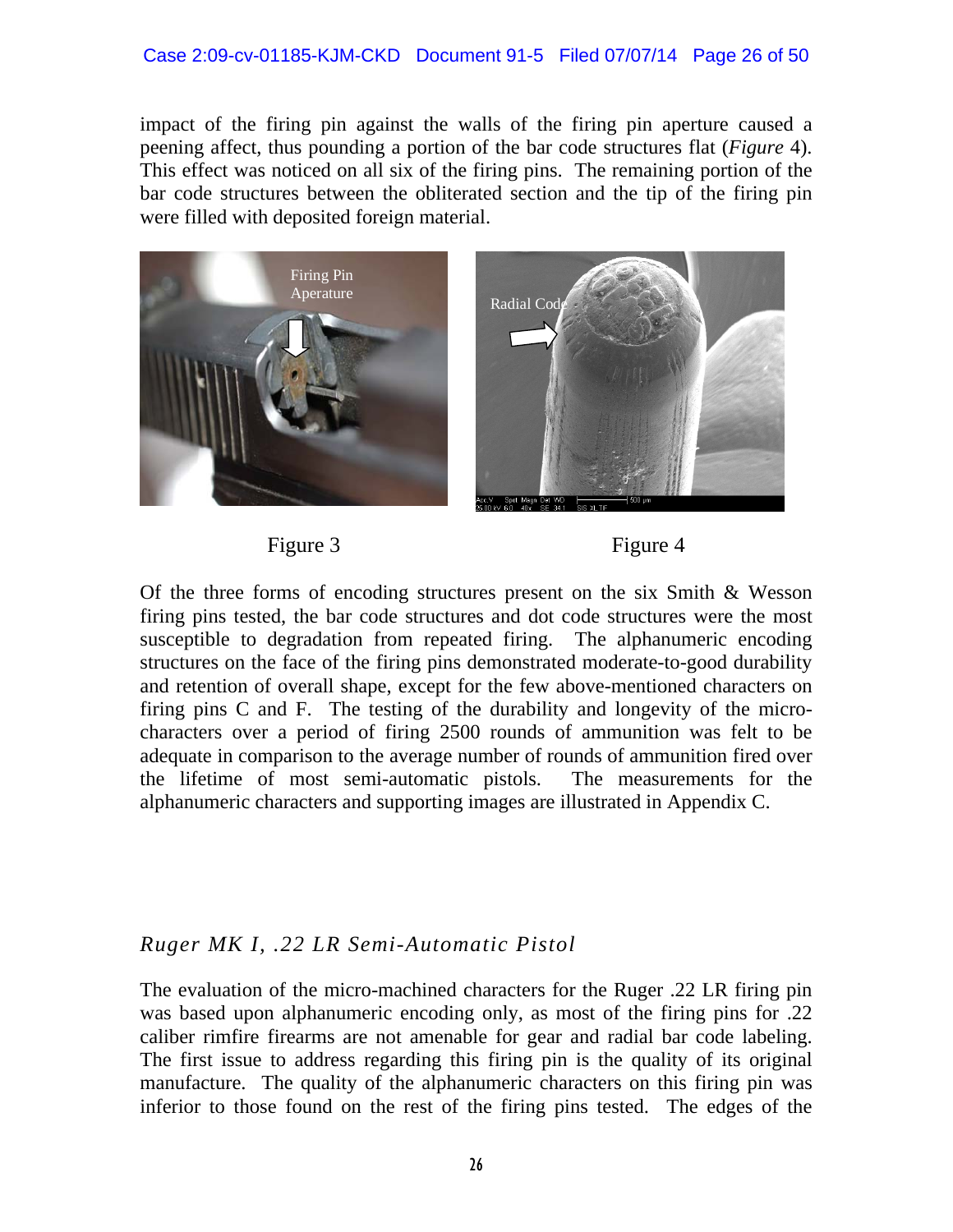impact of the firing pin against the walls of the firing pin aperture caused a peening affect, thus pounding a portion of the bar code structures flat (*Figure* 4). This effect was noticed on all six of the firing pins. The remaining portion of the bar code structures between the obliterated section and the tip of the firing pin were filled with deposited foreign material.

Figure 3

Figure 4

Of the three forms of encoding structures present on the six Smith & Wesson firing pins tested, the bar code structures and dot code structures were the most susceptible to degradation from repeated firing. The alphanumeric encoding structures on the face of the firing pins demonstrated moderate-to-good durability and retention of overall shape, except for the few above-mentioned characters on firing pins C and F. The testing of the durability and longevity of the micro-characters over a period of firing 2500 rounds of ammunition was felt to be adequate in comparison to the average number of rounds of ammunition fired over the lifetime of most semi-automatic pistols. The measurements for the alphanumeric characters and supporting images are illustrated in Appendix C.

### *Ruger MK I, .22 LR Semi-Automatic Pistol*

The evaluation of the micro-machined characters for the Ruger .22 LR firing pin was based upon alphanumeric encoding only, as most of the firing pins for .22 caliber rimfire firearms are not amenable for gear and radial bar code labeling. The first issue to address regarding this firing pin is the quality of its original manufacture. The quality of the alphanumeric characters on this firing pin was inferior to those found on the rest of the firing pins tested. The edges of the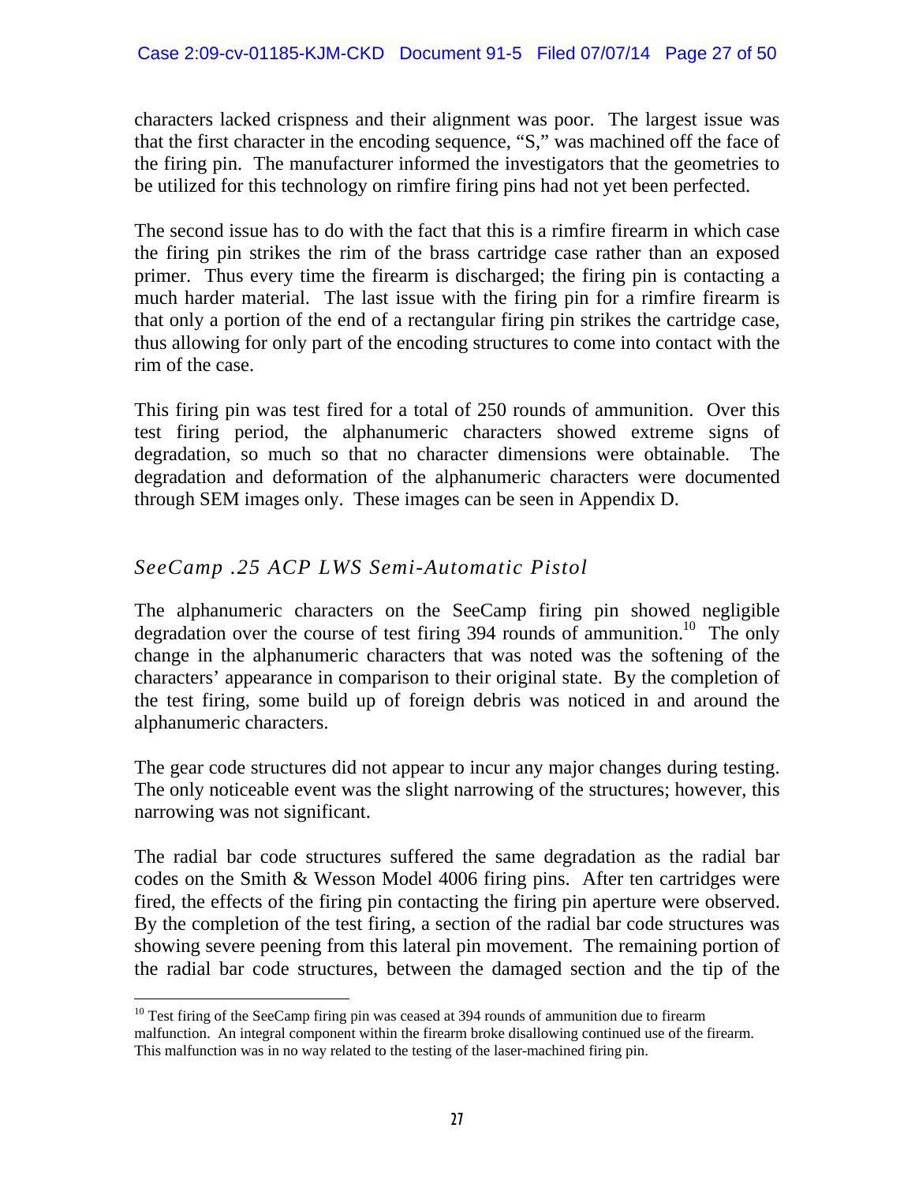characters lacked crispness and their alignment was poor. The largest issue was that the first character in the encoding sequence, "S," was machined off the face of the firing pin. The manufacturer informed the investigators that the geometries to be utilized for this technology on rimfire firing pins had not yet been perfected.

The second issue has to do with the fact that this is a rimfire firearm in which case the firing pin strikes the rim of the brass cartridge case rather than an exposed primer. Thus every time the firearm is discharged; the firing pin is contacting a much harder material. The last issue with the firing pin for a rimfire firearm is that only a portion of the end of a rectangular firing pin strikes the cartridge case, thus allowing for only part of the encoding structures to come into contact with the rim of the case.

This firing pin was test fired for a total of 250 rounds of ammunition. Over this test firing period, the alphanumeric characters showed extreme signs of degradation, so much so that no character dimensions were obtainable. The degradation and deformation of the alphanumeric characters were documented through SEM images only. These images can be seen in Appendix D.

### *SeeCamp .25 ACP LWS Semi-Automatic Pistol*

The alphanumeric characters on the SeeCamp firing pin showed negligible degradation over the course of test firing 394 rounds of ammunition.[10] The only change in the alphanumeric characters that was noted was the softening of the characters' appearance in comparison to their original state. By the completion of the test firing, some build up of foreign debris was noticed in and around the alphanumeric characters.

The gear code structures did not appear to incur any major changes during testing. The only noticeable event was the slight narrowing of the structures; however, this narrowing was not significant.

The radial bar code structures suffered the same degradation as the radial bar codes on the Smith & Wesson Model 4006 firing pins. After ten cartridges were fired, the effects of the firing pin contacting the firing pin aperture were observed. By the completion of the test firing, a section of the radial bar code structures was showing severe peening from this lateral pin movement. The remaining portion of the radial bar code structures, between the damaged section and the tip of the

[10] Test firing of the SeeCamp firing pin was ceased at 394 rounds of ammunition due to firearm malfunction. An integral component within the firearm broke disallowing continued use of the firearm. This malfunction was in no way related to the testing of the laser-machined firing pin.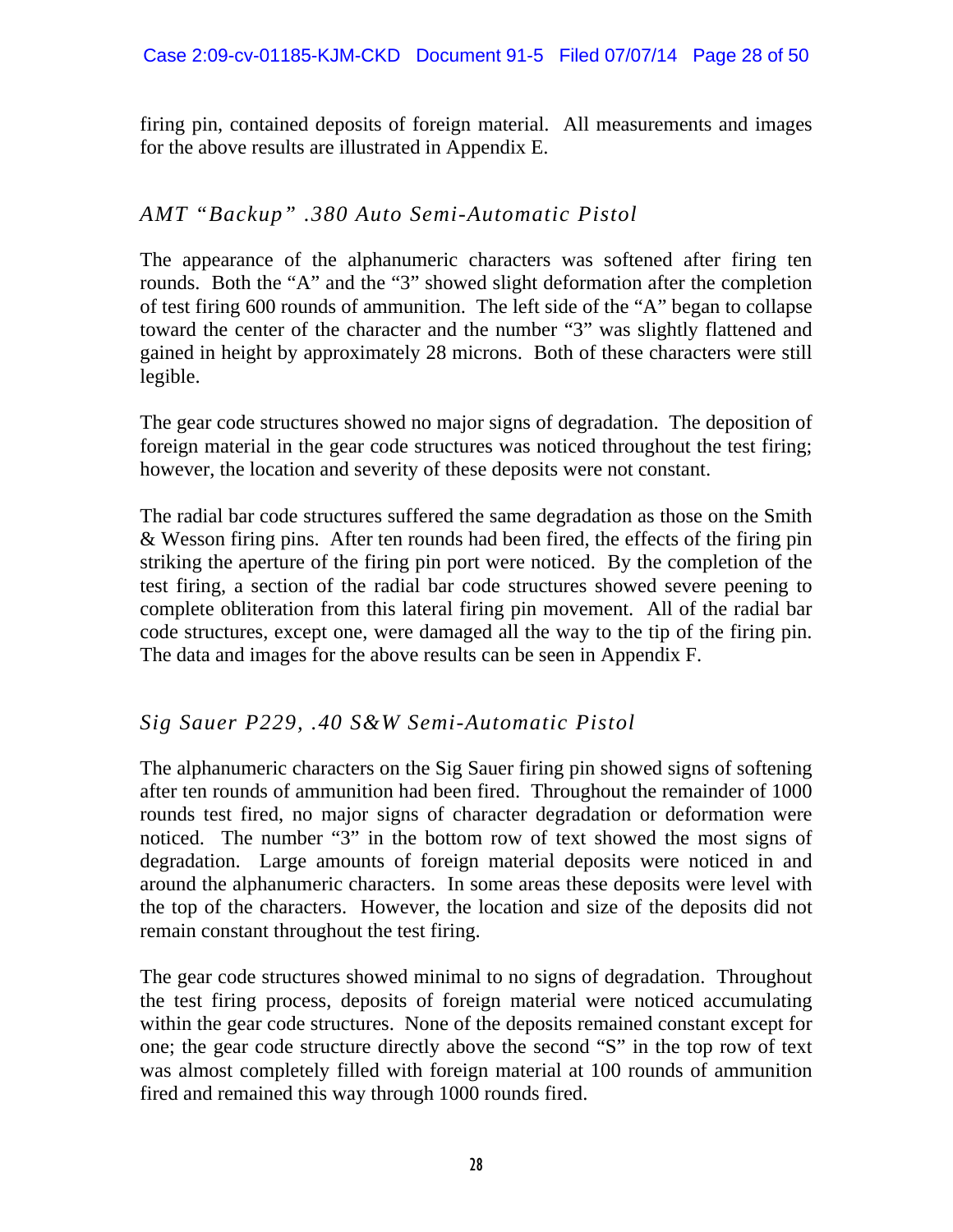firing pin, contained deposits of foreign material. All measurements and images for the above results are illustrated in Appendix E.

### *AMT "Backup" .380 Auto Semi-Automatic Pistol*

The appearance of the alphanumeric characters was softened after firing ten rounds. Both the "A" and the "3" showed slight deformation after the completion of test firing 600 rounds of ammunition. The left side of the "A" began to collapse toward the center of the character and the number "3" was slightly flattened and gained in height by approximately 28 microns. Both of these characters were still legible.

The gear code structures showed no major signs of degradation. The deposition of foreign material in the gear code structures was noticed throughout the test firing; however, the location and severity of these deposits were not constant.

The radial bar code structures suffered the same degradation as those on the Smith & Wesson firing pins. After ten rounds had been fired, the effects of the firing pin striking the aperture of the firing pin port were noticed. By the completion of the test firing, a section of the radial bar code structures showed severe peening to complete obliteration from this lateral firing pin movement. All of the radial bar code structures, except one, were damaged all the way to the tip of the firing pin. The data and images for the above results can be seen in Appendix F.

### *Sig Sauer P229, .40 S&W Semi-Automatic Pistol*

The alphanumeric characters on the Sig Sauer firing pin showed signs of softening after ten rounds of ammunition had been fired. Throughout the remainder of 1000 rounds test fired, no major signs of character degradation or deformation were noticed. The number "3" in the bottom row of text showed the most signs of degradation. Large amounts of foreign material deposits were noticed in and around the alphanumeric characters. In some areas these deposits were level with the top of the characters. However, the location and size of the deposits did not remain constant throughout the test firing.

The gear code structures showed minimal to no signs of degradation. Throughout the test firing process, deposits of foreign material were noticed accumulating within the gear code structures. None of the deposits remained constant except for one; the gear code structure directly above the second "S" in the top row of text was almost completely filled with foreign material at 100 rounds of ammunition fired and remained this way through 1000 rounds fired.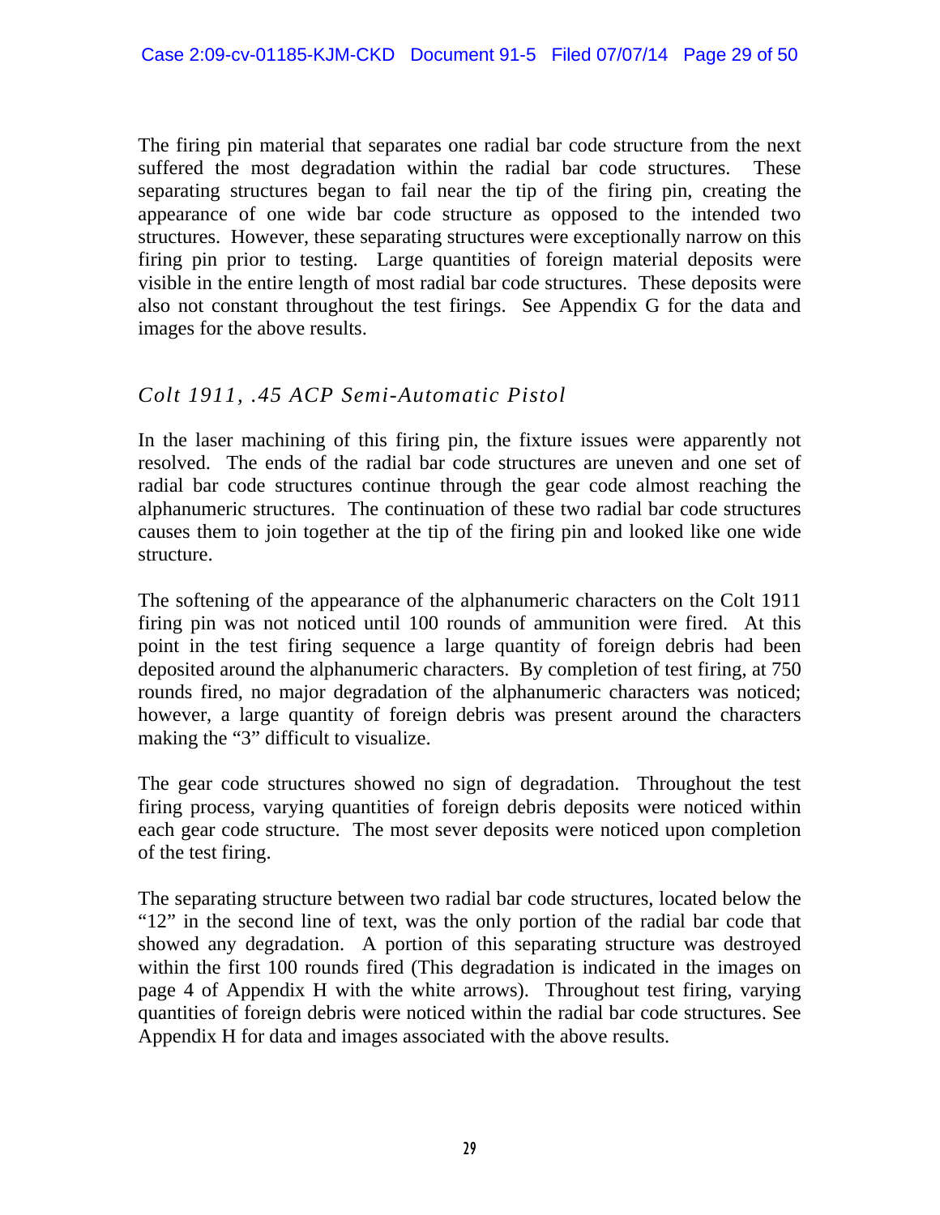The firing pin material that separates one radial bar code structure from the next suffered the most degradation within the radial bar code structures. These separating structures began to fail near the tip of the firing pin, creating the appearance of one wide bar code structure as opposed to the intended two structures. However, these separating structures were exceptionally narrow on this firing pin prior to testing. Large quantities of foreign material deposits were visible in the entire length of most radial bar code structures. These deposits were also not constant throughout the test firings. See Appendix G for the data and images for the above results.

### *Colt 1911, .45 ACP Semi-Automatic Pistol*

In the laser machining of this firing pin, the fixture issues were apparently not resolved. The ends of the radial bar code structures are uneven and one set of radial bar code structures continue through the gear code almost reaching the alphanumeric structures. The continuation of these two radial bar code structures causes them to join together at the tip of the firing pin and looked like one wide structure.

The softening of the appearance of the alphanumeric characters on the Colt 1911 firing pin was not noticed until 100 rounds of ammunition were fired. At this point in the test firing sequence a large quantity of foreign debris had been deposited around the alphanumeric characters. By completion of test firing, at 750 rounds fired, no major degradation of the alphanumeric characters was noticed; however, a large quantity of foreign debris was present around the characters making the "3" difficult to visualize.

The gear code structures showed no sign of degradation. Throughout the test firing process, varying quantities of foreign debris deposits were noticed within each gear code structure. The most sever deposits were noticed upon completion of the test firing.

The separating structure between two radial bar code structures, located below the "12" in the second line of text, was the only portion of the radial bar code that showed any degradation. A portion of this separating structure was destroyed within the first 100 rounds fired (This degradation is indicated in the images on page 4 of Appendix H with the white arrows). Throughout test firing, varying quantities of foreign debris were noticed within the radial bar code structures. See Appendix H for data and images associated with the above results.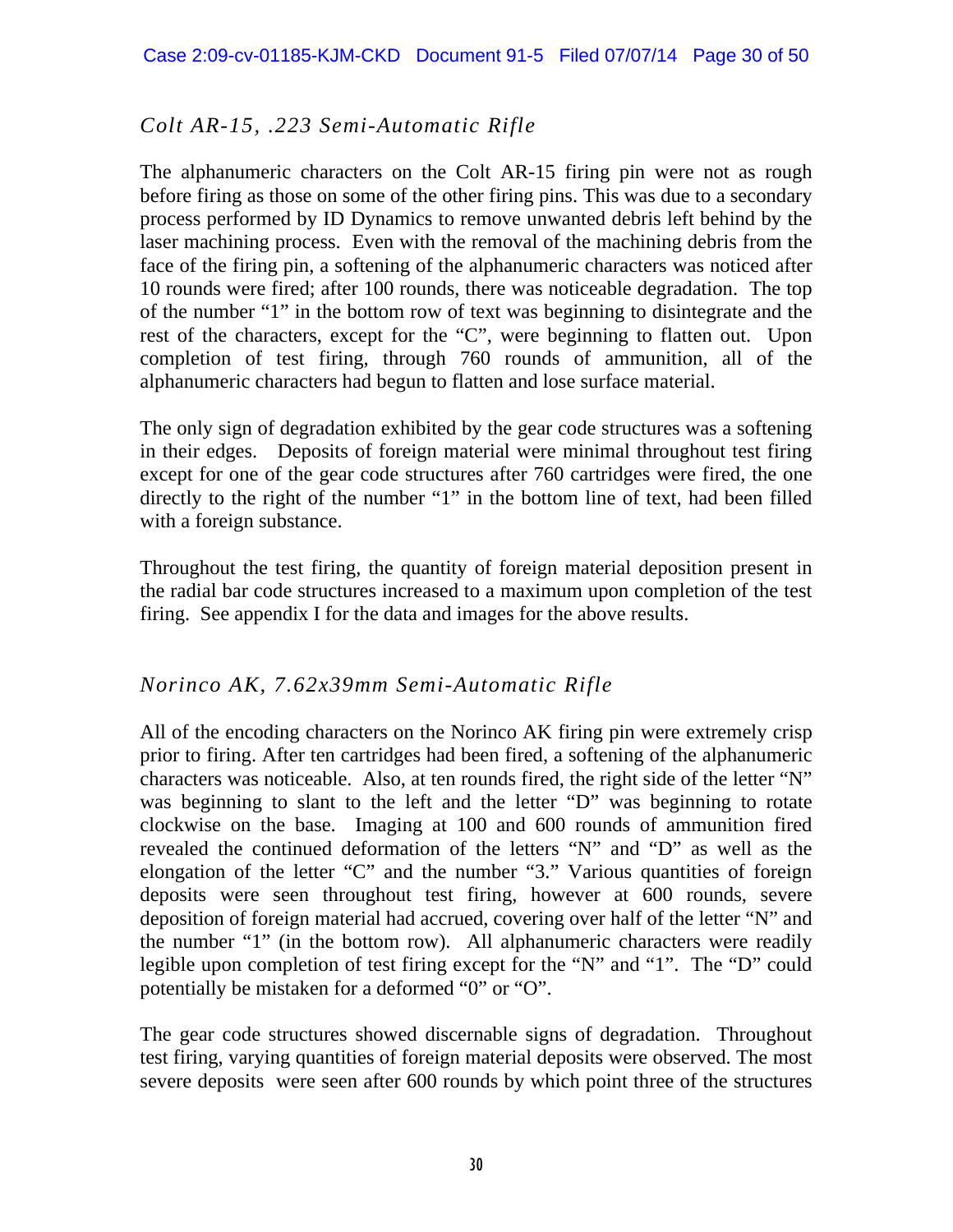### *Colt AR-15, .223 Semi-Automatic Rifle*

The alphanumeric characters on the Colt AR-15 firing pin were not as rough before firing as those on some of the other firing pins. This was due to a secondary process performed by ID Dynamics to remove unwanted debris left behind by the laser machining process. Even with the removal of the machining debris from the face of the firing pin, a softening of the alphanumeric characters was noticed after 10 rounds were fired; after 100 rounds, there was noticeable degradation. The top of the number "1" in the bottom row of text was beginning to disintegrate and the rest of the characters, except for the "C", were beginning to flatten out. Upon completion of test firing, through 760 rounds of ammunition, all of the alphanumeric characters had begun to flatten and lose surface material.

The only sign of degradation exhibited by the gear code structures was a softening in their edges. Deposits of foreign material were minimal throughout test firing except for one of the gear code structures after 760 cartridges were fired, the one directly to the right of the number "1" in the bottom line of text, had been filled with a foreign substance.

Throughout the test firing, the quantity of foreign material deposition present in the radial bar code structures increased to a maximum upon completion of the test firing. See appendix I for the data and images for the above results.

### *Norinco AK, 7.62x39mm Semi-Automatic Rifle*

All of the encoding characters on the Norinco AK firing pin were extremely crisp prior to firing. After ten cartridges had been fired, a softening of the alphanumeric characters was noticeable. Also, at ten rounds fired, the right side of the letter "N" was beginning to slant to the left and the letter "D" was beginning to rotate clockwise on the base. Imaging at 100 and 600 rounds of ammunition fired revealed the continued deformation of the letters "N" and "D" as well as the elongation of the letter "C" and the number "3." Various quantities of foreign deposits were seen throughout test firing, however at 600 rounds, severe deposition of foreign material had accrued, covering over half of the letter "N" and the number "1" (in the bottom row). All alphanumeric characters were readily legible upon completion of test firing except for the "N" and "1". The "D" could potentially be mistaken for a deformed "0" or "O".

The gear code structures showed discernable signs of degradation. Throughout test firing, varying quantities of foreign material deposits were observed. The most severe deposits were seen after 600 rounds by which point three of the structures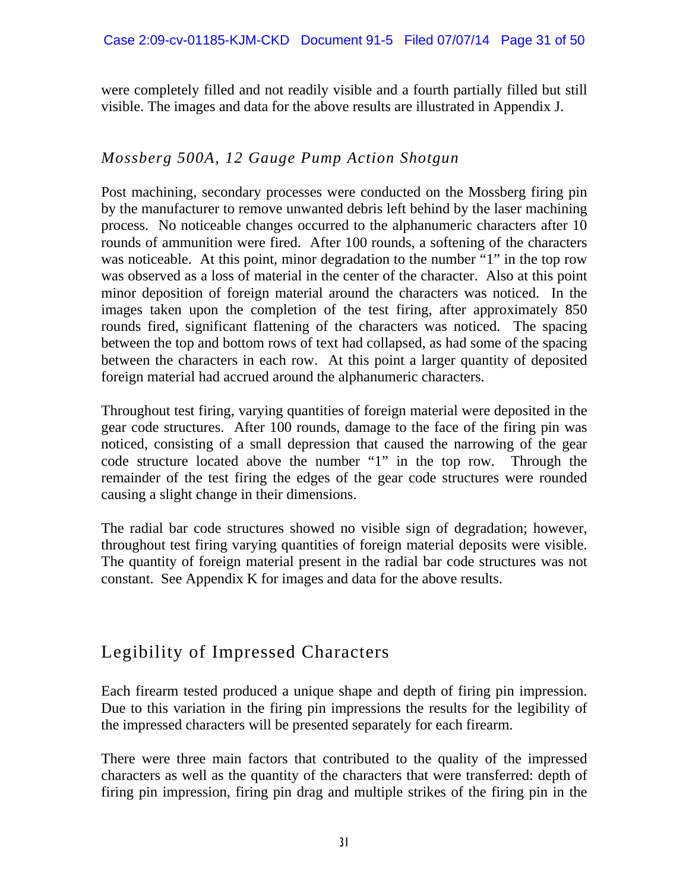were completely filled and not readily visible and a fourth partially filled but still visible. The images and data for the above results are illustrated in Appendix J.

### *Mossberg 500A, 12 Gauge Pump Action Shotgun*

Post machining, secondary processes were conducted on the Mossberg firing pin by the manufacturer to remove unwanted debris left behind by the laser machining process. No noticeable changes occurred to the alphanumeric characters after 10 rounds of ammunition were fired. After 100 rounds, a softening of the characters was noticeable. At this point, minor degradation to the number "1" in the top row was observed as a loss of material in the center of the character. Also at this point minor deposition of foreign material around the characters was noticed. In the images taken upon the completion of the test firing, after approximately 850 rounds fired, significant flattening of the characters was noticed. The spacing between the top and bottom rows of text had collapsed, as had some of the spacing between the characters in each row. At this point a larger quantity of deposited foreign material had accrued around the alphanumeric characters.

Throughout test firing, varying quantities of foreign material were deposited in the gear code structures. After 100 rounds, damage to the face of the firing pin was noticed, consisting of a small depression that caused the narrowing of the gear code structure located above the number "1" in the top row. Through the remainder of the test firing the edges of the gear code structures were rounded causing a slight change in their dimensions.

The radial bar code structures showed no visible sign of degradation; however, throughout test firing varying quantities of foreign material deposits were visible. The quantity of foreign material present in the radial bar code structures was not constant. See Appendix K for images and data for the above results.

## Legibility of Impressed Characters

Each firearm tested produced a unique shape and depth of firing pin impression. Due to this variation in the firing pin impressions the results for the legibility of the impressed characters will be presented separately for each firearm.

There were three main factors that contributed to the quality of the impressed characters as well as the quantity of the characters that were transferred: depth of firing pin impression, firing pin drag and multiple strikes of the firing pin in the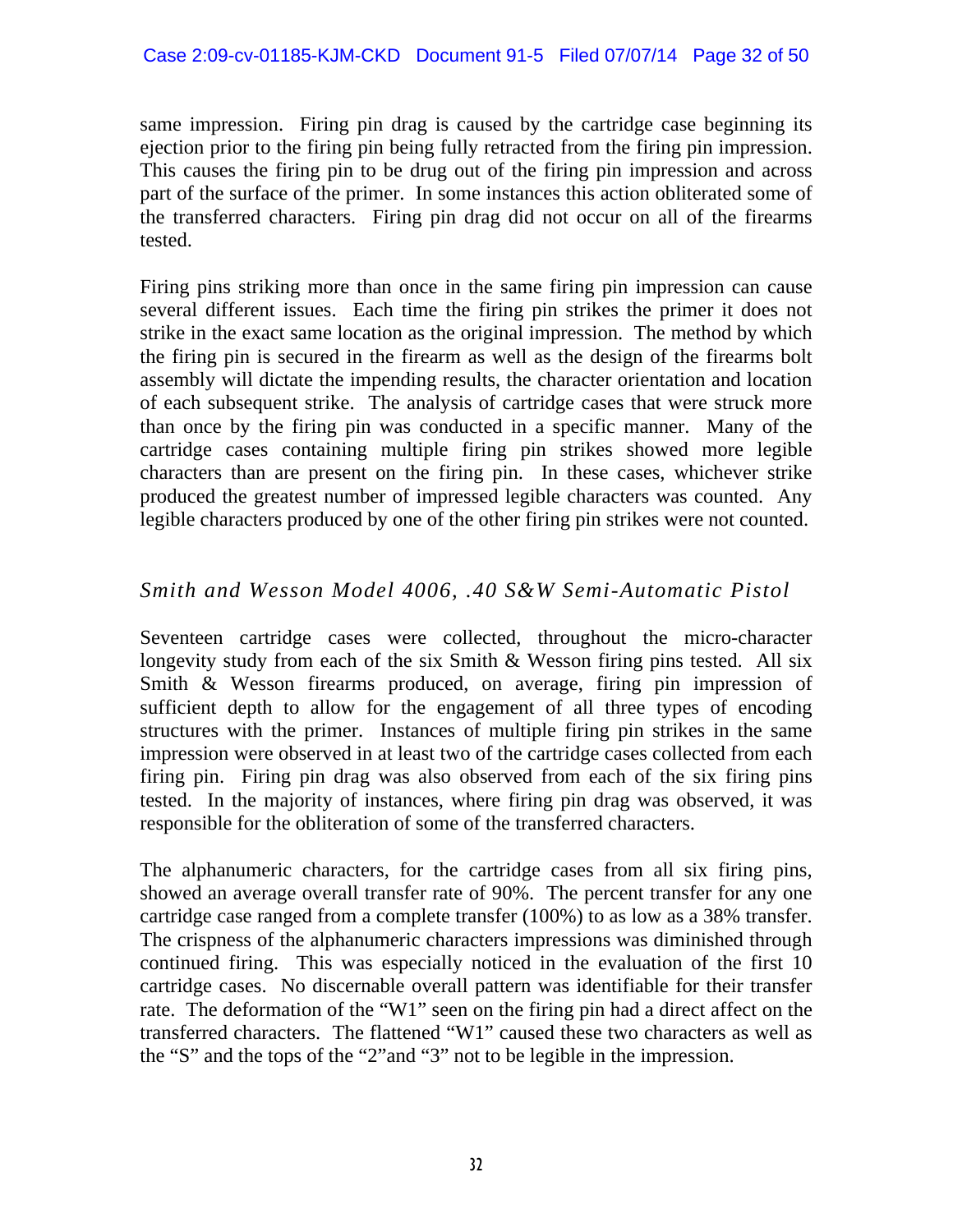same impression. Firing pin drag is caused by the cartridge case beginning its ejection prior to the firing pin being fully retracted from the firing pin impression. This causes the firing pin to be drug out of the firing pin impression and across part of the surface of the primer. In some instances this action obliterated some of the transferred characters. Firing pin drag did not occur on all of the firearms tested.

Firing pins striking more than once in the same firing pin impression can cause several different issues. Each time the firing pin strikes the primer it does not strike in the exact same location as the original impression. The method by which the firing pin is secured in the firearm as well as the design of the firearms bolt assembly will dictate the impending results, the character orientation and location of each subsequent strike. The analysis of cartridge cases that were struck more than once by the firing pin was conducted in a specific manner. Many of the cartridge cases containing multiple firing pin strikes showed more legible characters than are present on the firing pin. In these cases, whichever strike produced the greatest number of impressed legible characters was counted. Any legible characters produced by one of the other firing pin strikes were not counted.

### *Smith and Wesson Model 4006, .40 S&W Semi-Automatic Pistol*

Seventeen cartridge cases were collected, throughout the micro-character longevity study from each of the six Smith & Wesson firing pins tested. All six Smith & Wesson firearms produced, on average, firing pin impression of sufficient depth to allow for the engagement of all three types of encoding structures with the primer. Instances of multiple firing pin strikes in the same impression were observed in at least two of the cartridge cases collected from each firing pin. Firing pin drag was also observed from each of the six firing pins tested. In the majority of instances, where firing pin drag was observed, it was responsible for the obliteration of some of the transferred characters.

The alphanumeric characters, for the cartridge cases from all six firing pins, showed an average overall transfer rate of 90%. The percent transfer for any one cartridge case ranged from a complete transfer (100%) to as low as a 38% transfer. The crispness of the alphanumeric characters impressions was diminished through continued firing. This was especially noticed in the evaluation of the first 10 cartridge cases. No discernable overall pattern was identifiable for their transfer rate. The deformation of the "W1" seen on the firing pin had a direct affect on the transferred characters. The flattened "W1" caused these two characters as well as the "S" and the tops of the "2"and "3" not to be legible in the impression.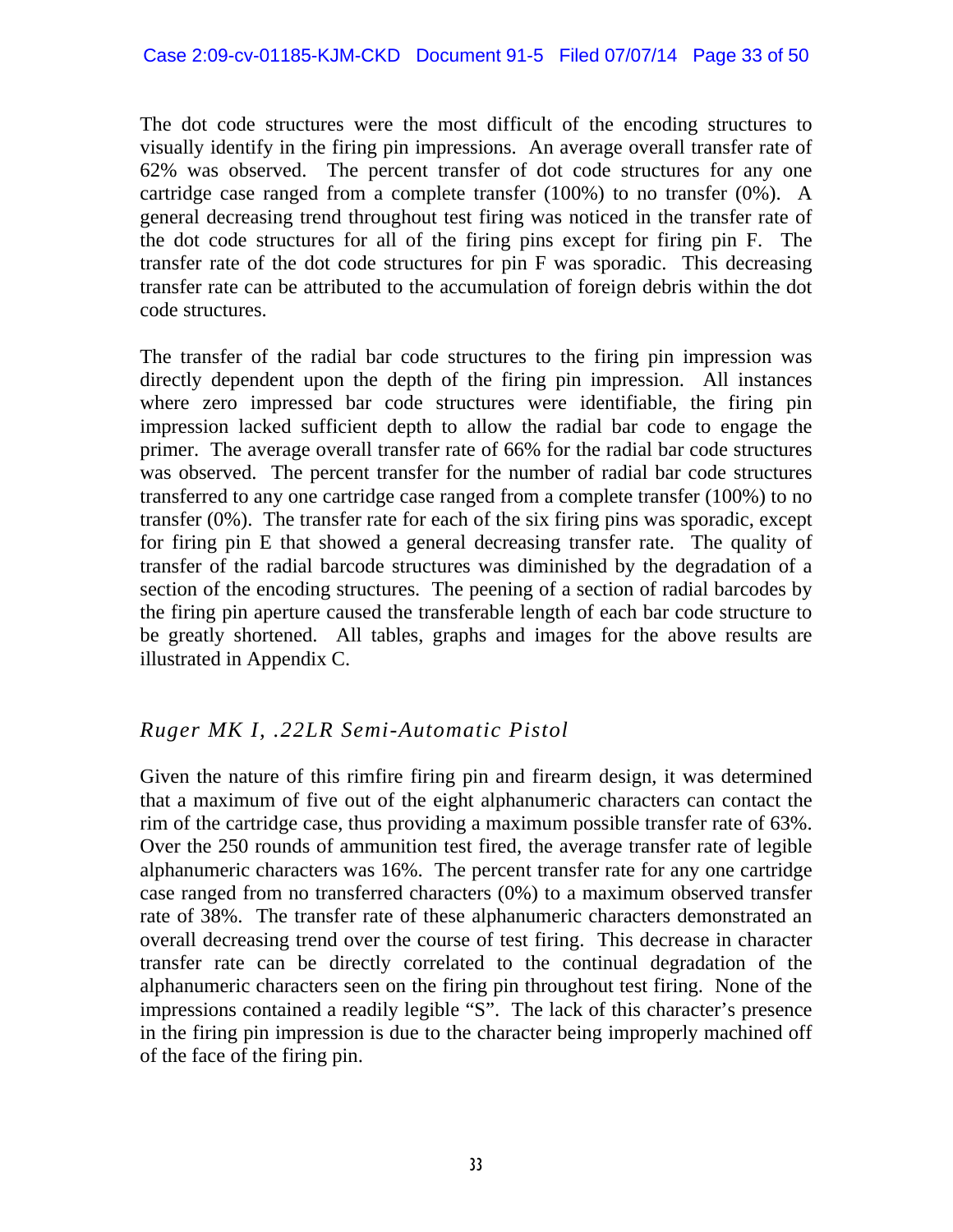The dot code structures were the most difficult of the encoding structures to visually identify in the firing pin impressions. An average overall transfer rate of 62% was observed. The percent transfer of dot code structures for any one cartridge case ranged from a complete transfer (100%) to no transfer (0%). A general decreasing trend throughout test firing was noticed in the transfer rate of the dot code structures for all of the firing pins except for firing pin F. The transfer rate of the dot code structures for pin F was sporadic. This decreasing transfer rate can be attributed to the accumulation of foreign debris within the dot code structures.

The transfer of the radial bar code structures to the firing pin impression was directly dependent upon the depth of the firing pin impression. All instances where zero impressed bar code structures were identifiable, the firing pin impression lacked sufficient depth to allow the radial bar code to engage the primer. The average overall transfer rate of 66% for the radial bar code structures was observed. The percent transfer for the number of radial bar code structures transferred to any one cartridge case ranged from a complete transfer (100%) to no transfer (0%). The transfer rate for each of the six firing pins was sporadic, except for firing pin E that showed a general decreasing transfer rate. The quality of transfer of the radial barcode structures was diminished by the degradation of a section of the encoding structures. The peening of a section of radial barcodes by the firing pin aperture caused the transferable length of each bar code structure to be greatly shortened. All tables, graphs and images for the above results are illustrated in Appendix C.

### *Ruger MK I, .22LR Semi-Automatic Pistol*

Given the nature of this rimfire firing pin and firearm design, it was determined that a maximum of five out of the eight alphanumeric characters can contact the rim of the cartridge case, thus providing a maximum possible transfer rate of 63%. Over the 250 rounds of ammunition test fired, the average transfer rate of legible alphanumeric characters was 16%. The percent transfer rate for any one cartridge case ranged from no transferred characters (0%) to a maximum observed transfer rate of 38%. The transfer rate of these alphanumeric characters demonstrated an overall decreasing trend over the course of test firing. This decrease in character transfer rate can be directly correlated to the continual degradation of the alphanumeric characters seen on the firing pin throughout test firing. None of the impressions contained a readily legible "S". The lack of this character's presence in the firing pin impression is due to the character being improperly machined off of the face of the firing pin.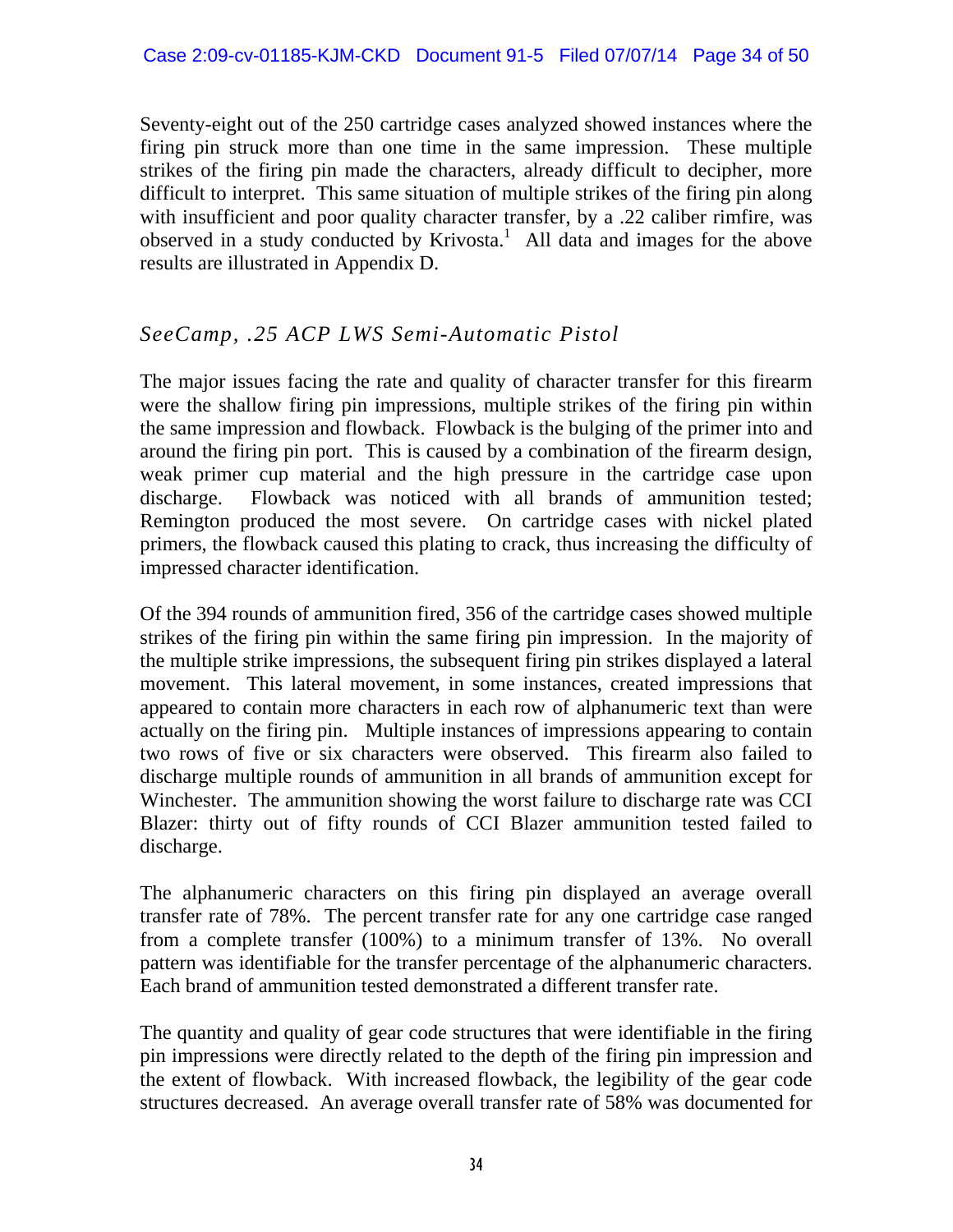Seventy-eight out of the 250 cartridge cases analyzed showed instances where the firing pin struck more than one time in the same impression. These multiple strikes of the firing pin made the characters, already difficult to decipher, more difficult to interpret. This same situation of multiple strikes of the firing pin along with insufficient and poor quality character transfer, by a .22 caliber rimfire, was observed in a study conducted by Krivosta.[1] All data and images for the above results are illustrated in Appendix D.

### *SeeCamp, .25 ACP LWS Semi-Automatic Pistol*

The major issues facing the rate and quality of character transfer for this firearm were the shallow firing pin impressions, multiple strikes of the firing pin within the same impression and flowback. Flowback is the bulging of the primer into and around the firing pin port. This is caused by a combination of the firearm design, weak primer cup material and the high pressure in the cartridge case upon discharge. Flowback was noticed with all brands of ammunition tested; Remington produced the most severe. On cartridge cases with nickel plated primers, the flowback caused this plating to crack, thus increasing the difficulty of impressed character identification.

Of the 394 rounds of ammunition fired, 356 of the cartridge cases showed multiple strikes of the firing pin within the same firing pin impression. In the majority of the multiple strike impressions, the subsequent firing pin strikes displayed a lateral movement. This lateral movement, in some instances, created impressions that appeared to contain more characters in each row of alphanumeric text than were actually on the firing pin. Multiple instances of impressions appearing to contain two rows of five or six characters were observed. This firearm also failed to discharge multiple rounds of ammunition in all brands of ammunition except for Winchester. The ammunition showing the worst failure to discharge rate was CCI Blazer: thirty out of fifty rounds of CCI Blazer ammunition tested failed to discharge.

The alphanumeric characters on this firing pin displayed an average overall transfer rate of 78%. The percent transfer rate for any one cartridge case ranged from a complete transfer (100%) to a minimum transfer of 13%. No overall pattern was identifiable for the transfer percentage of the alphanumeric characters. Each brand of ammunition tested demonstrated a different transfer rate.

The quantity and quality of gear code structures that were identifiable in the firing pin impressions were directly related to the depth of the firing pin impression and the extent of flowback. With increased flowback, the legibility of the gear code structures decreased. An average overall transfer rate of 58% was documented for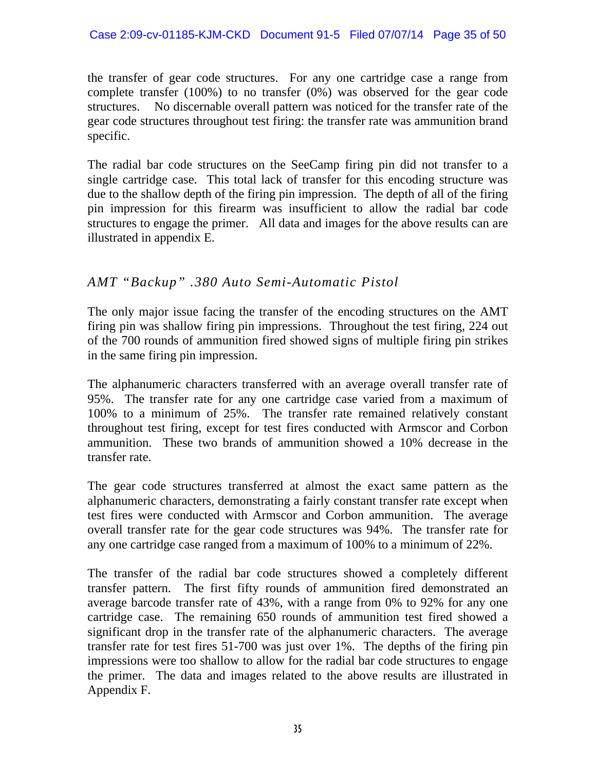the transfer of gear code structures. For any one cartridge case a range from complete transfer (100%) to no transfer (0%) was observed for the gear code structures. No discernable overall pattern was noticed for the transfer rate of the gear code structures throughout test firing: the transfer rate was ammunition brand specific.

The radial bar code structures on the SeeCamp firing pin did not transfer to a single cartridge case. This total lack of transfer for this encoding structure was due to the shallow depth of the firing pin impression. The depth of all of the firing pin impression for this firearm was insufficient to allow the radial bar code structures to engage the primer. All data and images for the above results can are illustrated in appendix E.

### *AMT "Backup" .380 Auto Semi-Automatic Pistol*

The only major issue facing the transfer of the encoding structures on the AMT firing pin was shallow firing pin impressions. Throughout the test firing, 224 out of the 700 rounds of ammunition fired showed signs of multiple firing pin strikes in the same firing pin impression.

The alphanumeric characters transferred with an average overall transfer rate of 95%. The transfer rate for any one cartridge case varied from a maximum of 100% to a minimum of 25%. The transfer rate remained relatively constant throughout test firing, except for test fires conducted with Armscor and Corbon ammunition. These two brands of ammunition showed a 10% decrease in the transfer rate.

The gear code structures transferred at almost the exact same pattern as the alphanumeric characters, demonstrating a fairly constant transfer rate except when test fires were conducted with Armscor and Corbon ammunition. The average overall transfer rate for the gear code structures was 94%. The transfer rate for any one cartridge case ranged from a maximum of 100% to a minimum of 22%.

The transfer of the radial bar code structures showed a completely different transfer pattern. The first fifty rounds of ammunition fired demonstrated an average barcode transfer rate of 43%, with a range from 0% to 92% for any one cartridge case. The remaining 650 rounds of ammunition test fired showed a significant drop in the transfer rate of the alphanumeric characters. The average transfer rate for test fires 51-700 was just over 1%. The depths of the firing pin impressions were too shallow to allow for the radial bar code structures to engage the primer. The data and images related to the above results are illustrated in Appendix F.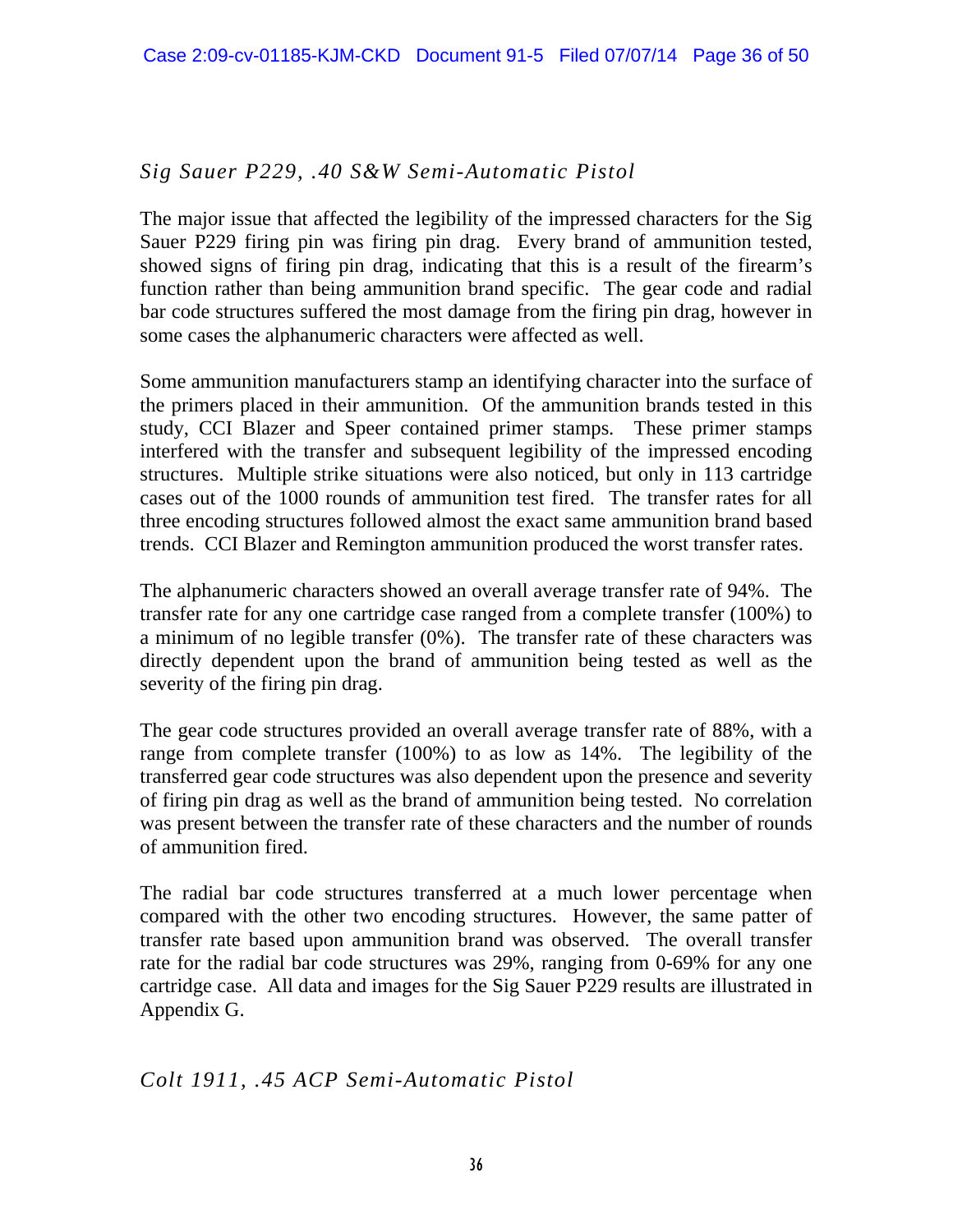### *Sig Sauer P229, .40 S&W Semi-Automatic Pistol*

The major issue that affected the legibility of the impressed characters for the Sig Sauer P229 firing pin was firing pin drag. Every brand of ammunition tested, showed signs of firing pin drag, indicating that this is a result of the firearm's function rather than being ammunition brand specific. The gear code and radial bar code structures suffered the most damage from the firing pin drag, however in some cases the alphanumeric characters were affected as well.

Some ammunition manufacturers stamp an identifying character into the surface of the primers placed in their ammunition. Of the ammunition brands tested in this study, CCI Blazer and Speer contained primer stamps. These primer stamps interfered with the transfer and subsequent legibility of the impressed encoding structures. Multiple strike situations were also noticed, but only in 113 cartridge cases out of the 1000 rounds of ammunition test fired. The transfer rates for all three encoding structures followed almost the exact same ammunition brand based trends. CCI Blazer and Remington ammunition produced the worst transfer rates.

The alphanumeric characters showed an overall average transfer rate of 94%. The transfer rate for any one cartridge case ranged from a complete transfer (100%) to a minimum of no legible transfer (0%). The transfer rate of these characters was directly dependent upon the brand of ammunition being tested as well as the severity of the firing pin drag.

The gear code structures provided an overall average transfer rate of 88%, with a range from complete transfer (100%) to as low as 14%. The legibility of the transferred gear code structures was also dependent upon the presence and severity of firing pin drag as well as the brand of ammunition being tested. No correlation was present between the transfer rate of these characters and the number of rounds of ammunition fired.

The radial bar code structures transferred at a much lower percentage when compared with the other two encoding structures. However, the same patter of transfer rate based upon ammunition brand was observed. The overall transfer rate for the radial bar code structures was 29%, ranging from 0-69% for any one cartridge case. All data and images for the Sig Sauer P229 results are illustrated in Appendix G.

### *Colt 1911, .45 ACP Semi-Automatic Pistol*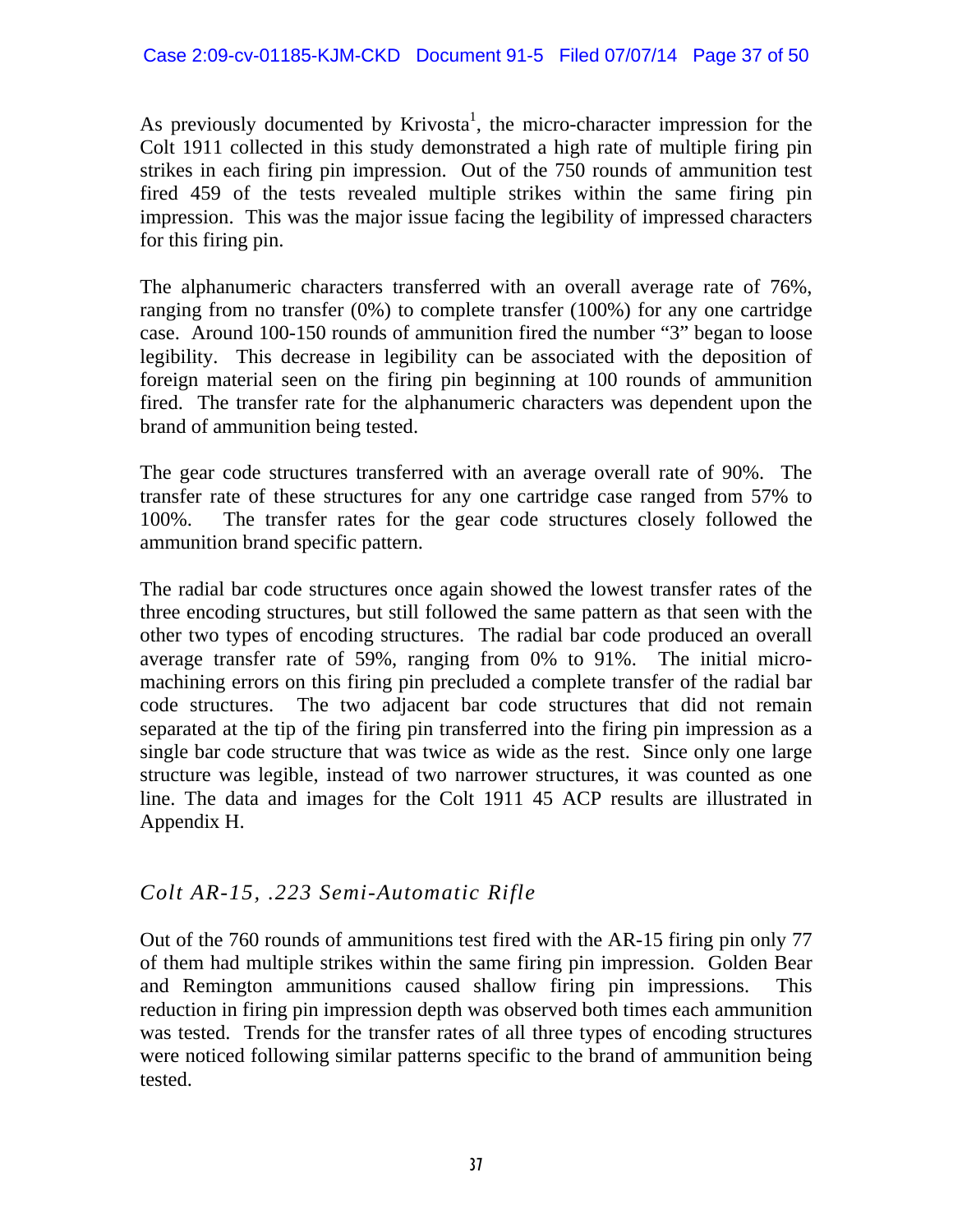As previously documented by Krivosta[1], the micro-character impression for the Colt 1911 collected in this study demonstrated a high rate of multiple firing pin strikes in each firing pin impression. Out of the 750 rounds of ammunition test fired 459 of the tests revealed multiple strikes within the same firing pin impression. This was the major issue facing the legibility of impressed characters for this firing pin.

The alphanumeric characters transferred with an overall average rate of 76%, ranging from no transfer (0%) to complete transfer (100%) for any one cartridge case. Around 100-150 rounds of ammunition fired the number "3" began to loose legibility. This decrease in legibility can be associated with the deposition of foreign material seen on the firing pin beginning at 100 rounds of ammunition fired. The transfer rate for the alphanumeric characters was dependent upon the brand of ammunition being tested.

The gear code structures transferred with an average overall rate of 90%. The transfer rate of these structures for any one cartridge case ranged from 57% to 100%. The transfer rates for the gear code structures closely followed the ammunition brand specific pattern.

The radial bar code structures once again showed the lowest transfer rates of the three encoding structures, but still followed the same pattern as that seen with the other two types of encoding structures. The radial bar code produced an overall average transfer rate of 59%, ranging from 0% to 91%. The initial micro-machining errors on this firing pin precluded a complete transfer of the radial bar code structures. The two adjacent bar code structures that did not remain separated at the tip of the firing pin transferred into the firing pin impression as a single bar code structure that was twice as wide as the rest. Since only one large structure was legible, instead of two narrower structures, it was counted as one line. The data and images for the Colt 1911 45 ACP results are illustrated in Appendix H.

### *Colt AR-15, .223 Semi-Automatic Rifle*

Out of the 760 rounds of ammunitions test fired with the AR-15 firing pin only 77 of them had multiple strikes within the same firing pin impression. Golden Bear and Remington ammunitions caused shallow firing pin impressions. This reduction in firing pin impression depth was observed both times each ammunition was tested. Trends for the transfer rates of all three types of encoding structures were noticed following similar patterns specific to the brand of ammunition being tested.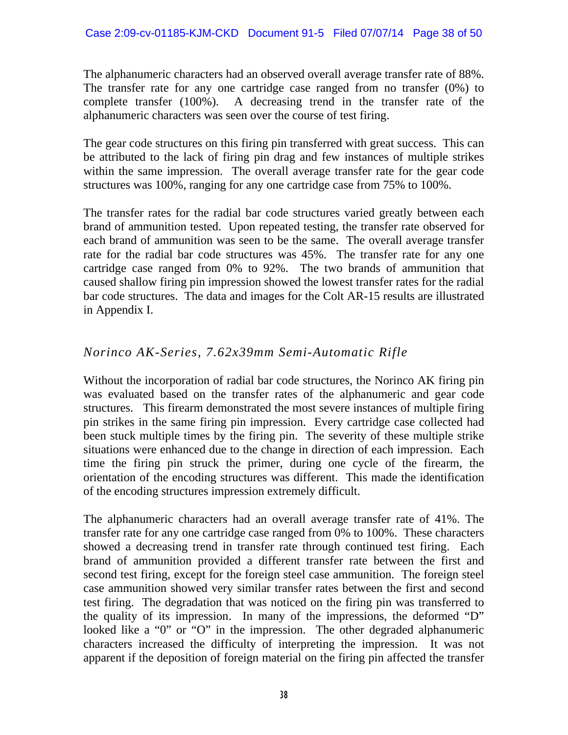The alphanumeric characters had an observed overall average transfer rate of 88%. The transfer rate for any one cartridge case ranged from no transfer (0%) to complete transfer (100%). A decreasing trend in the transfer rate of the alphanumeric characters was seen over the course of test firing.

The gear code structures on this firing pin transferred with great success. This can be attributed to the lack of firing pin drag and few instances of multiple strikes within the same impression. The overall average transfer rate for the gear code structures was 100%, ranging for any one cartridge case from 75% to 100%.

The transfer rates for the radial bar code structures varied greatly between each brand of ammunition tested. Upon repeated testing, the transfer rate observed for each brand of ammunition was seen to be the same. The overall average transfer rate for the radial bar code structures was 45%. The transfer rate for any one cartridge case ranged from 0% to 92%. The two brands of ammunition that caused shallow firing pin impression showed the lowest transfer rates for the radial bar code structures. The data and images for the Colt AR-15 results are illustrated in Appendix I.

### *Norinco AK-Series, 7.62x39mm Semi-Automatic Rifle*

Without the incorporation of radial bar code structures, the Norinco AK firing pin was evaluated based on the transfer rates of the alphanumeric and gear code structures. This firearm demonstrated the most severe instances of multiple firing pin strikes in the same firing pin impression. Every cartridge case collected had been stuck multiple times by the firing pin. The severity of these multiple strike situations were enhanced due to the change in direction of each impression. Each time the firing pin struck the primer, during one cycle of the firearm, the orientation of the encoding structures was different. This made the identification of the encoding structures impression extremely difficult.

The alphanumeric characters had an overall average transfer rate of 41%. The transfer rate for any one cartridge case ranged from 0% to 100%. These characters showed a decreasing trend in transfer rate through continued test firing. Each brand of ammunition provided a different transfer rate between the first and second test firing, except for the foreign steel case ammunition. The foreign steel case ammunition showed very similar transfer rates between the first and second test firing. The degradation that was noticed on the firing pin was transferred to the quality of its impression. In many of the impressions, the deformed "D" looked like a "0" or "O" in the impression. The other degraded alphanumeric characters increased the difficulty of interpreting the impression. It was not apparent if the deposition of foreign material on the firing pin affected the transfer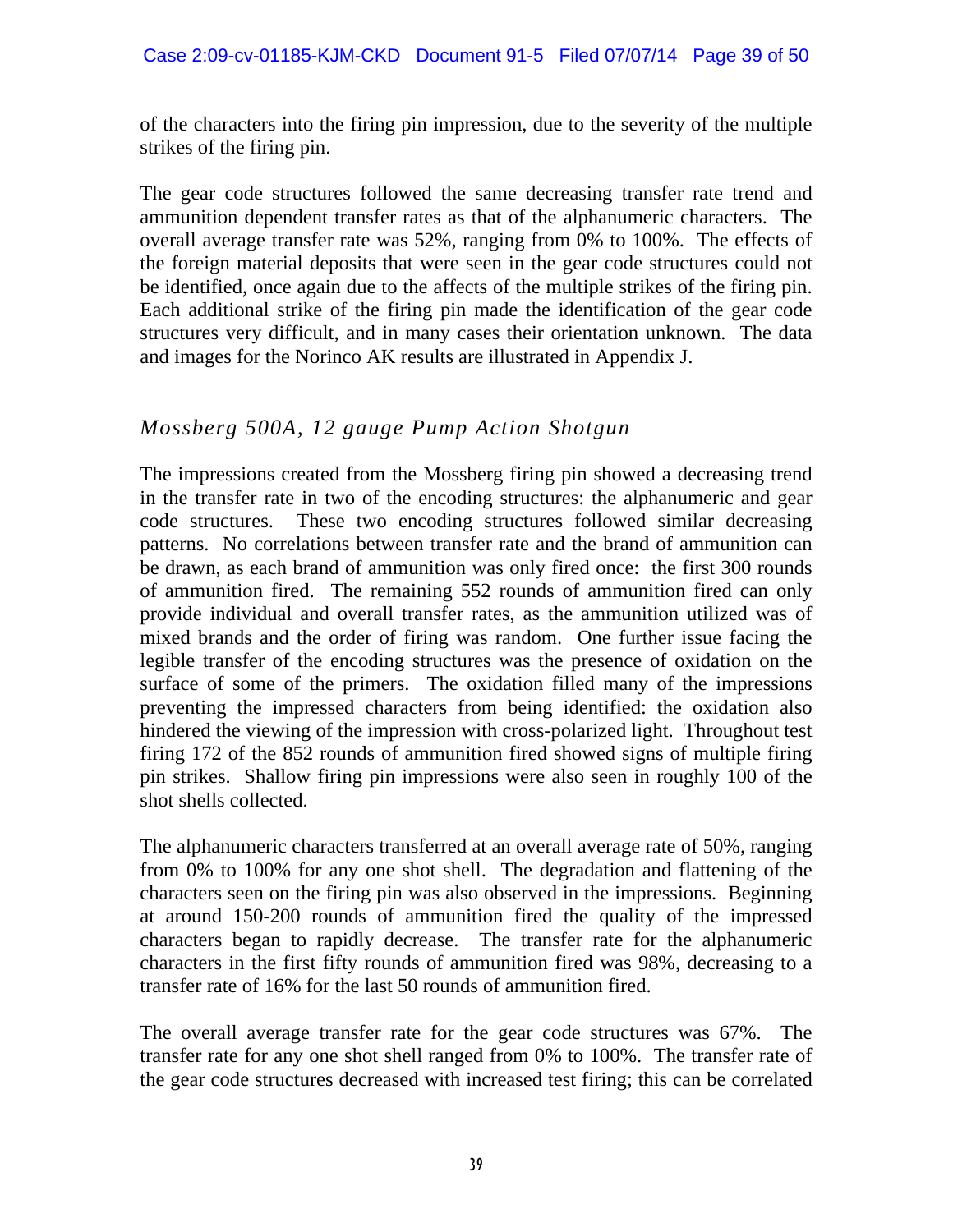of the characters into the firing pin impression, due to the severity of the multiple strikes of the firing pin.

The gear code structures followed the same decreasing transfer rate trend and ammunition dependent transfer rates as that of the alphanumeric characters. The overall average transfer rate was 52%, ranging from 0% to 100%. The effects of the foreign material deposits that were seen in the gear code structures could not be identified, once again due to the affects of the multiple strikes of the firing pin. Each additional strike of the firing pin made the identification of the gear code structures very difficult, and in many cases their orientation unknown. The data and images for the Norinco AK results are illustrated in Appendix J.

### *Mossberg 500A, 12 gauge Pump Action Shotgun*

The impressions created from the Mossberg firing pin showed a decreasing trend in the transfer rate in two of the encoding structures: the alphanumeric and gear code structures. These two encoding structures followed similar decreasing patterns. No correlations between transfer rate and the brand of ammunition can be drawn, as each brand of ammunition was only fired once: the first 300 rounds of ammunition fired. The remaining 552 rounds of ammunition fired can only provide individual and overall transfer rates, as the ammunition utilized was of mixed brands and the order of firing was random. One further issue facing the legible transfer of the encoding structures was the presence of oxidation on the surface of some of the primers. The oxidation filled many of the impressions preventing the impressed characters from being identified: the oxidation also hindered the viewing of the impression with cross-polarized light. Throughout test firing 172 of the 852 rounds of ammunition fired showed signs of multiple firing pin strikes. Shallow firing pin impressions were also seen in roughly 100 of the shot shells collected.

The alphanumeric characters transferred at an overall average rate of 50%, ranging from 0% to 100% for any one shot shell. The degradation and flattening of the characters seen on the firing pin was also observed in the impressions. Beginning at around 150-200 rounds of ammunition fired the quality of the impressed characters began to rapidly decrease. The transfer rate for the alphanumeric characters in the first fifty rounds of ammunition fired was 98%, decreasing to a transfer rate of 16% for the last 50 rounds of ammunition fired.

The overall average transfer rate for the gear code structures was 67%. The transfer rate for any one shot shell ranged from 0% to 100%. The transfer rate of the gear code structures decreased with increased test firing; this can be correlated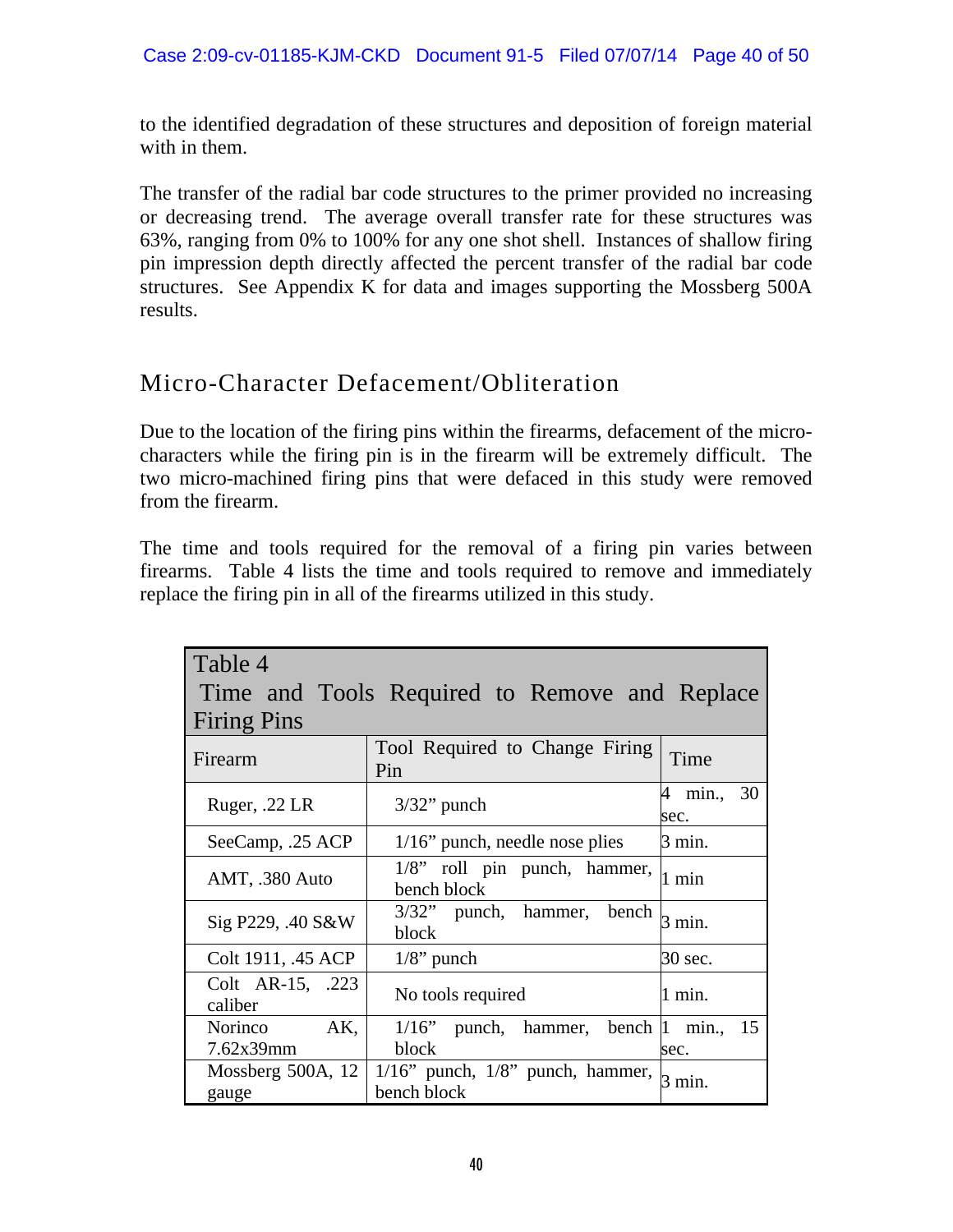to the identified degradation of these structures and deposition of foreign material with in them.

The transfer of the radial bar code structures to the primer provided no increasing or decreasing trend. The average overall transfer rate for these structures was 63%, ranging from 0% to 100% for any one shot shell. Instances of shallow firing pin impression depth directly affected the percent transfer of the radial bar code structures. See Appendix K for data and images supporting the Mossberg 500A results.

## Micro-Character Defacement/Obliteration

Due to the location of the firing pins within the firearms, defacement of the micro-characters while the firing pin is in the firearm will be extremely difficult. The two micro-machined firing pins that were defaced in this study were removed from the firearm.

The time and tools required for the removal of a firing pin varies between firearms. Table 4 lists the time and tools required to remove and immediately replace the firing pin in all of the firearms utilized in this study.

Table 4
Time and Tools Required to Remove and Replace Firing Pins

| Firearm | Tool Required to Change Firing Pin | Time |
|---|---|---|
| Ruger, .22 LR | 3/32" punch | 4 min., 30 sec. |
| SeeCamp, .25 ACP | 1/16" punch, needle nose plies | 3 min. |
| AMT, .380 Auto | 1/8" roll pin punch, hammer, bench block | 1 min |
| Sig P229, .40 S&W | 3/32" punch, hammer, bench block | 3 min. |
| Colt 1911, .45 ACP | 1/8" punch | 30 sec. |
| Colt AR-15, .223 caliber | No tools required | 1 min. |
| Norinco AK, 7.62x39mm | 1/16" punch, hammer, bench block | 1 min., 15 sec. |
| Mossberg 500A, 12 gauge | 1/16" punch, 1/8" punch, hammer, bench block | 3 min. |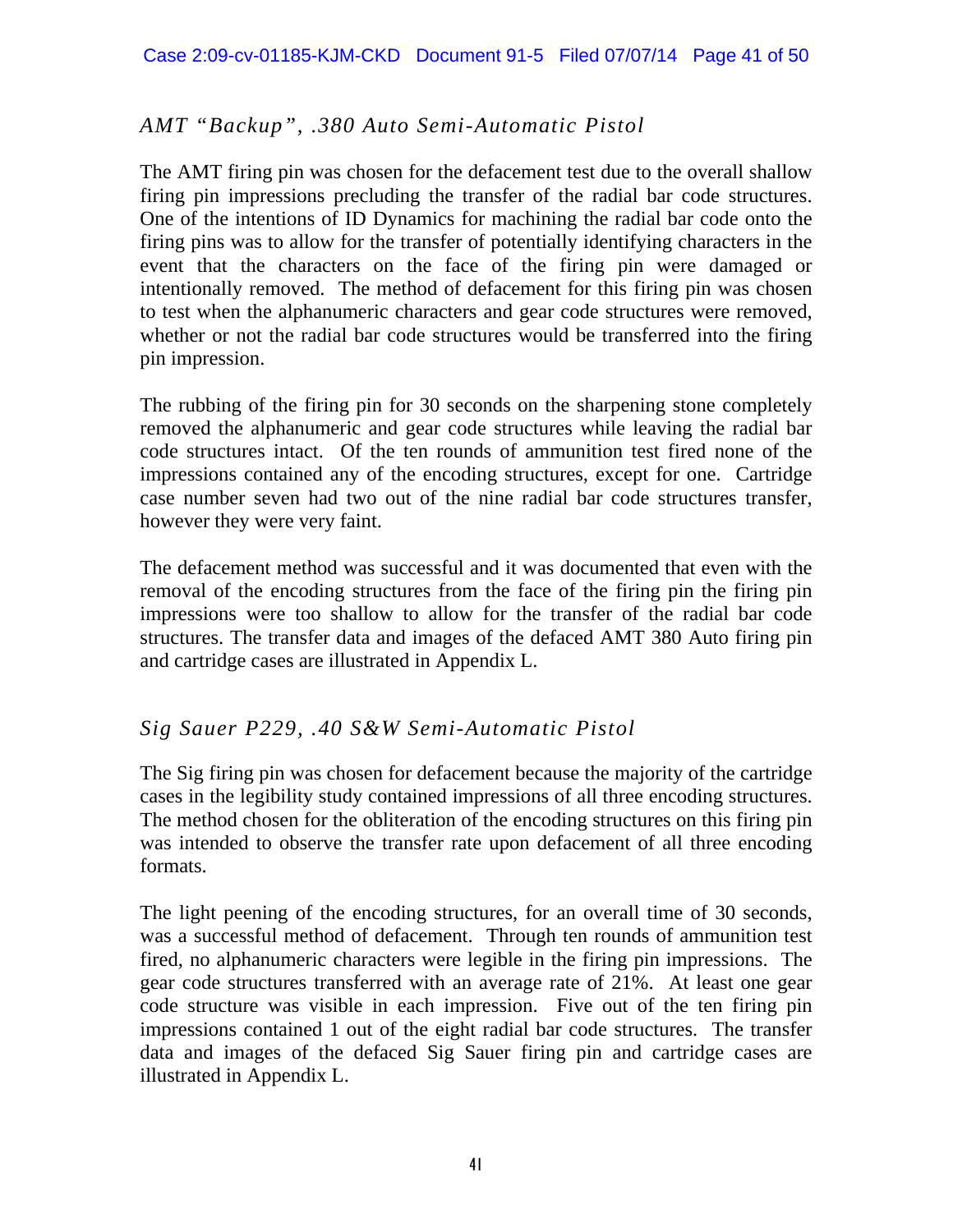*AMT "Backup", .380 Auto Semi-Automatic Pistol*

The AMT firing pin was chosen for the defacement test due to the overall shallow firing pin impressions precluding the transfer of the radial bar code structures. One of the intentions of ID Dynamics for machining the radial bar code onto the firing pins was to allow for the transfer of potentially identifying characters in the event that the characters on the face of the firing pin were damaged or intentionally removed. The method of defacement for this firing pin was chosen to test when the alphanumeric characters and gear code structures were removed, whether or not the radial bar code structures would be transferred into the firing pin impression.

The rubbing of the firing pin for 30 seconds on the sharpening stone completely removed the alphanumeric and gear code structures while leaving the radial bar code structures intact. Of the ten rounds of ammunition test fired none of the impressions contained any of the encoding structures, except for one. Cartridge case number seven had two out of the nine radial bar code structures transfer, however they were very faint.

The defacement method was successful and it was documented that even with the removal of the encoding structures from the face of the firing pin the firing pin impressions were too shallow to allow for the transfer of the radial bar code structures. The transfer data and images of the defaced AMT 380 Auto firing pin and cartridge cases are illustrated in Appendix L.

*Sig Sauer P229, .40 S&W Semi-Automatic Pistol*

The Sig firing pin was chosen for defacement because the majority of the cartridge cases in the legibility study contained impressions of all three encoding structures. The method chosen for the obliteration of the encoding structures on this firing pin was intended to observe the transfer rate upon defacement of all three encoding formats.

The light peening of the encoding structures, for an overall time of 30 seconds, was a successful method of defacement. Through ten rounds of ammunition test fired, no alphanumeric characters were legible in the firing pin impressions. The gear code structures transferred with an average rate of 21%. At least one gear code structure was visible in each impression. Five out of the ten firing pin impressions contained 1 out of the eight radial bar code structures. The transfer data and images of the defaced Sig Sauer firing pin and cartridge cases are illustrated in Appendix L.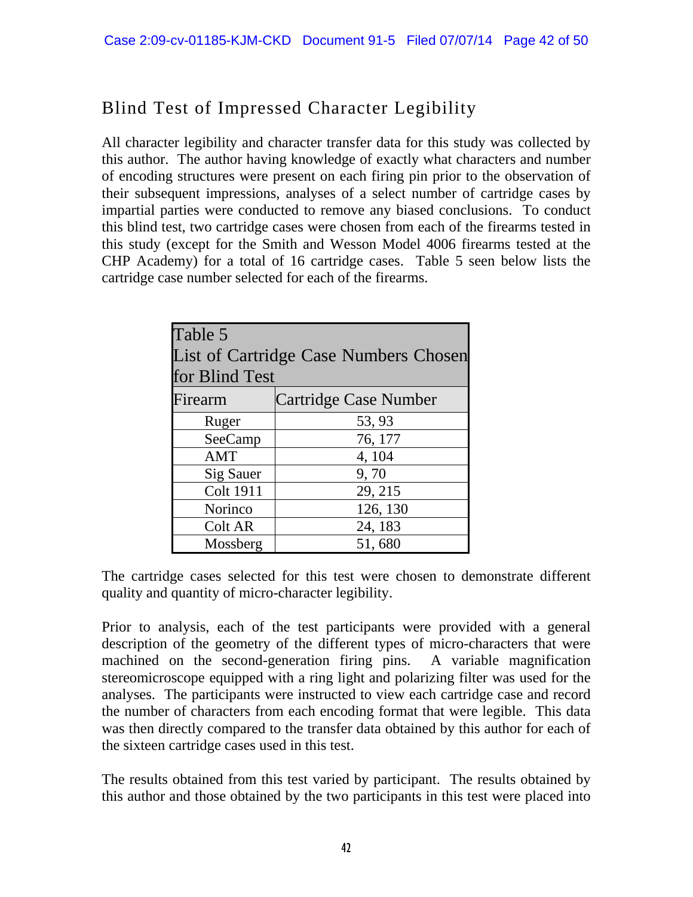## Blind Test of Impressed Character Legibility

All character legibility and character transfer data for this study was collected by this author. The author having knowledge of exactly what characters and number of encoding structures were present on each firing pin prior to the observation of their subsequent impressions, analyses of a select number of cartridge cases by impartial parties were conducted to remove any biased conclusions. To conduct this blind test, two cartridge cases were chosen from each of the firearms tested in this study (except for the Smith and Wesson Model 4006 firearms tested at the CHP Academy) for a total of 16 cartridge cases. Table 5 seen below lists the cartridge case number selected for each of the firearms.

Table 5
List of Cartridge Case Numbers Chosen for Blind Test

| Firearm | Cartridge Case Number |
|---|---|
| Ruger | 53, 93 |
| SeeCamp | 76, 177 |
| AMT | 4, 104 |
| Sig Sauer | 9, 70 |
| Colt 1911 | 29, 215 |
| Norinco | 126, 130 |
| Colt AR | 24, 183 |
| Mossberg | 51, 680 |

The cartridge cases selected for this test were chosen to demonstrate different quality and quantity of micro-character legibility.

Prior to analysis, each of the test participants were provided with a general description of the geometry of the different types of micro-characters that were machined on the second-generation firing pins. A variable magnification stereomicroscope equipped with a ring light and polarizing filter was used for the analyses. The participants were instructed to view each cartridge case and record the number of characters from each encoding format that were legible. This data was then directly compared to the transfer data obtained by this author for each of the sixteen cartridge cases used in this test.

The results obtained from this test varied by participant. The results obtained by this author and those obtained by the two participants in this test were placed into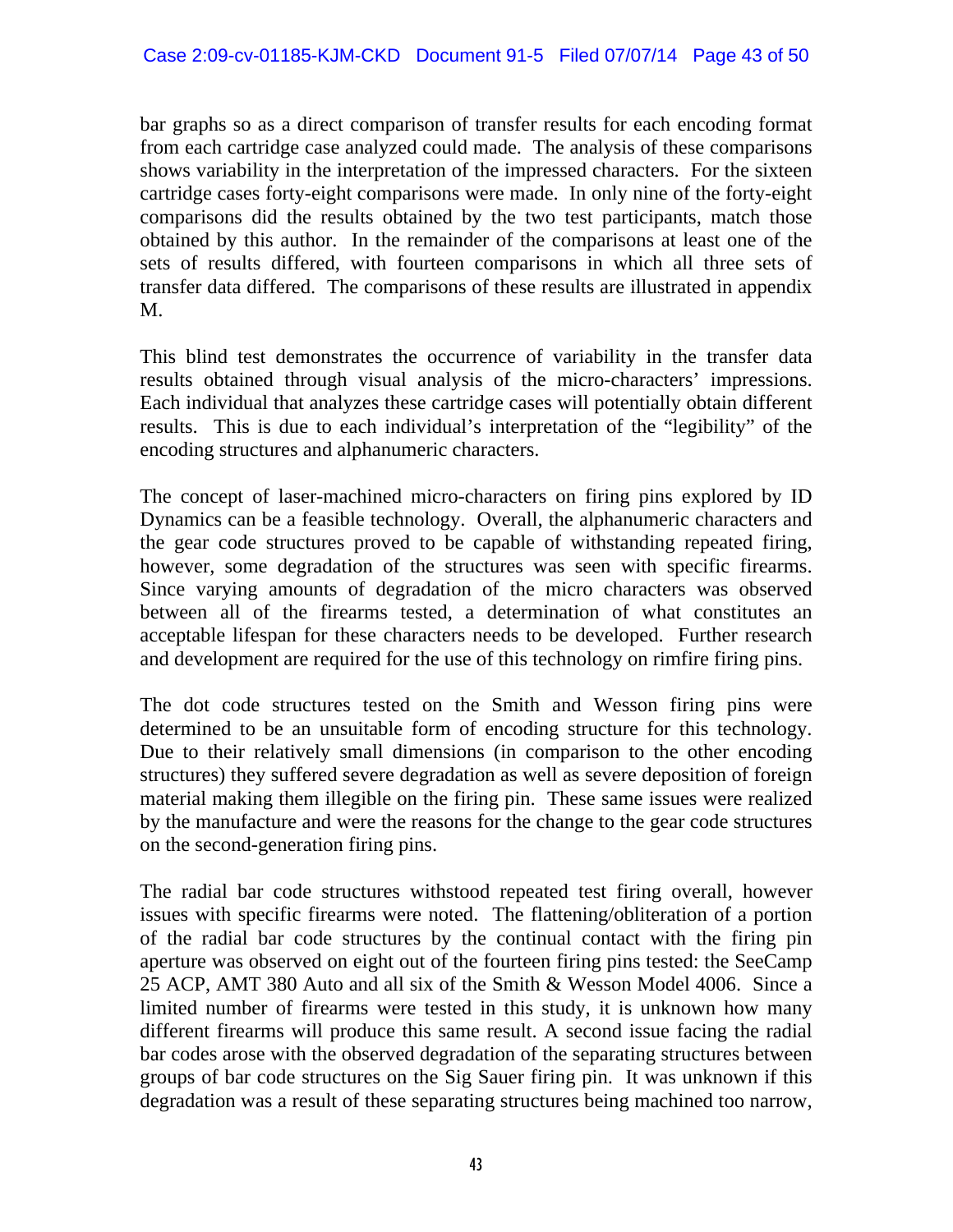bar graphs so as a direct comparison of transfer results for each encoding format from each cartridge case analyzed could made. The analysis of these comparisons shows variability in the interpretation of the impressed characters. For the sixteen cartridge cases forty-eight comparisons were made. In only nine of the forty-eight comparisons did the results obtained by the two test participants, match those obtained by this author. In the remainder of the comparisons at least one of the sets of results differed, with fourteen comparisons in which all three sets of transfer data differed. The comparisons of these results are illustrated in appendix M.

This blind test demonstrates the occurrence of variability in the transfer data results obtained through visual analysis of the micro-characters' impressions. Each individual that analyzes these cartridge cases will potentially obtain different results. This is due to each individual's interpretation of the "legibility" of the encoding structures and alphanumeric characters.

The concept of laser-machined micro-characters on firing pins explored by ID Dynamics can be a feasible technology. Overall, the alphanumeric characters and the gear code structures proved to be capable of withstanding repeated firing, however, some degradation of the structures was seen with specific firearms. Since varying amounts of degradation of the micro characters was observed between all of the firearms tested, a determination of what constitutes an acceptable lifespan for these characters needs to be developed. Further research and development are required for the use of this technology on rimfire firing pins.

The dot code structures tested on the Smith and Wesson firing pins were determined to be an unsuitable form of encoding structure for this technology. Due to their relatively small dimensions (in comparison to the other encoding structures) they suffered severe degradation as well as severe deposition of foreign material making them illegible on the firing pin. These same issues were realized by the manufacture and were the reasons for the change to the gear code structures on the second-generation firing pins.

The radial bar code structures withstood repeated test firing overall, however issues with specific firearms were noted. The flattening/obliteration of a portion of the radial bar code structures by the continual contact with the firing pin aperture was observed on eight out of the fourteen firing pins tested: the SeeCamp 25 ACP, AMT 380 Auto and all six of the Smith & Wesson Model 4006. Since a limited number of firearms were tested in this study, it is unknown how many different firearms will produce this same result. A second issue facing the radial bar codes arose with the observed degradation of the separating structures between groups of bar code structures on the Sig Sauer firing pin. It was unknown if this degradation was a result of these separating structures being machined too narrow,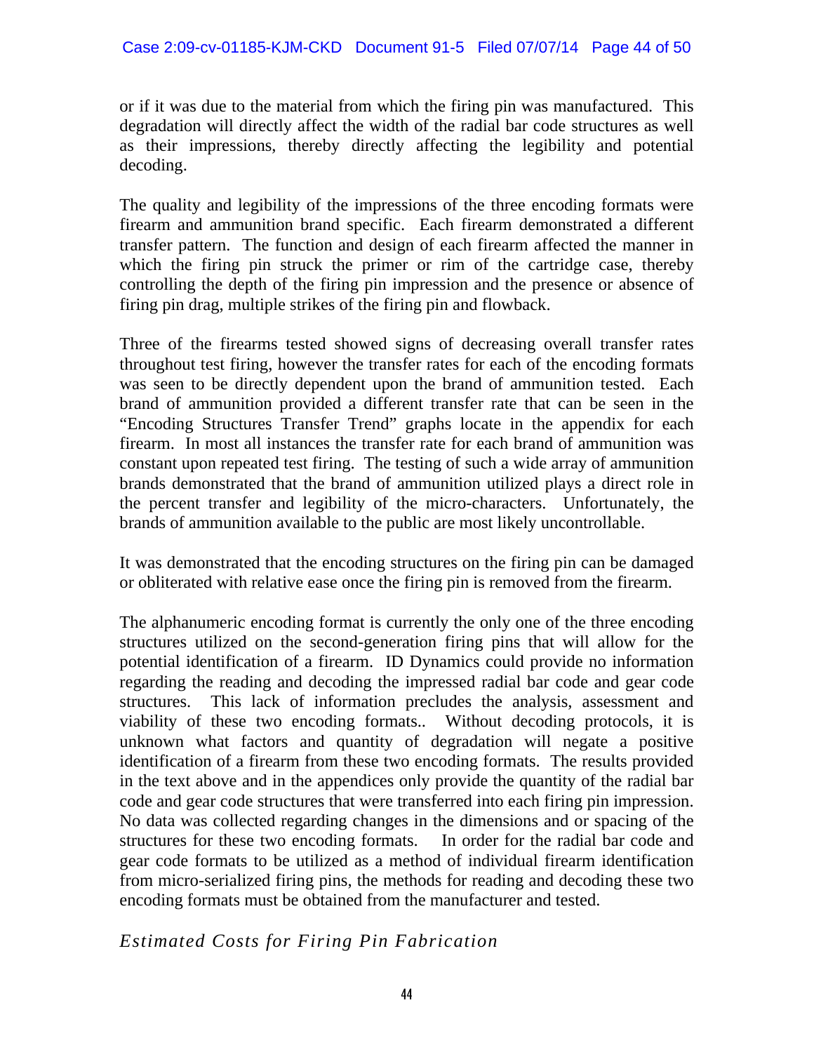or if it was due to the material from which the firing pin was manufactured. This degradation will directly affect the width of the radial bar code structures as well as their impressions, thereby directly affecting the legibility and potential decoding.

The quality and legibility of the impressions of the three encoding formats were firearm and ammunition brand specific. Each firearm demonstrated a different transfer pattern. The function and design of each firearm affected the manner in which the firing pin struck the primer or rim of the cartridge case, thereby controlling the depth of the firing pin impression and the presence or absence of firing pin drag, multiple strikes of the firing pin and flowback.

Three of the firearms tested showed signs of decreasing overall transfer rates throughout test firing, however the transfer rates for each of the encoding formats was seen to be directly dependent upon the brand of ammunition tested. Each brand of ammunition provided a different transfer rate that can be seen in the "Encoding Structures Transfer Trend" graphs locate in the appendix for each firearm. In most all instances the transfer rate for each brand of ammunition was constant upon repeated test firing. The testing of such a wide array of ammunition brands demonstrated that the brand of ammunition utilized plays a direct role in the percent transfer and legibility of the micro-characters. Unfortunately, the brands of ammunition available to the public are most likely uncontrollable.

It was demonstrated that the encoding structures on the firing pin can be damaged or obliterated with relative ease once the firing pin is removed from the firearm.

The alphanumeric encoding format is currently the only one of the three encoding structures utilized on the second-generation firing pins that will allow for the potential identification of a firearm. ID Dynamics could provide no information regarding the reading and decoding the impressed radial bar code and gear code structures. This lack of information precludes the analysis, assessment and viability of these two encoding formats.. Without decoding protocols, it is unknown what factors and quantity of degradation will negate a positive identification of a firearm from these two encoding formats. The results provided in the text above and in the appendices only provide the quantity of the radial bar code and gear code structures that were transferred into each firing pin impression. No data was collected regarding changes in the dimensions and or spacing of the structures for these two encoding formats. In order for the radial bar code and gear code formats to be utilized as a method of individual firearm identification from micro-serialized firing pins, the methods for reading and decoding these two encoding formats must be obtained from the manufacturer and tested.

### *Estimated Costs for Firing Pin Fabrication*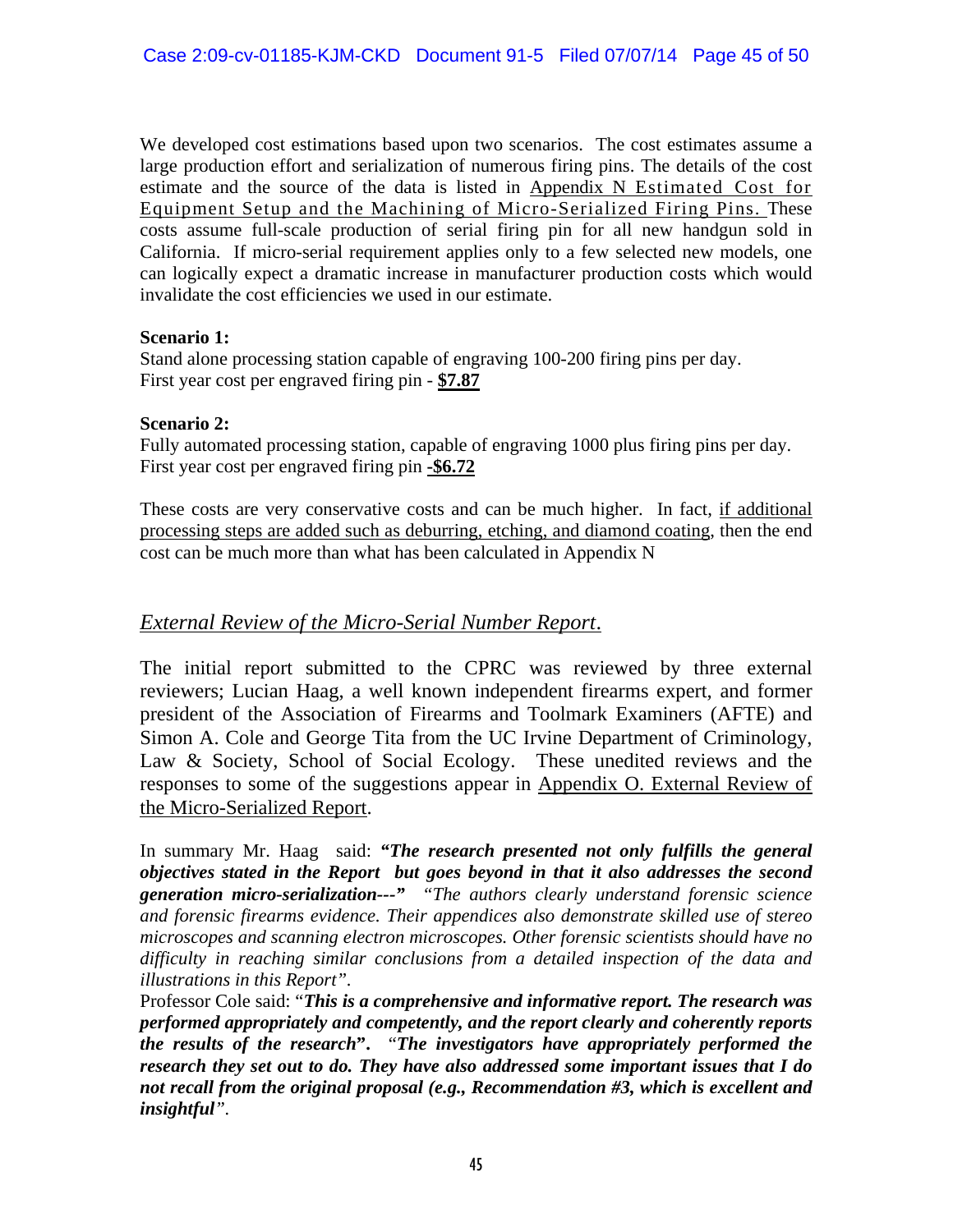We developed cost estimations based upon two scenarios. The cost estimates assume a large production effort and serialization of numerous firing pins. The details of the cost estimate and the source of the data is listed in <u>Appendix N Estimated Cost for Equipment Setup and the Machining of Micro-Serialized Firing Pins.</u> These costs assume full-scale production of serial firing pin for all new handgun sold in California. If micro-serial requirement applies only to a few selected new models, one can logically expect a dramatic increase in manufacturer production costs which would invalidate the cost efficiencies we used in our estimate.

**Scenario 1:**
Stand alone processing station capable of engraving 100-200 firing pins per day.
First year cost per engraved firing pin - **<u>$7.87</u>**

**Scenario 2:**
Fully automated processing station, capable of engraving 1000 plus firing pins per day.
First year cost per engraved firing pin **<u>-$6.72</u>**

These costs are very conservative costs and can be much higher. In fact, <u>if additional processing steps are added such as deburring, etching, and diamond coating</u>, then the end cost can be much more than what has been calculated in Appendix N

## *External Review of the Micro-Serial Number Report*.

The initial report submitted to the CPRC was reviewed by three external reviewers; Lucian Haag, a well known independent firearms expert, and former president of the Association of Firearms and Toolmark Examiners (AFTE) and Simon A. Cole and George Tita from the UC Irvine Department of Criminology, Law & Society, School of Social Ecology. These unedited reviews and the responses to some of the suggestions appear in <u>Appendix O. External Review of the Micro-Serialized Report</u>.

In summary Mr. Haag said: ***"The research presented not only fulfills the general objectives stated in the Report but goes beyond in that it also addresses the second generation micro-serialization---"*** *"The authors clearly understand forensic science and forensic firearms evidence. Their appendices also demonstrate skilled use of stereo microscopes and scanning electron microscopes. Other forensic scientists should have no difficulty in reaching similar conclusions from a detailed inspection of the data and illustrations in this Report".*

Professor Cole said: "***This is a comprehensive and informative report. The research was performed appropriately and competently, and the report clearly and coherently reports the results of the research*****"**. "***The investigators have appropriately performed the research they set out to do. They have also addressed some important issues that I do not recall from the original proposal (e.g., Recommendation #3, which is excellent and insightful****"*.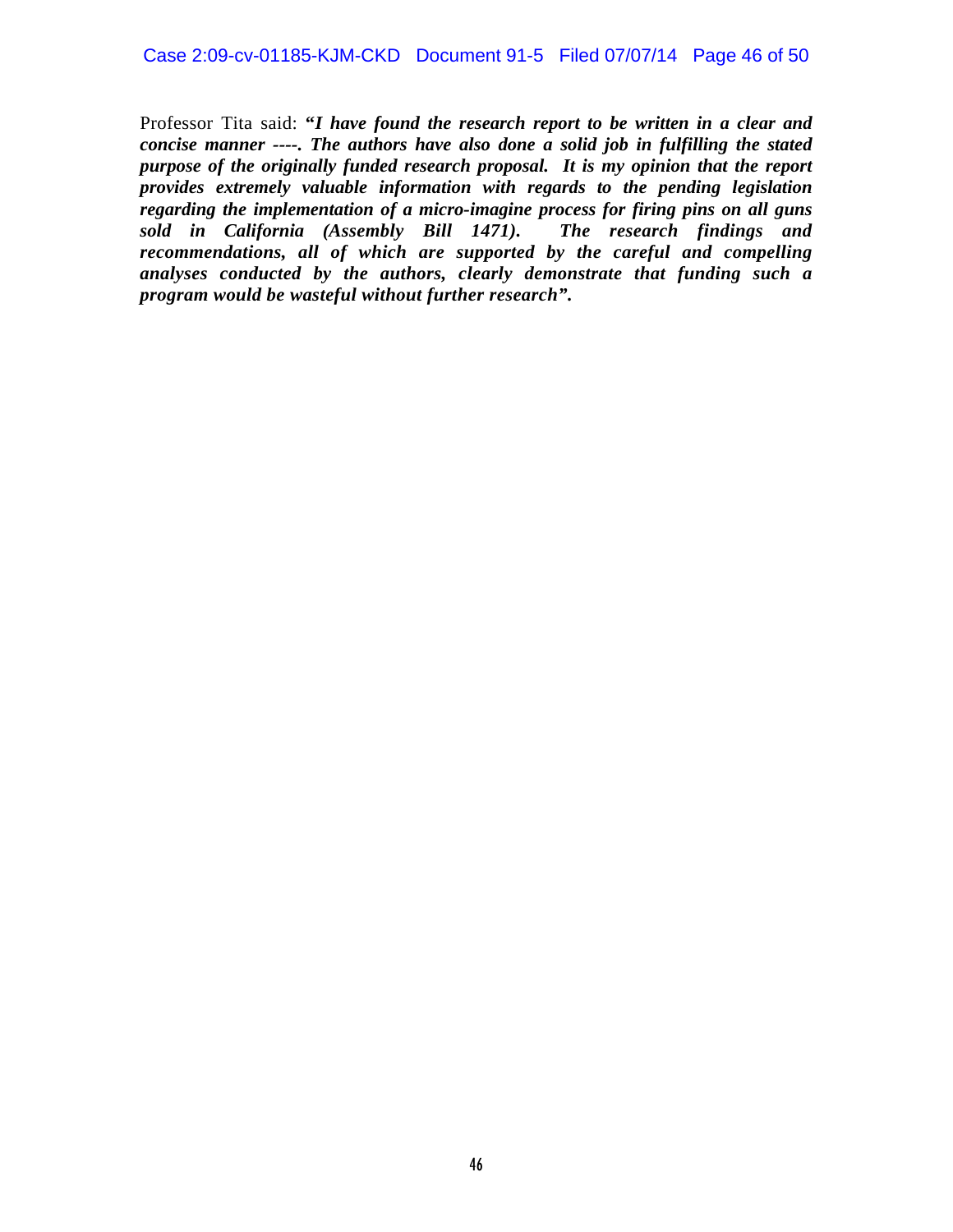Professor Tita said: ***"I have found the research report to be written in a clear and concise manner ----. The authors have also done a solid job in fulfilling the stated purpose of the originally funded research proposal. It is my opinion that the report provides extremely valuable information with regards to the pending legislation regarding the implementation of a micro-imagine process for firing pins on all guns sold in California (Assembly Bill 1471). The research findings and recommendations, all of which are supported by the careful and compelling analyses conducted by the authors, clearly demonstrate that funding such a program would be wasteful without further research".***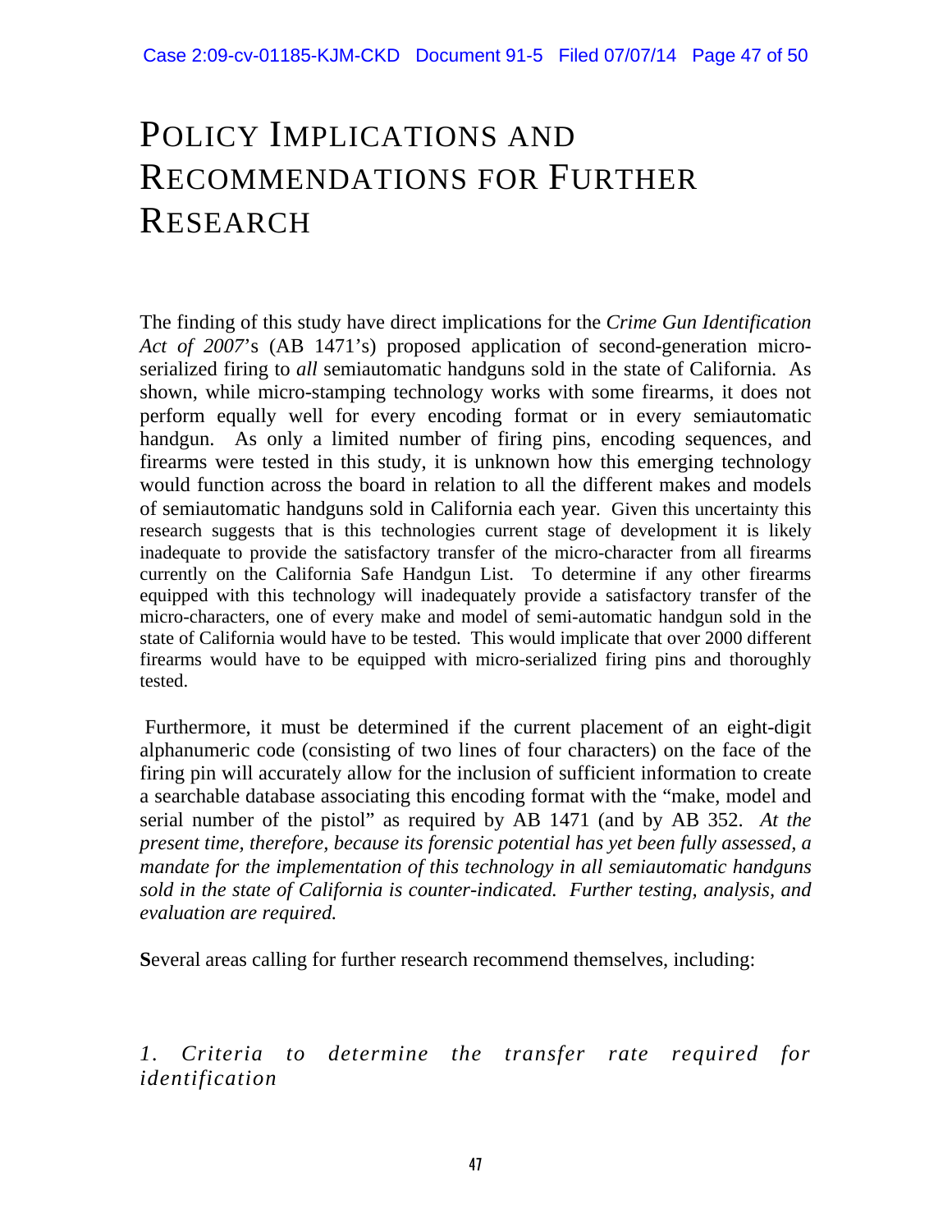# POLICY IMPLICATIONS AND RECOMMENDATIONS FOR FURTHER RESEARCH

The finding of this study have direct implications for the *Crime Gun Identification Act of 2007*'s (AB 1471's) proposed application of second-generation micro-serialized firing to *all* semiautomatic handguns sold in the state of California. As shown, while micro-stamping technology works with some firearms, it does not perform equally well for every encoding format or in every semiautomatic handgun. As only a limited number of firing pins, encoding sequences, and firearms were tested in this study, it is unknown how this emerging technology would function across the board in relation to all the different makes and models of semiautomatic handguns sold in California each year. Given this uncertainty this research suggests that is this technologies current stage of development it is likely inadequate to provide the satisfactory transfer of the micro-character from all firearms currently on the California Safe Handgun List. To determine if any other firearms equipped with this technology will inadequately provide a satisfactory transfer of the micro-characters, one of every make and model of semi-automatic handgun sold in the state of California would have to be tested. This would implicate that over 2000 different firearms would have to be equipped with micro-serialized firing pins and thoroughly tested.

Furthermore, it must be determined if the current placement of an eight-digit alphanumeric code (consisting of two lines of four characters) on the face of the firing pin will accurately allow for the inclusion of sufficient information to create a searchable database associating this encoding format with the "make, model and serial number of the pistol" as required by AB 1471 (and by AB 352. *At the present time, therefore, because its forensic potential has yet been fully assessed, a mandate for the implementation of this technology in all semiautomatic handguns sold in the state of California is counter-indicated. Further testing, analysis, and evaluation are required.*

**S**everal areas calling for further research recommend themselves, including:

*1. Criteria to determine the transfer rate required for identification*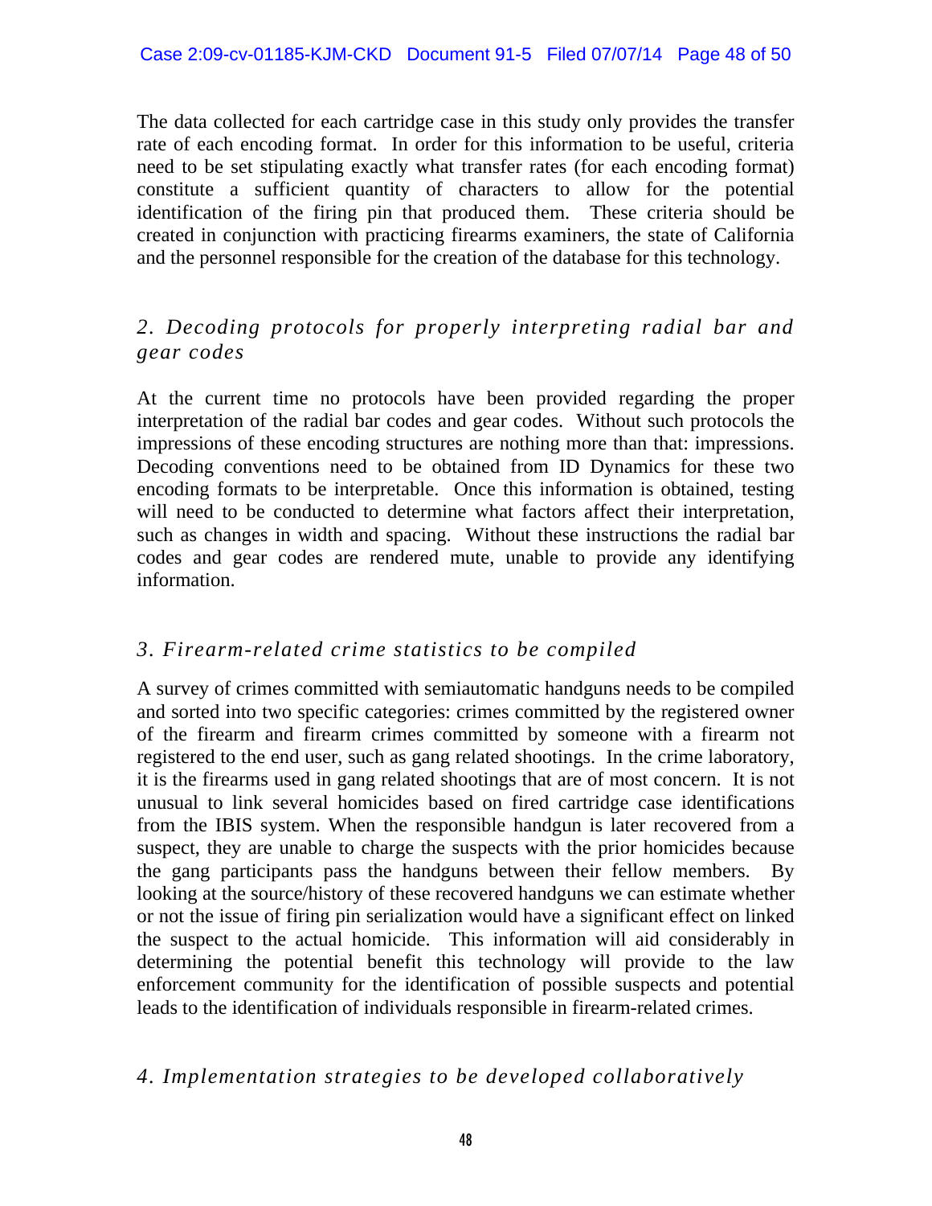The data collected for each cartridge case in this study only provides the transfer rate of each encoding format. In order for this information to be useful, criteria need to be set stipulating exactly what transfer rates (for each encoding format) constitute a sufficient quantity of characters to allow for the potential identification of the firing pin that produced them. These criteria should be created in conjunction with practicing firearms examiners, the state of California and the personnel responsible for the creation of the database for this technology.

### *2. Decoding protocols for properly interpreting radial bar and gear codes*

At the current time no protocols have been provided regarding the proper interpretation of the radial bar codes and gear codes. Without such protocols the impressions of these encoding structures are nothing more than that: impressions. Decoding conventions need to be obtained from ID Dynamics for these two encoding formats to be interpretable. Once this information is obtained, testing will need to be conducted to determine what factors affect their interpretation, such as changes in width and spacing. Without these instructions the radial bar codes and gear codes are rendered mute, unable to provide any identifying information.

### *3. Firearm-related crime statistics to be compiled*

A survey of crimes committed with semiautomatic handguns needs to be compiled and sorted into two specific categories: crimes committed by the registered owner of the firearm and firearm crimes committed by someone with a firearm not registered to the end user, such as gang related shootings. In the crime laboratory, it is the firearms used in gang related shootings that are of most concern. It is not unusual to link several homicides based on fired cartridge case identifications from the IBIS system. When the responsible handgun is later recovered from a suspect, they are unable to charge the suspects with the prior homicides because the gang participants pass the handguns between their fellow members. By looking at the source/history of these recovered handguns we can estimate whether or not the issue of firing pin serialization would have a significant effect on linked the suspect to the actual homicide. This information will aid considerably in determining the potential benefit this technology will provide to the law enforcement community for the identification of possible suspects and potential leads to the identification of individuals responsible in firearm-related crimes.

### *4. Implementation strategies to be developed collaboratively*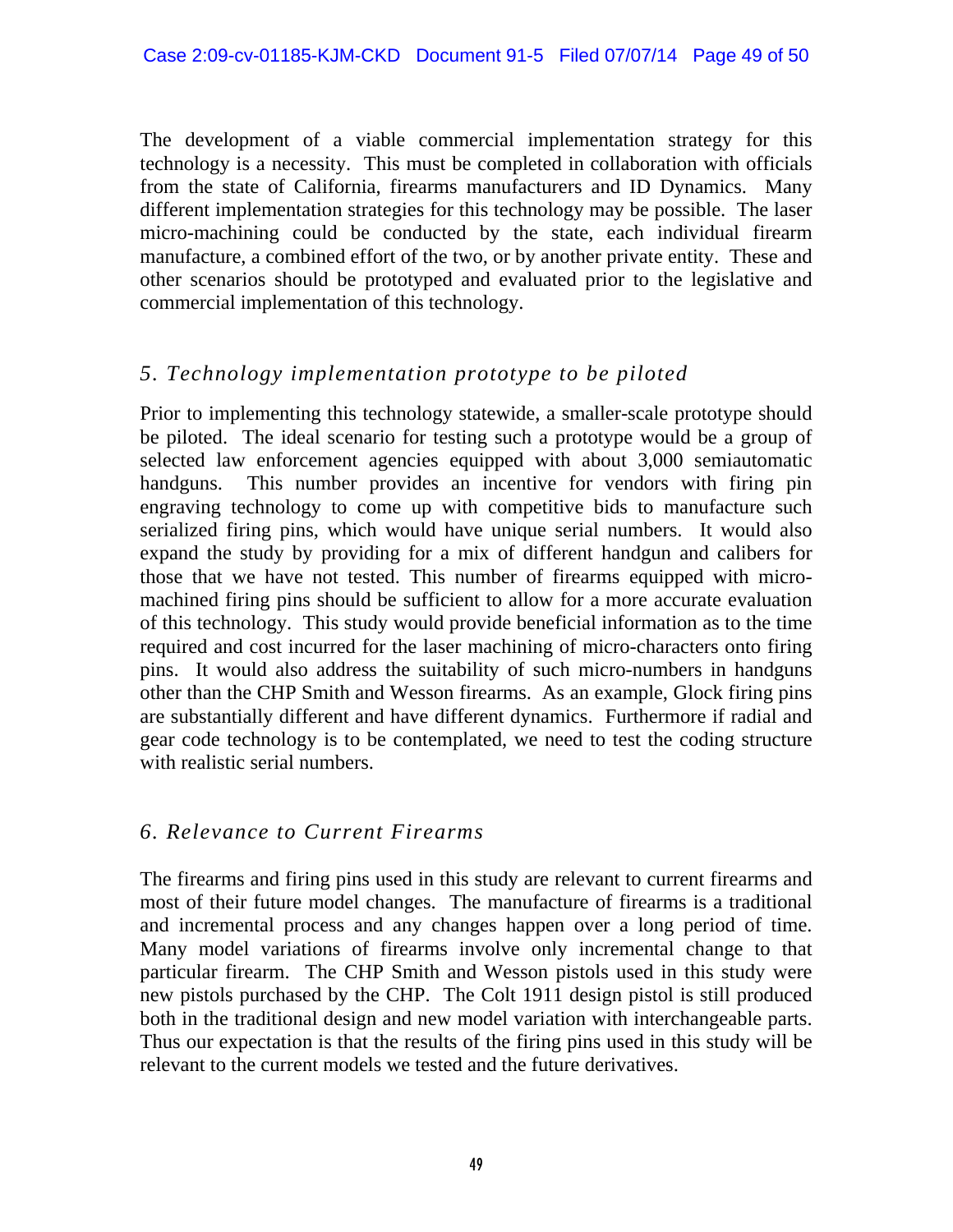The development of a viable commercial implementation strategy for this technology is a necessity. This must be completed in collaboration with officials from the state of California, firearms manufacturers and ID Dynamics. Many different implementation strategies for this technology may be possible. The laser micro-machining could be conducted by the state, each individual firearm manufacture, a combined effort of the two, or by another private entity. These and other scenarios should be prototyped and evaluated prior to the legislative and commercial implementation of this technology.

### *5. Technology implementation prototype to be piloted*

Prior to implementing this technology statewide, a smaller-scale prototype should be piloted. The ideal scenario for testing such a prototype would be a group of selected law enforcement agencies equipped with about 3,000 semiautomatic handguns. This number provides an incentive for vendors with firing pin engraving technology to come up with competitive bids to manufacture such serialized firing pins, which would have unique serial numbers. It would also expand the study by providing for a mix of different handgun and calibers for those that we have not tested. This number of firearms equipped with micro-machined firing pins should be sufficient to allow for a more accurate evaluation of this technology. This study would provide beneficial information as to the time required and cost incurred for the laser machining of micro-characters onto firing pins. It would also address the suitability of such micro-numbers in handguns other than the CHP Smith and Wesson firearms. As an example, Glock firing pins are substantially different and have different dynamics. Furthermore if radial and gear code technology is to be contemplated, we need to test the coding structure with realistic serial numbers.

### *6. Relevance to Current Firearms*

The firearms and firing pins used in this study are relevant to current firearms and most of their future model changes. The manufacture of firearms is a traditional and incremental process and any changes happen over a long period of time. Many model variations of firearms involve only incremental change to that particular firearm. The CHP Smith and Wesson pistols used in this study were new pistols purchased by the CHP. The Colt 1911 design pistol is still produced both in the traditional design and new model variation with interchangeable parts. Thus our expectation is that the results of the firing pins used in this study will be relevant to the current models we tested and the future derivatives.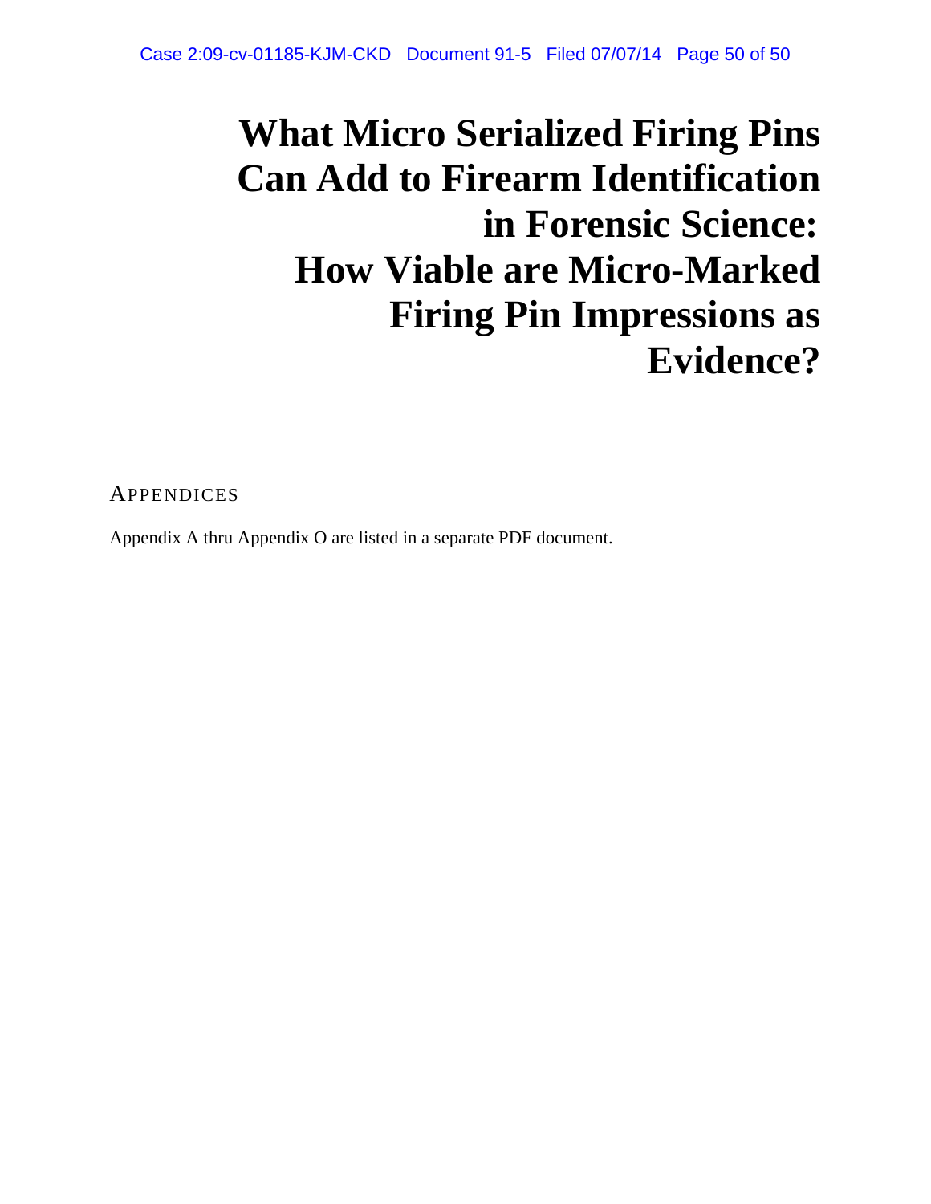# What Micro Serialized Firing Pins Can Add to Firearm Identification in Forensic Science: How Viable are Micro-Marked Firing Pin Impressions as Evidence?

## APPENDICES

Appendix A thru Appendix O are listed in a separate PDF document.